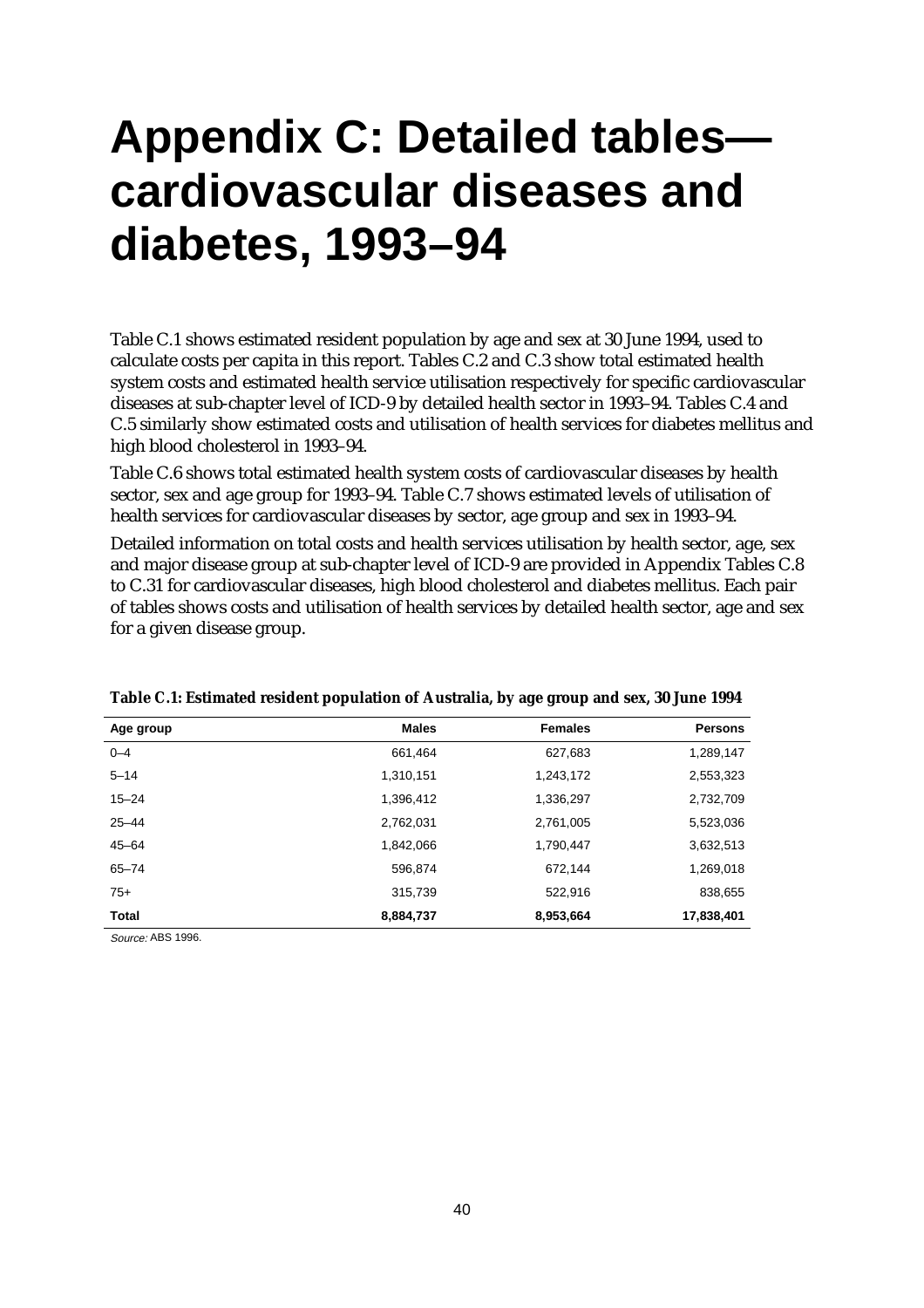# Appendix C: Detailed tables—cardiovascular diseases and diabetes, 1993–94

Table C.1 shows estimated resident population by age and sex at 30 June 1994, used to calculate costs per capita in this report. Tables C.2 and C.3 show total estimated health system costs and estimated health service utilisation respectively for specific cardiovascular diseases at sub-chapter level of ICD-9 by detailed health sector in 1993–94. Tables C.4 and C.5 similarly show estimated costs and utilisation of health services for diabetes mellitus and high blood cholesterol in 1993–94.

Table C.6 shows total estimated health system costs of cardiovascular diseases by health sector, sex and age group for 1993–94. Table C.7 shows estimated levels of utilisation of health services for cardiovascular diseases by sector, age group and sex in 1993–94.

Detailed information on total costs and health services utilisation by health sector, age, sex and major disease group at sub-chapter level of ICD-9 are provided in Appendix Tables C.8 to C.31 for cardiovascular diseases, high blood cholesterol and diabetes mellitus. Each pair of tables shows costs and utilisation of health services by detailed health sector, age and sex for a given disease group.

**Table C.1: Estimated resident population of Australia, by age group and sex, 30 June 1994**

| Age group | Males | Females | Persons |
|---|---|---|---|
| 0–4 | 661,464 | 627,683 | 1,289,147 |
| 5–14 | 1,310,151 | 1,243,172 | 2,553,323 |
| 15–24 | 1,396,412 | 1,336,297 | 2,732,709 |
| 25–44 | 2,762,031 | 2,761,005 | 5,523,036 |
| 45–64 | 1,842,066 | 1,790,447 | 3,632,513 |
| 65–74 | 596,874 | 672,144 | 1,269,018 |
| 75+ | 315,739 | 522,916 | 838,655 |
| **Total** | **8,884,737** | **8,953,664** | **17,838,401** |

*Source:* ABS 1996.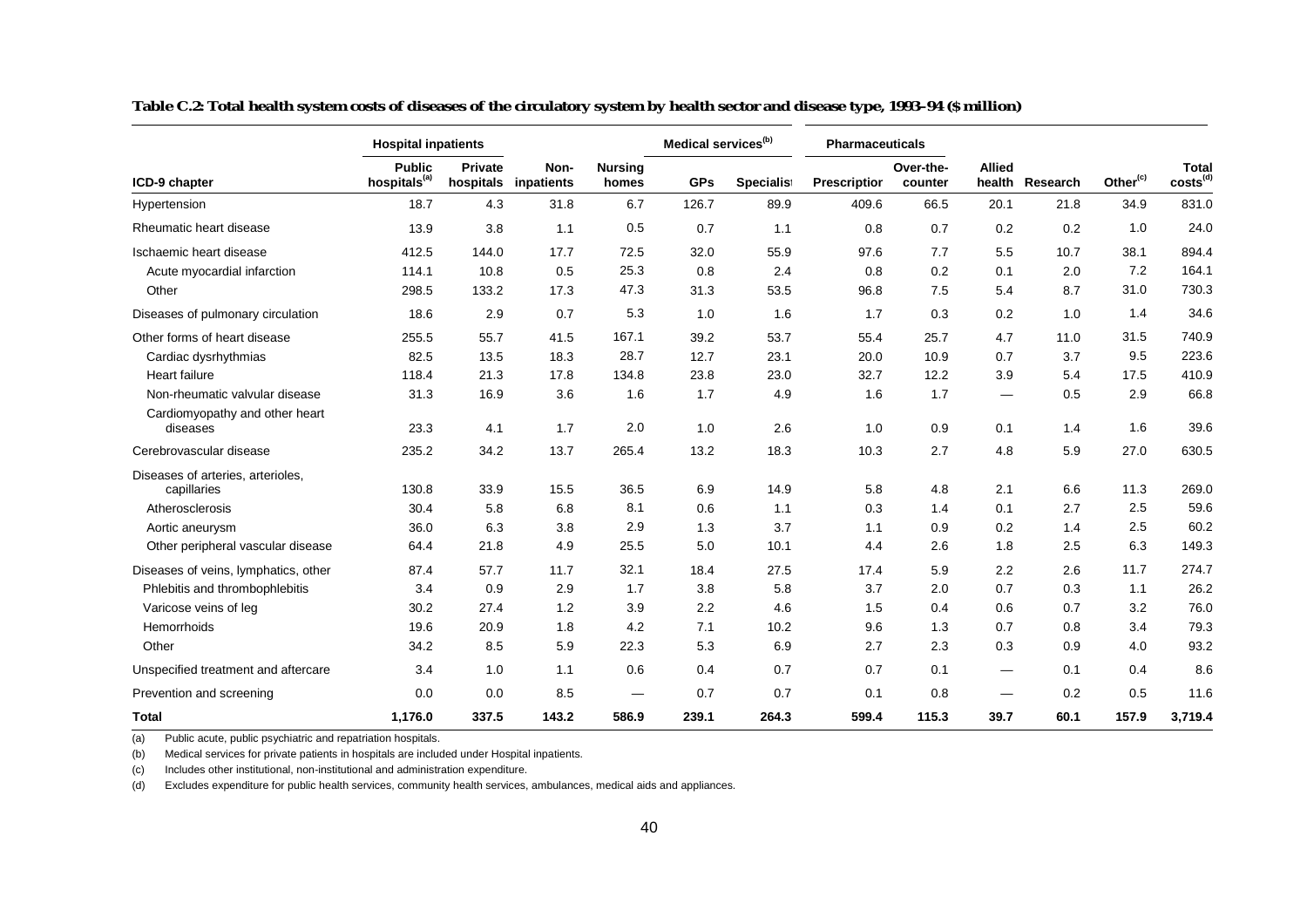**Table C.2: Total health system costs of diseases of the circulatory system by health sector and disease type, 1993–94 ($ million)**

| | Hospital inpatients | | | | Medical services[(b)] | | Pharmaceuticals | | | | | |
|---|---|---|---|---|---|---|---|---|---|---|---|---|
| ICD-9 chapter | Public hospitals[(a)] | Private hospitals | Non-inpatients | Nursing homes | GPs | Specialist | Prescription | Over-the-counter | Allied health | Research | Other[(c)] | Total costs[(d)] |
| Hypertension | 18.7 | 4.3 | 31.8 | 6.7 | 126.7 | 89.9 | 409.6 | 66.5 | 20.1 | 21.8 | 34.9 | 831.0 |
| Rheumatic heart disease | 13.9 | 3.8 | 1.1 | 0.5 | 0.7 | 1.1 | 0.8 | 0.7 | 0.2 | 0.2 | 1.0 | 24.0 |
| Ischaemic heart disease | 412.5 | 144.0 | 17.7 | 72.5 | 32.0 | 55.9 | 97.6 | 7.7 | 5.5 | 10.7 | 38.1 | 894.4 |
| Acute myocardial infarction | 114.1 | 10.8 | 0.5 | 25.3 | 0.8 | 2.4 | 0.8 | 0.2 | 0.1 | 2.0 | 7.2 | 164.1 |
| Other | 298.5 | 133.2 | 17.3 | 47.3 | 31.3 | 53.5 | 96.8 | 7.5 | 5.4 | 8.7 | 31.0 | 730.3 |
| Diseases of pulmonary circulation | 18.6 | 2.9 | 0.7 | 5.3 | 1.0 | 1.6 | 1.7 | 0.3 | 0.2 | 1.0 | 1.4 | 34.6 |
| Other forms of heart disease | 255.5 | 55.7 | 41.5 | 167.1 | 39.2 | 53.7 | 55.4 | 25.7 | 4.7 | 11.0 | 31.5 | 740.9 |
| Cardiac dysrhythmias | 82.5 | 13.5 | 18.3 | 28.7 | 12.7 | 23.1 | 20.0 | 10.9 | 0.7 | 3.7 | 9.5 | 223.6 |
| Heart failure | 118.4 | 21.3 | 17.8 | 134.8 | 23.8 | 23.0 | 32.7 | 12.2 | 3.9 | 5.4 | 17.5 | 410.9 |
| Non-rheumatic valvular disease | 31.3 | 16.9 | 3.6 | 1.6 | 1.7 | 4.9 | 1.6 | 1.7 | — | 0.5 | 2.9 | 66.8 |
| Cardiomyopathy and other heart diseases | 23.3 | 4.1 | 1.7 | 2.0 | 1.0 | 2.6 | 1.0 | 0.9 | 0.1 | 1.4 | 1.6 | 39.6 |
| Cerebrovascular disease | 235.2 | 34.2 | 13.7 | 265.4 | 13.2 | 18.3 | 10.3 | 2.7 | 4.8 | 5.9 | 27.0 | 630.5 |
| Diseases of arteries, arterioles, capillaries | 130.8 | 33.9 | 15.5 | 36.5 | 6.9 | 14.9 | 5.8 | 4.8 | 2.1 | 6.6 | 11.3 | 269.0 |
| Atherosclerosis | 30.4 | 5.8 | 6.8 | 8.1 | 0.6 | 1.1 | 0.3 | 1.4 | 0.1 | 2.7 | 2.5 | 59.6 |
| Aortic aneurysm | 36.0 | 6.3 | 3.8 | 2.9 | 1.3 | 3.7 | 1.1 | 0.9 | 0.2 | 1.4 | 2.5 | 60.2 |
| Other peripheral vascular disease | 64.4 | 21.8 | 4.9 | 25.5 | 5.0 | 10.1 | 4.4 | 2.6 | 1.8 | 2.5 | 6.3 | 149.3 |
| Diseases of veins, lymphatics, other | 87.4 | 57.7 | 11.7 | 32.1 | 18.4 | 27.5 | 17.4 | 5.9 | 2.2 | 2.6 | 11.7 | 274.7 |
| Phlebitis and thrombophlebitis | 3.4 | 0.9 | 2.9 | 1.7 | 3.8 | 5.8 | 3.7 | 2.0 | 0.7 | 0.3 | 1.1 | 26.2 |
| Varicose veins of leg | 30.2 | 27.4 | 1.2 | 3.9 | 2.2 | 4.6 | 1.5 | 0.4 | 0.6 | 0.7 | 3.2 | 76.0 |
| Hemorrhoids | 19.6 | 20.9 | 1.8 | 4.2 | 7.1 | 10.2 | 9.6 | 1.3 | 0.7 | 0.8 | 3.4 | 79.3 |
| Other | 34.2 | 8.5 | 5.9 | 22.3 | 5.3 | 6.9 | 2.7 | 2.3 | 0.3 | 0.9 | 4.0 | 93.2 |
| Unspecified treatment and aftercare | 3.4 | 1.0 | 1.1 | 0.6 | 0.4 | 0.7 | 0.7 | 0.1 | — | 0.1 | 0.4 | 8.6 |
| Prevention and screening | 0.0 | 0.0 | 8.5 | — | 0.7 | 0.7 | 0.1 | 0.8 | — | 0.2 | 0.5 | 11.6 |
| **Total** | **1,176.0** | **337.5** | **143.2** | **586.9** | **239.1** | **264.3** | **599.4** | **115.3** | **39.7** | **60.1** | **157.9** | **3,719.4** |

(a) Public acute, public psychiatric and repatriation hospitals.

(b) Medical services for private patients in hospitals are included under Hospital inpatients.

(c) Includes other institutional, non-institutional and administration expenditure.

(d) Excludes expenditure for public health services, community health services, ambulances, medical aids and appliances.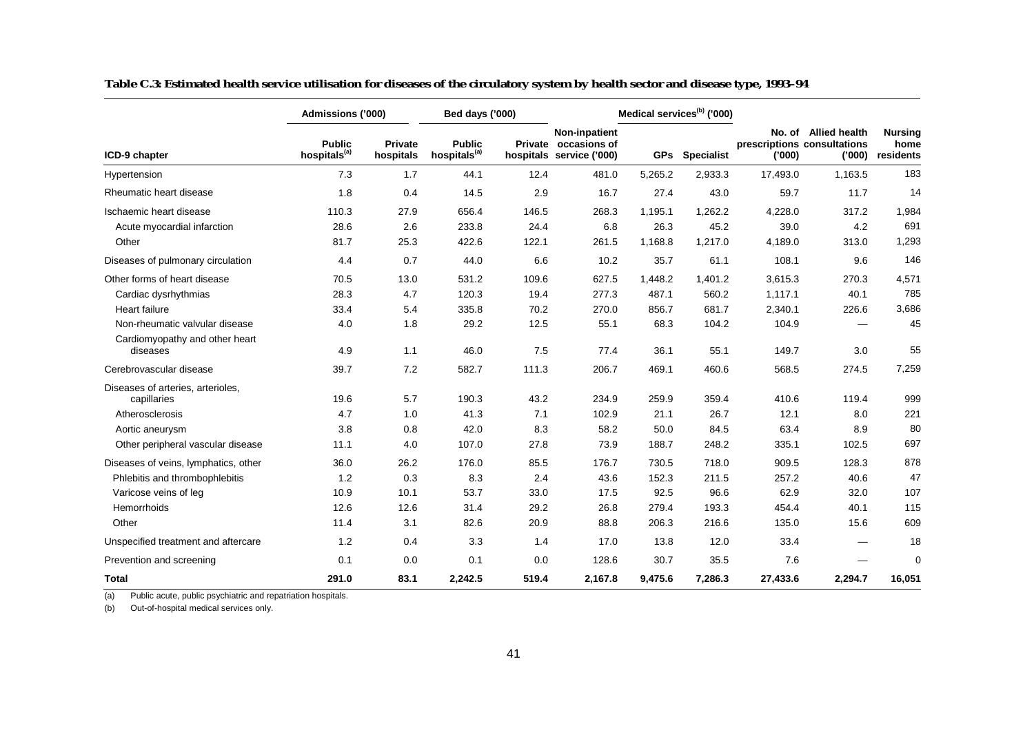**Table C.3: Estimated health service utilisation for diseases of the circulatory system by health sector and disease type, 1993–94**

| | Admissions ('000) | | Bed days ('000) | | | Medical services[b] ('000) | | | | |
|---|---|---|---|---|---|---|---|---|---|---|
| ICD-9 chapter | Public hospitals[a] | Private hospitals | Public hospitals[a] | Private hospitals | Non-inpatient occasions of service ('000) | GPs | Specialist | No. of prescriptions ('000) | Allied health consultations ('000) | Nursing home residents |
| Hypertension | 7.3 | 1.7 | 44.1 | 12.4 | 481.0 | 5,265.2 | 2,933.3 | 17,493.0 | 1,163.5 | 183 |
| Rheumatic heart disease | 1.8 | 0.4 | 14.5 | 2.9 | 16.7 | 27.4 | 43.0 | 59.7 | 11.7 | 14 |
| Ischaemic heart disease | 110.3 | 27.9 | 656.4 | 146.5 | 268.3 | 1,195.1 | 1,262.2 | 4,228.0 | 317.2 | 1,984 |
| Acute myocardial infarction | 28.6 | 2.6 | 233.8 | 24.4 | 6.8 | 26.3 | 45.2 | 39.0 | 4.2 | 691 |
| Other | 81.7 | 25.3 | 422.6 | 122.1 | 261.5 | 1,168.8 | 1,217.0 | 4,189.0 | 313.0 | 1,293 |
| Diseases of pulmonary circulation | 4.4 | 0.7 | 44.0 | 6.6 | 10.2 | 35.7 | 61.1 | 108.1 | 9.6 | 146 |
| Other forms of heart disease | 70.5 | 13.0 | 531.2 | 109.6 | 627.5 | 1,448.2 | 1,401.2 | 3,615.3 | 270.3 | 4,571 |
| Cardiac dysrhythmias | 28.3 | 4.7 | 120.3 | 19.4 | 277.3 | 487.1 | 560.2 | 1,117.1 | 40.1 | 785 |
| Heart failure | 33.4 | 5.4 | 335.8 | 70.2 | 270.0 | 856.7 | 681.7 | 2,340.1 | 226.6 | 3,686 |
| Non-rheumatic valvular disease | 4.0 | 1.8 | 29.2 | 12.5 | 55.1 | 68.3 | 104.2 | 104.9 | — | 45 |
| Cardiomyopathy and other heart diseases | 4.9 | 1.1 | 46.0 | 7.5 | 77.4 | 36.1 | 55.1 | 149.7 | 3.0 | 55 |
| Cerebrovascular disease | 39.7 | 7.2 | 582.7 | 111.3 | 206.7 | 469.1 | 460.6 | 568.5 | 274.5 | 7,259 |
| Diseases of arteries, arterioles, capillaries | 19.6 | 5.7 | 190.3 | 43.2 | 234.9 | 259.9 | 359.4 | 410.6 | 119.4 | 999 |
| Atherosclerosis | 4.7 | 1.0 | 41.3 | 7.1 | 102.9 | 21.1 | 26.7 | 12.1 | 8.0 | 221 |
| Aortic aneurysm | 3.8 | 0.8 | 42.0 | 8.3 | 58.2 | 50.0 | 84.5 | 63.4 | 8.9 | 80 |
| Other peripheral vascular disease | 11.1 | 4.0 | 107.0 | 27.8 | 73.9 | 188.7 | 248.2 | 335.1 | 102.5 | 697 |
| Diseases of veins, lymphatics, other | 36.0 | 26.2 | 176.0 | 85.5 | 176.7 | 730.5 | 718.0 | 909.5 | 128.3 | 878 |
| Phlebitis and thrombophlebitis | 1.2 | 0.3 | 8.3 | 2.4 | 43.6 | 152.3 | 211.5 | 257.2 | 40.6 | 47 |
| Varicose veins of leg | 10.9 | 10.1 | 53.7 | 33.0 | 17.5 | 92.5 | 96.6 | 62.9 | 32.0 | 107 |
| Hemorrhoids | 12.6 | 12.6 | 31.4 | 29.2 | 26.8 | 279.4 | 193.3 | 454.4 | 40.1 | 115 |
| Other | 11.4 | 3.1 | 82.6 | 20.9 | 88.8 | 206.3 | 216.6 | 135.0 | 15.6 | 609 |
| Unspecified treatment and aftercare | 1.2 | 0.4 | 3.3 | 1.4 | 17.0 | 13.8 | 12.0 | 33.4 | — | 18 |
| Prevention and screening | 0.1 | 0.0 | 0.1 | 0.0 | 128.6 | 30.7 | 35.5 | 7.6 | — | 0 |
| **Total** | **291.0** | **83.1** | **2,242.5** | **519.4** | **2,167.8** | **9,475.6** | **7,286.3** | **27,433.6** | **2,294.7** | **16,051** |

(a) Public acute, public psychiatric and repatriation hospitals.

(b) Out-of-hospital medical services only.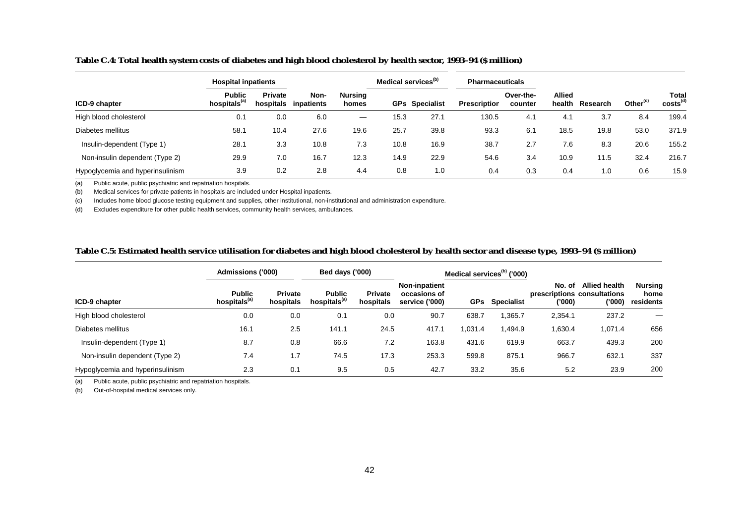**Table C.4: Total health system costs of diabetes and high blood cholesterol by health sector, 1993–94 ($ million)**

| | Hospital inpatients | | | | Medical services[b] | | Pharmaceuticals | | | | | |
|---|---|---|---|---|---|---|---|---|---|---|---|---|
| ICD-9 chapter | Public hospitals[a] | Private hospitals | Non-inpatients | Nursing homes | GPs | Specialist | Prescription | Over-the-counter | Allied health | Research | Other[c] | Total costs[d] |
| High blood cholesterol | 0.1 | 0.0 | 6.0 | — | 15.3 | 27.1 | 130.5 | 4.1 | 4.1 | 3.7 | 8.4 | 199.4 |
| Diabetes mellitus | 58.1 | 10.4 | 27.6 | 19.6 | 25.7 | 39.8 | 93.3 | 6.1 | 18.5 | 19.8 | 53.0 | 371.9 |
| Insulin-dependent (Type 1) | 28.1 | 3.3 | 10.8 | 7.3 | 10.8 | 16.9 | 38.7 | 2.7 | 7.6 | 8.3 | 20.6 | 155.2 |
| Non-insulin dependent (Type 2) | 29.9 | 7.0 | 16.7 | 12.3 | 14.9 | 22.9 | 54.6 | 3.4 | 10.9 | 11.5 | 32.4 | 216.7 |
| Hypoglycemia and hyperinsulinism | 3.9 | 0.2 | 2.8 | 4.4 | 0.8 | 1.0 | 0.4 | 0.3 | 0.4 | 1.0 | 0.6 | 15.9 |

(a) Public acute, public psychiatric and repatriation hospitals.

(b) Medical services for private patients in hospitals are included under Hospital inpatients.

(c) Includes home blood glucose testing equipment and supplies, other institutional, non-institutional and administration expenditure.

(d) Excludes expenditure for other public health services, community health services, ambulances.

**Table C.5: Estimated health service utilisation for diabetes and high blood cholesterol by health sector and disease type, 1993–94 ($ million)**

| | Admissions ('000) | | Bed days ('000) | | | Medical services[b] ('000) | | | | |
|---|---|---|---|---|---|---|---|---|---|---|
| ICD-9 chapter | Public hospitals[a] | Private hospitals | Public hospitals[a] | Private hospitals | Non-inpatient occasions of service ('000) | GPs | Specialist | No. of prescriptions ('000) | Allied health consultations ('000) | Nursing home residents |
| High blood cholesterol | 0.0 | 0.0 | 0.1 | 0.0 | 90.7 | 638.7 | 1,365.7 | 2,354.1 | 237.2 | — |
| Diabetes mellitus | 16.1 | 2.5 | 141.1 | 24.5 | 417.1 | 1,031.4 | 1,494.9 | 1,630.4 | 1,071.4 | 656 |
| Insulin-dependent (Type 1) | 8.7 | 0.8 | 66.6 | 7.2 | 163.8 | 431.6 | 619.9 | 663.7 | 439.3 | 200 |
| Non-insulin dependent (Type 2) | 7.4 | 1.7 | 74.5 | 17.3 | 253.3 | 599.8 | 875.1 | 966.7 | 632.1 | 337 |
| Hypoglycemia and hyperinsulinism | 2.3 | 0.1 | 9.5 | 0.5 | 42.7 | 33.2 | 35.6 | 5.2 | 23.9 | 200 |

(a) Public acute, public psychiatric and repatriation hospitals.

(b) Out-of-hospital medical services only.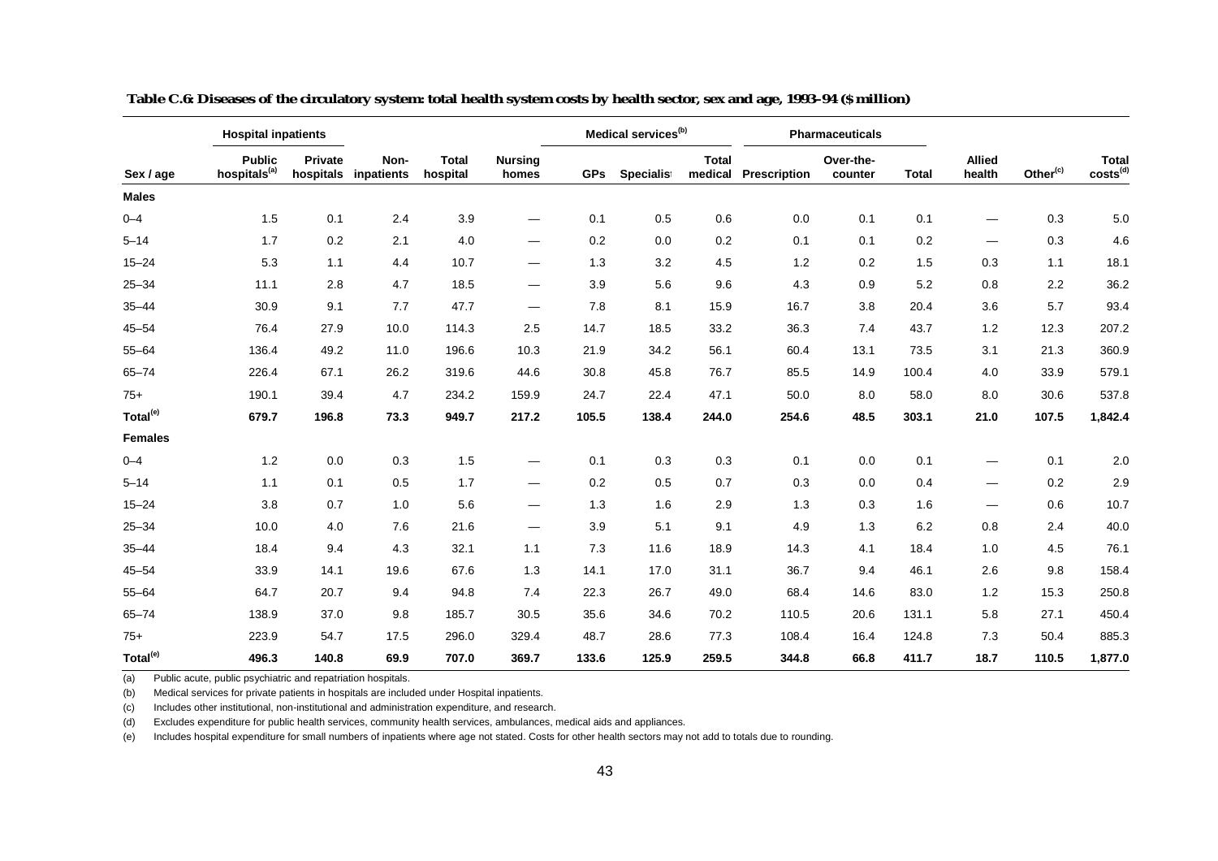**Table C.6: Diseases of the circulatory system: total health system costs by health sector, sex and age, 1993–94 ($ million)**

| | Hospital inpatients | | | | | Medical services[(b)] | | | Pharmaceuticals | | | | | |
|---|---|---|---|---|---|---|---|---|---|---|---|---|---|---|
| Sex / age | Public hospitals[(a)] | Private hospitals | Non-inpatients | Total hospital | Nursing homes | GPs | Specialist | Total medical | Prescription | Over-the-counter | Total | Allied health | Other[(c)] | Total costs[(d)] |
| **Males** | | | | | | | | | | | | | | |
| 0–4 | 1.5 | 0.1 | 2.4 | 3.9 | — | 0.1 | 0.5 | 0.6 | 0.0 | 0.1 | 0.1 | — | 0.3 | 5.0 |
| 5–14 | 1.7 | 0.2 | 2.1 | 4.0 | — | 0.2 | 0.0 | 0.2 | 0.1 | 0.1 | 0.2 | — | 0.3 | 4.6 |
| 15–24 | 5.3 | 1.1 | 4.4 | 10.7 | — | 1.3 | 3.2 | 4.5 | 1.2 | 0.2 | 1.5 | 0.3 | 1.1 | 18.1 |
| 25–34 | 11.1 | 2.8 | 4.7 | 18.5 | — | 3.9 | 5.6 | 9.6 | 4.3 | 0.9 | 5.2 | 0.8 | 2.2 | 36.2 |
| 35–44 | 30.9 | 9.1 | 7.7 | 47.7 | — | 7.8 | 8.1 | 15.9 | 16.7 | 3.8 | 20.4 | 3.6 | 5.7 | 93.4 |
| 45–54 | 76.4 | 27.9 | 10.0 | 114.3 | 2.5 | 14.7 | 18.5 | 33.2 | 36.3 | 7.4 | 43.7 | 1.2 | 12.3 | 207.2 |
| 55–64 | 136.4 | 49.2 | 11.0 | 196.6 | 10.3 | 21.9 | 34.2 | 56.1 | 60.4 | 13.1 | 73.5 | 3.1 | 21.3 | 360.9 |
| 65–74 | 226.4 | 67.1 | 26.2 | 319.6 | 44.6 | 30.8 | 45.8 | 76.7 | 85.5 | 14.9 | 100.4 | 4.0 | 33.9 | 579.1 |
| 75+ | 190.1 | 39.4 | 4.7 | 234.2 | 159.9 | 24.7 | 22.4 | 47.1 | 50.0 | 8.0 | 58.0 | 8.0 | 30.6 | 537.8 |
| **Total[(e)]** | **679.7** | **196.8** | **73.3** | **949.7** | **217.2** | **105.5** | **138.4** | **244.0** | **254.6** | **48.5** | **303.1** | **21.0** | **107.5** | **1,842.4** |
| **Females** | | | | | | | | | | | | | | |
| 0–4 | 1.2 | 0.0 | 0.3 | 1.5 | — | 0.1 | 0.3 | 0.3 | 0.1 | 0.0 | 0.1 | — | 0.1 | 2.0 |
| 5–14 | 1.1 | 0.1 | 0.5 | 1.7 | — | 0.2 | 0.5 | 0.7 | 0.3 | 0.0 | 0.4 | — | 0.2 | 2.9 |
| 15–24 | 3.8 | 0.7 | 1.0 | 5.6 | — | 1.3 | 1.6 | 2.9 | 1.3 | 0.3 | 1.6 | — | 0.6 | 10.7 |
| 25–34 | 10.0 | 4.0 | 7.6 | 21.6 | — | 3.9 | 5.1 | 9.1 | 4.9 | 1.3 | 6.2 | 0.8 | 2.4 | 40.0 |
| 35–44 | 18.4 | 9.4 | 4.3 | 32.1 | 1.1 | 7.3 | 11.6 | 18.9 | 14.3 | 4.1 | 18.4 | 1.0 | 4.5 | 76.1 |
| 45–54 | 33.9 | 14.1 | 19.6 | 67.6 | 1.3 | 14.1 | 17.0 | 31.1 | 36.7 | 9.4 | 46.1 | 2.6 | 9.8 | 158.4 |
| 55–64 | 64.7 | 20.7 | 9.4 | 94.8 | 7.4 | 22.3 | 26.7 | 49.0 | 68.4 | 14.6 | 83.0 | 1.2 | 15.3 | 250.8 |
| 65–74 | 138.9 | 37.0 | 9.8 | 185.7 | 30.5 | 35.6 | 34.6 | 70.2 | 110.5 | 20.6 | 131.1 | 5.8 | 27.1 | 450.4 |
| 75+ | 223.9 | 54.7 | 17.5 | 296.0 | 329.4 | 48.7 | 28.6 | 77.3 | 108.4 | 16.4 | 124.8 | 7.3 | 50.4 | 885.3 |
| **Total[(e)]** | **496.3** | **140.8** | **69.9** | **707.0** | **369.7** | **133.6** | **125.9** | **259.5** | **344.8** | **66.8** | **411.7** | **18.7** | **110.5** | **1,877.0** |

(a) Public acute, public psychiatric and repatriation hospitals.

(b) Medical services for private patients in hospitals are included under Hospital inpatients.

(c) Includes other institutional, non-institutional and administration expenditure, and research.

(d) Excludes expenditure for public health services, community health services, ambulances, medical aids and appliances.

(e) Includes hospital expenditure for small numbers of inpatients where age not stated. Costs for other health sectors may not add to totals due to rounding.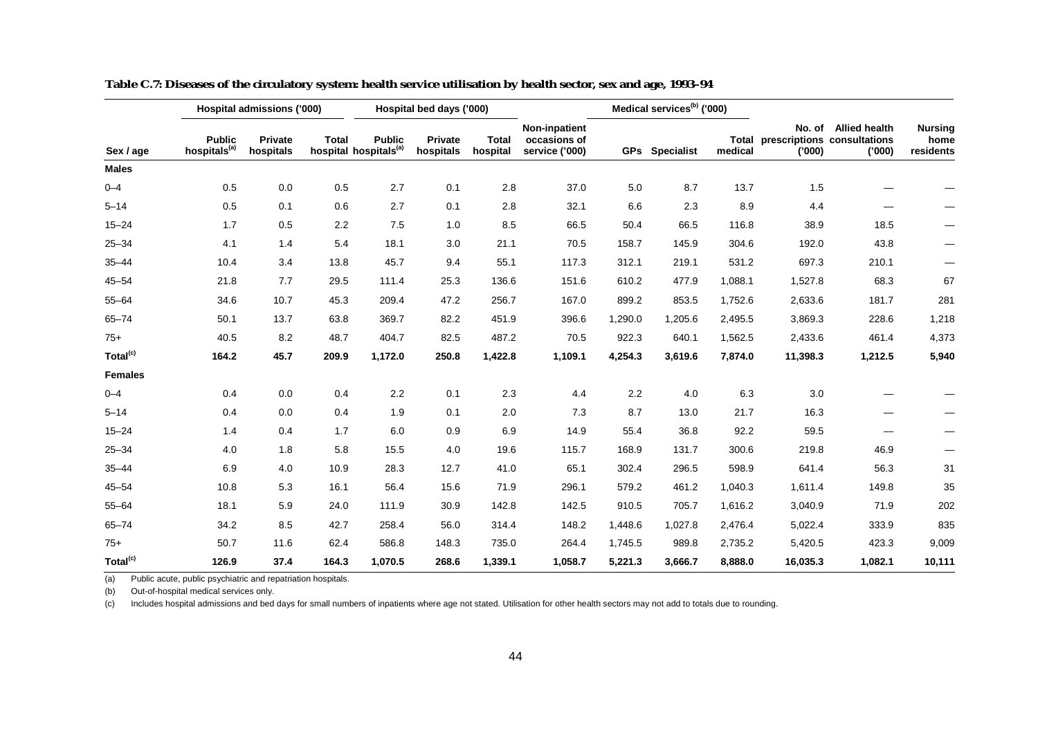**Table C.7: Diseases of the circulatory system: health service utilisation by health sector, sex and age, 1993–94**

| | Hospital admissions ('000) | | | Hospital bed days ('000) | | | | Medical services[b] ('000) | | | | | |
|---|---|---|---|---|---|---|---|---|---|---|---|---|---|
| Sex / age | Public hospitals[a] | Private hospitals | Total hospital | Public hospitals[a] | Private hospitals | Total hospital | Non-inpatient occasions of service ('000) | GPs | Specialist | Total medical | No. of prescriptions ('000) | Allied health consultations ('000) | Nursing home residents |
| **Males** | | | | | | | | | | | | | |
| 0–4 | 0.5 | 0.0 | 0.5 | 2.7 | 0.1 | 2.8 | 37.0 | 5.0 | 8.7 | 13.7 | 1.5 | — | — |
| 5–14 | 0.5 | 0.1 | 0.6 | 2.7 | 0.1 | 2.8 | 32.1 | 6.6 | 2.3 | 8.9 | 4.4 | — | — |
| 15–24 | 1.7 | 0.5 | 2.2 | 7.5 | 1.0 | 8.5 | 66.5 | 50.4 | 66.5 | 116.8 | 38.9 | 18.5 | — |
| 25–34 | 4.1 | 1.4 | 5.4 | 18.1 | 3.0 | 21.1 | 70.5 | 158.7 | 145.9 | 304.6 | 192.0 | 43.8 | — |
| 35–44 | 10.4 | 3.4 | 13.8 | 45.7 | 9.4 | 55.1 | 117.3 | 312.1 | 219.1 | 531.2 | 697.3 | 210.1 | — |
| 45–54 | 21.8 | 7.7 | 29.5 | 111.4 | 25.3 | 136.6 | 151.6 | 610.2 | 477.9 | 1,088.1 | 1,527.8 | 68.3 | 67 |
| 55–64 | 34.6 | 10.7 | 45.3 | 209.4 | 47.2 | 256.7 | 167.0 | 899.2 | 853.5 | 1,752.6 | 2,633.6 | 181.7 | 281 |
| 65–74 | 50.1 | 13.7 | 63.8 | 369.7 | 82.2 | 451.9 | 396.6 | 1,290.0 | 1,205.6 | 2,495.5 | 3,869.3 | 228.6 | 1,218 |
| 75+ | 40.5 | 8.2 | 48.7 | 404.7 | 82.5 | 487.2 | 70.5 | 922.3 | 640.1 | 1,562.5 | 2,433.6 | 461.4 | 4,373 |
| **Total[c]** | **164.2** | **45.7** | **209.9** | **1,172.0** | **250.8** | **1,422.8** | **1,109.1** | **4,254.3** | **3,619.6** | **7,874.0** | **11,398.3** | **1,212.5** | **5,940** |
| **Females** | | | | | | | | | | | | | |
| 0–4 | 0.4 | 0.0 | 0.4 | 2.2 | 0.1 | 2.3 | 4.4 | 2.2 | 4.0 | 6.3 | 3.0 | — | — |
| 5–14 | 0.4 | 0.0 | 0.4 | 1.9 | 0.1 | 2.0 | 7.3 | 8.7 | 13.0 | 21.7 | 16.3 | — | — |
| 15–24 | 1.4 | 0.4 | 1.7 | 6.0 | 0.9 | 6.9 | 14.9 | 55.4 | 36.8 | 92.2 | 59.5 | — | — |
| 25–34 | 4.0 | 1.8 | 5.8 | 15.5 | 4.0 | 19.6 | 115.7 | 168.9 | 131.7 | 300.6 | 219.8 | 46.9 | — |
| 35–44 | 6.9 | 4.0 | 10.9 | 28.3 | 12.7 | 41.0 | 65.1 | 302.4 | 296.5 | 598.9 | 641.4 | 56.3 | 31 |
| 45–54 | 10.8 | 5.3 | 16.1 | 56.4 | 15.6 | 71.9 | 296.1 | 579.2 | 461.2 | 1,040.3 | 1,611.4 | 149.8 | 35 |
| 55–64 | 18.1 | 5.9 | 24.0 | 111.9 | 30.9 | 142.8 | 142.5 | 910.5 | 705.7 | 1,616.2 | 3,040.9 | 71.9 | 202 |
| 65–74 | 34.2 | 8.5 | 42.7 | 258.4 | 56.0 | 314.4 | 148.2 | 1,448.6 | 1,027.8 | 2,476.4 | 5,022.4 | 333.9 | 835 |
| 75+ | 50.7 | 11.6 | 62.4 | 586.8 | 148.3 | 735.0 | 264.4 | 1,745.5 | 989.8 | 2,735.2 | 5,420.5 | 423.3 | 9,009 |
| **Total[c]** | **126.9** | **37.4** | **164.3** | **1,070.5** | **268.6** | **1,339.1** | **1,058.7** | **5,221.3** | **3,666.7** | **8,888.0** | **16,035.3** | **1,082.1** | **10,111** |

(a) Public acute, public psychiatric and repatriation hospitals.

(b) Out-of-hospital medical services only.

(c) Includes hospital admissions and bed days for small numbers of inpatients where age not stated. Utilisation for other health sectors may not add to totals due to rounding.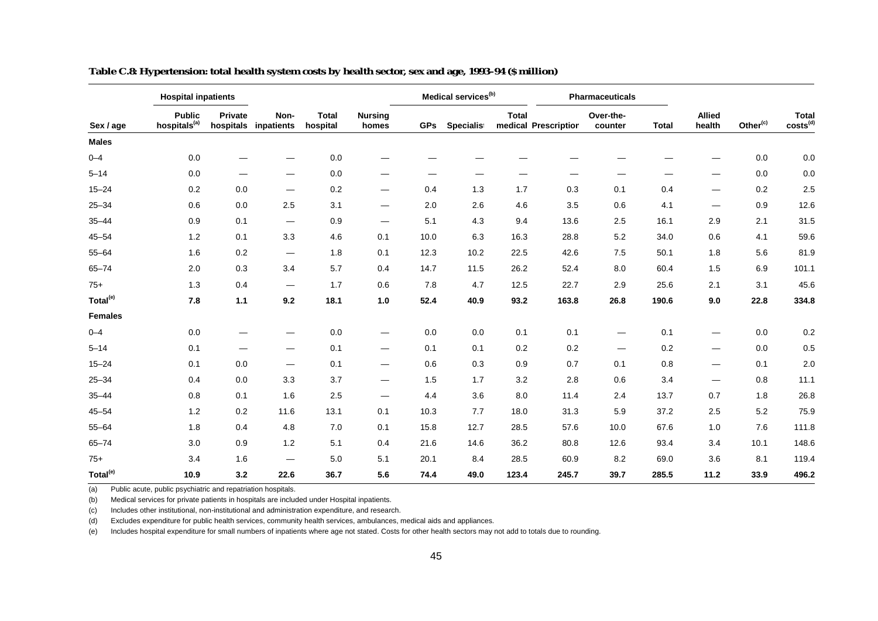**Table C.8: Hypertension: total health system costs by health sector, sex and age, 1993–94 ($ million)**

| | Hospital inpatients | | | | | Medical services[(b)] | | | Pharmaceuticals | | | | | |
|---|---|---|---|---|---|---|---|---|---|---|---|---|---|---|
| Sex / age | Public hospitals[(a)] | Private hospitals | Non-inpatients | Total hospital | Nursing homes | GPs | Specialist | Total medical | Prescription | Over-the-counter | Total | Allied health | Other[(c)] | Total costs[(d)] |
| **Males** | | | | | | | | | | | | | | |
| 0–4 | 0.0 | — | — | 0.0 | — | — | — | — | — | — | — | — | 0.0 | 0.0 |
| 5–14 | 0.0 | — | — | 0.0 | — | — | — | — | — | — | — | — | 0.0 | 0.0 |
| 15–24 | 0.2 | 0.0 | — | 0.2 | — | 0.4 | 1.3 | 1.7 | 0.3 | 0.1 | 0.4 | — | 0.2 | 2.5 |
| 25–34 | 0.6 | 0.0 | 2.5 | 3.1 | — | 2.0 | 2.6 | 4.6 | 3.5 | 0.6 | 4.1 | — | 0.9 | 12.6 |
| 35–44 | 0.9 | 0.1 | — | 0.9 | — | 5.1 | 4.3 | 9.4 | 13.6 | 2.5 | 16.1 | 2.9 | 2.1 | 31.5 |
| 45–54 | 1.2 | 0.1 | 3.3 | 4.6 | 0.1 | 10.0 | 6.3 | 16.3 | 28.8 | 5.2 | 34.0 | 0.6 | 4.1 | 59.6 |
| 55–64 | 1.6 | 0.2 | — | 1.8 | 0.1 | 12.3 | 10.2 | 22.5 | 42.6 | 7.5 | 50.1 | 1.8 | 5.6 | 81.9 |
| 65–74 | 2.0 | 0.3 | 3.4 | 5.7 | 0.4 | 14.7 | 11.5 | 26.2 | 52.4 | 8.0 | 60.4 | 1.5 | 6.9 | 101.1 |
| 75+ | 1.3 | 0.4 | — | 1.7 | 0.6 | 7.8 | 4.7 | 12.5 | 22.7 | 2.9 | 25.6 | 2.1 | 3.1 | 45.6 |
| **Total[(e)]** | **7.8** | **1.1** | **9.2** | **18.1** | **1.0** | **52.4** | **40.9** | **93.2** | **163.8** | **26.8** | **190.6** | **9.0** | **22.8** | **334.8** |
| **Females** | | | | | | | | | | | | | | |
| 0–4 | 0.0 | — | — | 0.0 | — | 0.0 | 0.0 | 0.1 | 0.1 | — | 0.1 | — | 0.0 | 0.2 |
| 5–14 | 0.1 | — | — | 0.1 | — | 0.1 | 0.1 | 0.2 | 0.2 | — | 0.2 | — | 0.0 | 0.5 |
| 15–24 | 0.1 | 0.0 | — | 0.1 | — | 0.6 | 0.3 | 0.9 | 0.7 | 0.1 | 0.8 | — | 0.1 | 2.0 |
| 25–34 | 0.4 | 0.0 | 3.3 | 3.7 | — | 1.5 | 1.7 | 3.2 | 2.8 | 0.6 | 3.4 | — | 0.8 | 11.1 |
| 35–44 | 0.8 | 0.1 | 1.6 | 2.5 | — | 4.4 | 3.6 | 8.0 | 11.4 | 2.4 | 13.7 | 0.7 | 1.8 | 26.8 |
| 45–54 | 1.2 | 0.2 | 11.6 | 13.1 | 0.1 | 10.3 | 7.7 | 18.0 | 31.3 | 5.9 | 37.2 | 2.5 | 5.2 | 75.9 |
| 55–64 | 1.8 | 0.4 | 4.8 | 7.0 | 0.1 | 15.8 | 12.7 | 28.5 | 57.6 | 10.0 | 67.6 | 1.0 | 7.6 | 111.8 |
| 65–74 | 3.0 | 0.9 | 1.2 | 5.1 | 0.4 | 21.6 | 14.6 | 36.2 | 80.8 | 12.6 | 93.4 | 3.4 | 10.1 | 148.6 |
| 75+ | 3.4 | 1.6 | — | 5.0 | 5.1 | 20.1 | 8.4 | 28.5 | 60.9 | 8.2 | 69.0 | 3.6 | 8.1 | 119.4 |
| **Total[(e)]** | **10.9** | **3.2** | **22.6** | **36.7** | **5.6** | **74.4** | **49.0** | **123.4** | **245.7** | **39.7** | **285.5** | **11.2** | **33.9** | **496.2** |

(a) Public acute, public psychiatric and repatriation hospitals.

(b) Medical services for private patients in hospitals are included under Hospital inpatients.

(c) Includes other institutional, non-institutional and administration expenditure, and research.

(d) Excludes expenditure for public health services, community health services, ambulances, medical aids and appliances.

(e) Includes hospital expenditure for small numbers of inpatients where age not stated. Costs for other health sectors may not add to totals due to rounding.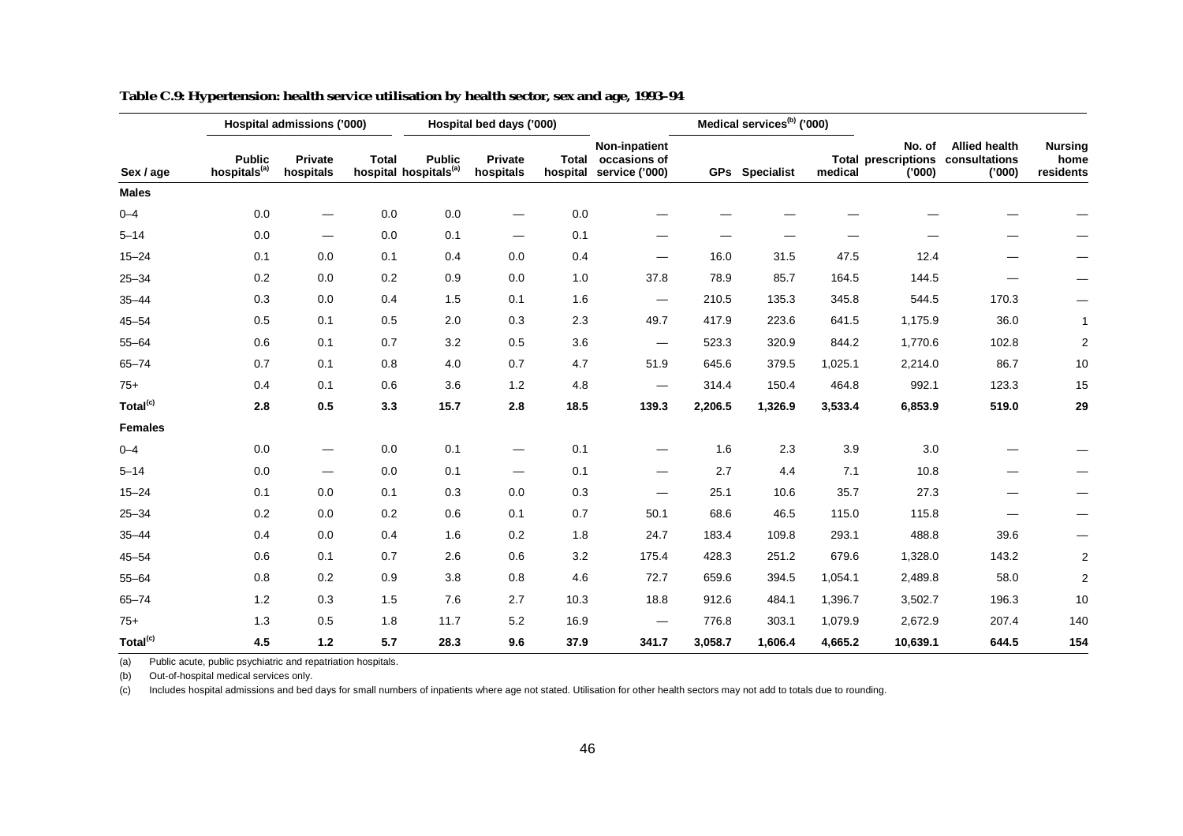**Table C.9: Hypertension: health service utilisation by health sector, sex and age, 1993–94**

| | Hospital admissions ('000) | | | Hospital bed days ('000) | | | | Medical services[b] ('000) | | | | | |
|---|---|---|---|---|---|---|---|---|---|---|---|---|---|
| Sex / age | Public hospitals[a] | Private hospitals | Total hospital | Public hospitals[a] | Private hospitals | Total hospital | Non-inpatient occasions of service ('000) | GPs | Specialist | Total medical | No. of prescriptions ('000) | Allied health consultations ('000) | Nursing home residents |
| **Males** | | | | | | | | | | | | | |
| 0–4 | 0.0 | — | 0.0 | 0.0 | — | 0.0 | — | — | — | — | — | — | — |
| 5–14 | 0.0 | — | 0.0 | 0.1 | — | 0.1 | — | — | — | — | — | — | — |
| 15–24 | 0.1 | 0.0 | 0.1 | 0.4 | 0.0 | 0.4 | — | 16.0 | 31.5 | 47.5 | 12.4 | — | — |
| 25–34 | 0.2 | 0.0 | 0.2 | 0.9 | 0.0 | 1.0 | 37.8 | 78.9 | 85.7 | 164.5 | 144.5 | — | — |
| 35–44 | 0.3 | 0.0 | 0.4 | 1.5 | 0.1 | 1.6 | — | 210.5 | 135.3 | 345.8 | 544.5 | 170.3 | — |
| 45–54 | 0.5 | 0.1 | 0.5 | 2.0 | 0.3 | 2.3 | 49.7 | 417.9 | 223.6 | 641.5 | 1,175.9 | 36.0 | 1 |
| 55–64 | 0.6 | 0.1 | 0.7 | 3.2 | 0.5 | 3.6 | — | 523.3 | 320.9 | 844.2 | 1,770.6 | 102.8 | 2 |
| 65–74 | 0.7 | 0.1 | 0.8 | 4.0 | 0.7 | 4.7 | 51.9 | 645.6 | 379.5 | 1,025.1 | 2,214.0 | 86.7 | 10 |
| 75+ | 0.4 | 0.1 | 0.6 | 3.6 | 1.2 | 4.8 | — | 314.4 | 150.4 | 464.8 | 992.1 | 123.3 | 15 |
| **Total[c]** | **2.8** | **0.5** | **3.3** | **15.7** | **2.8** | **18.5** | **139.3** | **2,206.5** | **1,326.9** | **3,533.4** | **6,853.9** | **519.0** | **29** |
| **Females** | | | | | | | | | | | | | |
| 0–4 | 0.0 | — | 0.0 | 0.1 | — | 0.1 | — | 1.6 | 2.3 | 3.9 | 3.0 | — | — |
| 5–14 | 0.0 | — | 0.0 | 0.1 | — | 0.1 | — | 2.7 | 4.4 | 7.1 | 10.8 | — | — |
| 15–24 | 0.1 | 0.0 | 0.1 | 0.3 | 0.0 | 0.3 | — | 25.1 | 10.6 | 35.7 | 27.3 | — | — |
| 25–34 | 0.2 | 0.0 | 0.2 | 0.6 | 0.1 | 0.7 | 50.1 | 68.6 | 46.5 | 115.0 | 115.8 | — | — |
| 35–44 | 0.4 | 0.0 | 0.4 | 1.6 | 0.2 | 1.8 | 24.7 | 183.4 | 109.8 | 293.1 | 488.8 | 39.6 | — |
| 45–54 | 0.6 | 0.1 | 0.7 | 2.6 | 0.6 | 3.2 | 175.4 | 428.3 | 251.2 | 679.6 | 1,328.0 | 143.2 | 2 |
| 55–64 | 0.8 | 0.2 | 0.9 | 3.8 | 0.8 | 4.6 | 72.7 | 659.6 | 394.5 | 1,054.1 | 2,489.8 | 58.0 | 2 |
| 65–74 | 1.2 | 0.3 | 1.5 | 7.6 | 2.7 | 10.3 | 18.8 | 912.6 | 484.1 | 1,396.7 | 3,502.7 | 196.3 | 10 |
| 75+ | 1.3 | 0.5 | 1.8 | 11.7 | 5.2 | 16.9 | — | 776.8 | 303.1 | 1,079.9 | 2,672.9 | 207.4 | 140 |
| **Total[c]** | **4.5** | **1.2** | **5.7** | **28.3** | **9.6** | **37.9** | **341.7** | **3,058.7** | **1,606.4** | **4,665.2** | **10,639.1** | **644.5** | **154** |

(a) Public acute, public psychiatric and repatriation hospitals.

(b) Out-of-hospital medical services only.

(c) Includes hospital admissions and bed days for small numbers of inpatients where age not stated. Utilisation for other health sectors may not add to totals due to rounding.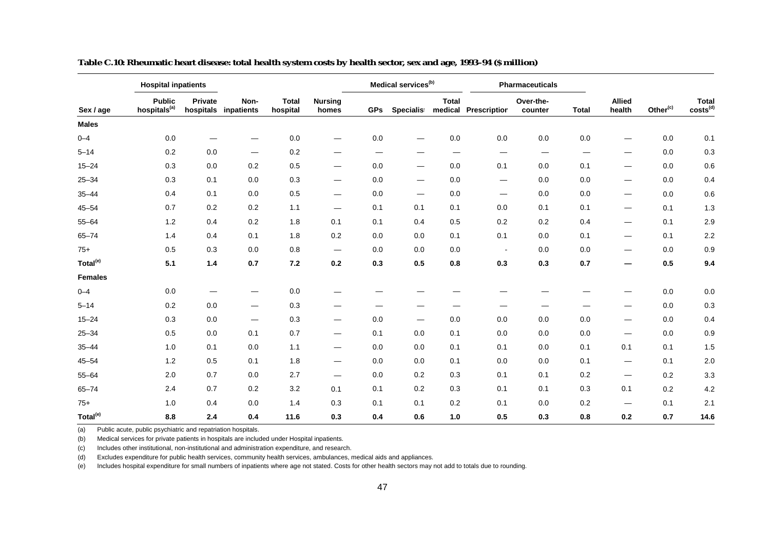**Table C.10: Rheumatic heart disease: total health system costs by health sector, sex and age, 1993–94 ($ million)**

| Sex / age | Hospital inpatients | | | | | Medical services[(b)] | | | Pharmaceuticals | | | | | |
|---|---|---|---|---|---|---|---|---|---|---|---|---|---|---|
| | Public hospitals[(a)] | Private hospitals | Non-inpatients | Total hospital | Nursing homes | GPs | Specialist | Total medical | Prescription | Over-the-counter | Total | Allied health | Other[(c)] | Total costs[(d)] |
| **Males** | | | | | | | | | | | | | | |
| 0–4 | 0.0 | — | — | 0.0 | — | 0.0 | — | 0.0 | 0.0 | 0.0 | 0.0 | — | 0.0 | 0.1 |
| 5–14 | 0.2 | 0.0 | — | 0.2 | — | — | — | — | — | — | — | — | 0.0 | 0.3 |
| 15–24 | 0.3 | 0.0 | 0.2 | 0.5 | — | 0.0 | — | 0.0 | 0.1 | 0.0 | 0.1 | — | 0.0 | 0.6 |
| 25–34 | 0.3 | 0.1 | 0.0 | 0.3 | — | 0.0 | — | 0.0 | — | 0.0 | 0.0 | — | 0.0 | 0.4 |
| 35–44 | 0.4 | 0.1 | 0.0 | 0.5 | — | 0.0 | — | 0.0 | — | 0.0 | 0.0 | — | 0.0 | 0.6 |
| 45–54 | 0.7 | 0.2 | 0.2 | 1.1 | — | 0.1 | 0.1 | 0.1 | 0.0 | 0.1 | 0.1 | — | 0.1 | 1.3 |
| 55–64 | 1.2 | 0.4 | 0.2 | 1.8 | 0.1 | 0.1 | 0.4 | 0.5 | 0.2 | 0.2 | 0.4 | — | 0.1 | 2.9 |
| 65–74 | 1.4 | 0.4 | 0.1 | 1.8 | 0.2 | 0.0 | 0.0 | 0.1 | 0.1 | 0.0 | 0.1 | — | 0.1 | 2.2 |
| 75+ | 0.5 | 0.3 | 0.0 | 0.8 | — | 0.0 | 0.0 | 0.0 | - | 0.0 | 0.0 | — | 0.0 | 0.9 |
| **Total[(e)]** | **5.1** | **1.4** | **0.7** | **7.2** | **0.2** | **0.3** | **0.5** | **0.8** | **0.3** | **0.3** | **0.7** | **—** | **0.5** | **9.4** |
| **Females** | | | | | | | | | | | | | | |
| 0–4 | 0.0 | — | — | 0.0 | — | — | — | — | — | — | — | — | 0.0 | 0.0 |
| 5–14 | 0.2 | 0.0 | — | 0.3 | — | — | — | — | — | — | — | — | 0.0 | 0.3 |
| 15–24 | 0.3 | 0.0 | — | 0.3 | — | 0.0 | — | 0.0 | 0.0 | 0.0 | 0.0 | — | 0.0 | 0.4 |
| 25–34 | 0.5 | 0.0 | 0.1 | 0.7 | — | 0.1 | 0.0 | 0.1 | 0.0 | 0.0 | 0.0 | — | 0.0 | 0.9 |
| 35–44 | 1.0 | 0.1 | 0.0 | 1.1 | — | 0.0 | 0.0 | 0.1 | 0.1 | 0.0 | 0.1 | 0.1 | 0.1 | 1.5 |
| 45–54 | 1.2 | 0.5 | 0.1 | 1.8 | — | 0.0 | 0.0 | 0.1 | 0.0 | 0.0 | 0.1 | — | 0.1 | 2.0 |
| 55–64 | 2.0 | 0.7 | 0.0 | 2.7 | — | 0.0 | 0.2 | 0.3 | 0.1 | 0.1 | 0.2 | — | 0.2 | 3.3 |
| 65–74 | 2.4 | 0.7 | 0.2 | 3.2 | 0.1 | 0.1 | 0.2 | 0.3 | 0.1 | 0.1 | 0.3 | 0.1 | 0.2 | 4.2 |
| 75+ | 1.0 | 0.4 | 0.0 | 1.4 | 0.3 | 0.1 | 0.1 | 0.2 | 0.1 | 0.0 | 0.2 | — | 0.1 | 2.1 |
| **Total[(e)]** | **8.8** | **2.4** | **0.4** | **11.6** | **0.3** | **0.4** | **0.6** | **1.0** | **0.5** | **0.3** | **0.8** | **0.2** | **0.7** | **14.6** |

(a) Public acute, public psychiatric and repatriation hospitals.

(b) Medical services for private patients in hospitals are included under Hospital inpatients.

(c) Includes other institutional, non-institutional and administration expenditure, and research.

(d) Excludes expenditure for public health services, community health services, ambulances, medical aids and appliances.

(e) Includes hospital expenditure for small numbers of inpatients where age not stated. Costs for other health sectors may not add to totals due to rounding.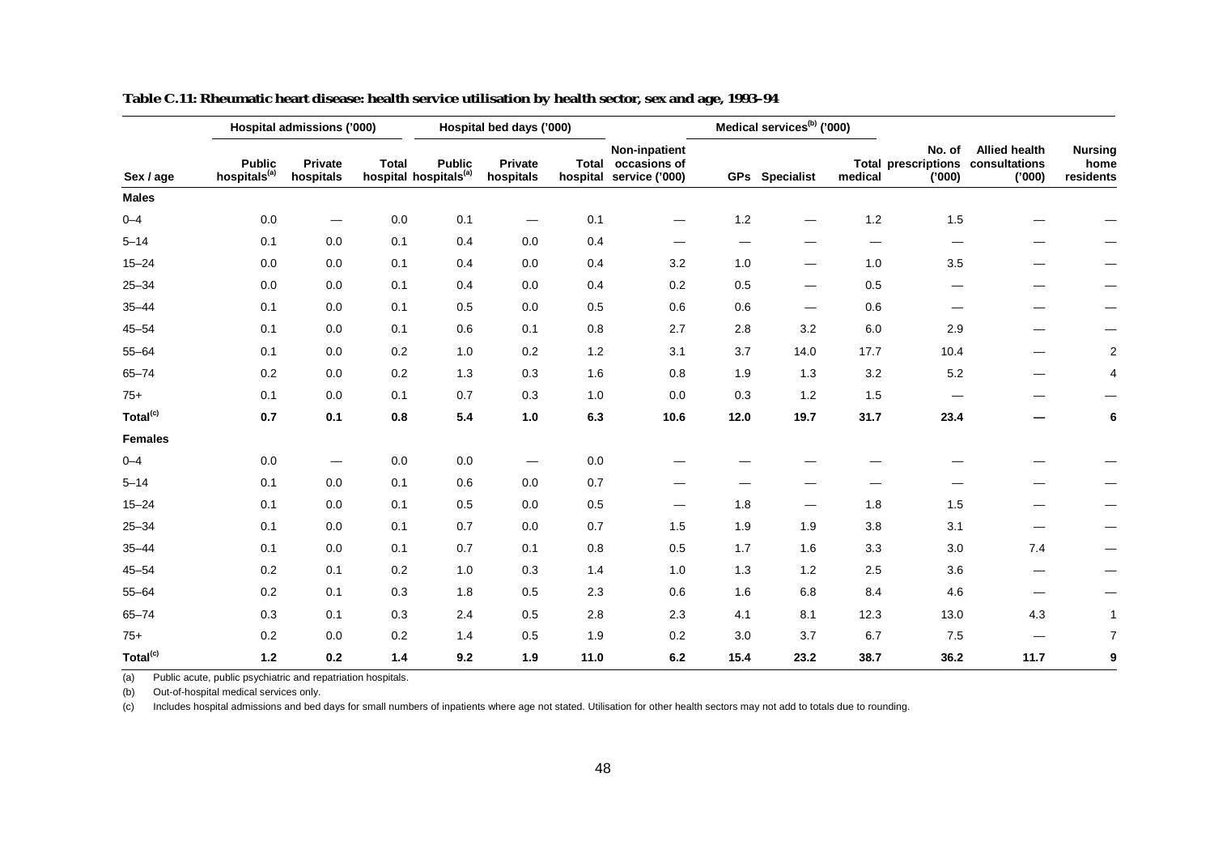**Table C.11: Rheumatic heart disease: health service utilisation by health sector, sex and age, 1993–94**

| | Hospital admissions ('000) | | | Hospital bed days ('000) | | | | Medical services[(b)] ('000) | | | | | |
|---|---|---|---|---|---|---|---|---|---|---|---|---|---|
| Sex / age | Public hospitals[(a)] | Private hospitals | Total hospital | Public hospitals[(a)] | Private hospitals | Total hospital | Non-inpatient occasions of service ('000) | GPs | Specialist | Total medical | No. of prescriptions ('000) | Allied health consultations ('000) | Nursing home residents |
| **Males** | | | | | | | | | | | | | |
| 0–4 | 0.0 | — | 0.0 | 0.1 | — | 0.1 | — | 1.2 | — | 1.2 | 1.5 | — | — |
| 5–14 | 0.1 | 0.0 | 0.1 | 0.4 | 0.0 | 0.4 | — | — | — | — | — | — | — |
| 15–24 | 0.0 | 0.0 | 0.1 | 0.4 | 0.0 | 0.4 | 3.2 | 1.0 | — | 1.0 | 3.5 | — | — |
| 25–34 | 0.0 | 0.0 | 0.1 | 0.4 | 0.0 | 0.4 | 0.2 | 0.5 | — | 0.5 | — | — | — |
| 35–44 | 0.1 | 0.0 | 0.1 | 0.5 | 0.0 | 0.5 | 0.6 | 0.6 | — | 0.6 | — | — | — |
| 45–54 | 0.1 | 0.0 | 0.1 | 0.6 | 0.1 | 0.8 | 2.7 | 2.8 | 3.2 | 6.0 | 2.9 | — | — |
| 55–64 | 0.1 | 0.0 | 0.2 | 1.0 | 0.2 | 1.2 | 3.1 | 3.7 | 14.0 | 17.7 | 10.4 | — | 2 |
| 65–74 | 0.2 | 0.0 | 0.2 | 1.3 | 0.3 | 1.6 | 0.8 | 1.9 | 1.3 | 3.2 | 5.2 | — | 4 |
| 75+ | 0.1 | 0.0 | 0.1 | 0.7 | 0.3 | 1.0 | 0.0 | 0.3 | 1.2 | 1.5 | — | — | — |
| **Total[(c)]** | **0.7** | **0.1** | **0.8** | **5.4** | **1.0** | **6.3** | **10.6** | **12.0** | **19.7** | **31.7** | **23.4** | **—** | **6** |
| **Females** | | | | | | | | | | | | | |
| 0–4 | 0.0 | — | 0.0 | 0.0 | — | 0.0 | — | — | — | — | — | — | — |
| 5–14 | 0.1 | 0.0 | 0.1 | 0.6 | 0.0 | 0.7 | — | — | — | — | — | — | — |
| 15–24 | 0.1 | 0.0 | 0.1 | 0.5 | 0.0 | 0.5 | — | 1.8 | — | 1.8 | 1.5 | — | — |
| 25–34 | 0.1 | 0.0 | 0.1 | 0.7 | 0.0 | 0.7 | 1.5 | 1.9 | 1.9 | 3.8 | 3.1 | — | — |
| 35–44 | 0.1 | 0.0 | 0.1 | 0.7 | 0.1 | 0.8 | 0.5 | 1.7 | 1.6 | 3.3 | 3.0 | 7.4 | — |
| 45–54 | 0.2 | 0.1 | 0.2 | 1.0 | 0.3 | 1.4 | 1.0 | 1.3 | 1.2 | 2.5 | 3.6 | — | — |
| 55–64 | 0.2 | 0.1 | 0.3 | 1.8 | 0.5 | 2.3 | 0.6 | 1.6 | 6.8 | 8.4 | 4.6 | — | — |
| 65–74 | 0.3 | 0.1 | 0.3 | 2.4 | 0.5 | 2.8 | 2.3 | 4.1 | 8.1 | 12.3 | 13.0 | 4.3 | 1 |
| 75+ | 0.2 | 0.0 | 0.2 | 1.4 | 0.5 | 1.9 | 0.2 | 3.0 | 3.7 | 6.7 | 7.5 | — | 7 |
| **Total[(c)]** | **1.2** | **0.2** | **1.4** | **9.2** | **1.9** | **11.0** | **6.2** | **15.4** | **23.2** | **38.7** | **36.2** | **11.7** | **9** |

(a) Public acute, public psychiatric and repatriation hospitals.

(b) Out-of-hospital medical services only.

(c) Includes hospital admissions and bed days for small numbers of inpatients where age not stated. Utilisation for other health sectors may not add to totals due to rounding.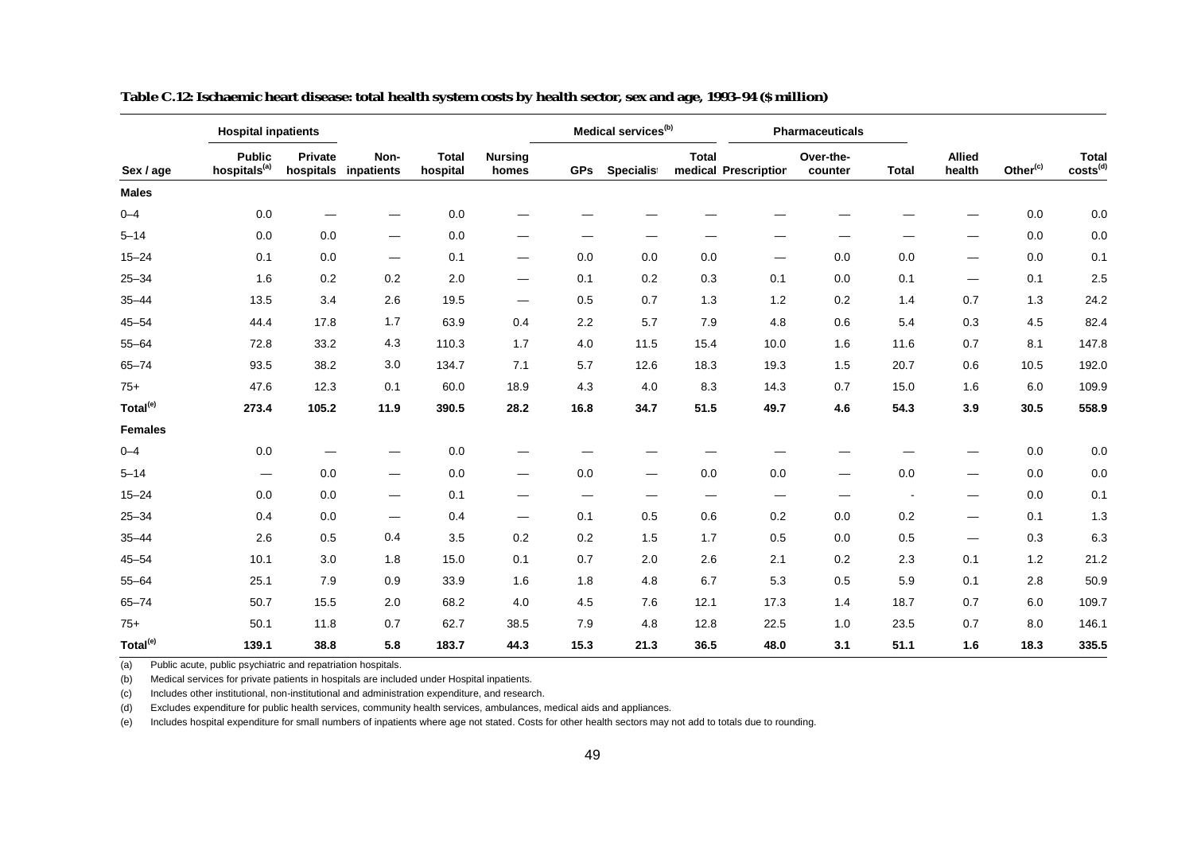**Table C.12: Ischaemic heart disease: total health system costs by health sector, sex and age, 1993–94 ($ million)**

| | Hospital inpatients | | | | | Medical services[b] | | | Pharmaceuticals | | | | | |
|---|---|---|---|---|---|---|---|---|---|---|---|---|---|---|
| Sex / age | Public hospitals[a] | Private hospitals | Non-inpatients | Total hospital | Nursing homes | GPs | Specialist | Total medical | Prescription | Over-the-counter | Total | Allied health | Other[c] | Total costs[d] |
| **Males** | | | | | | | | | | | | | | |
| 0–4 | 0.0 | — | — | 0.0 | — | — | — | — | — | — | — | — | 0.0 | 0.0 |
| 5–14 | 0.0 | 0.0 | — | 0.0 | — | — | — | — | — | — | — | — | 0.0 | 0.0 |
| 15–24 | 0.1 | 0.0 | — | 0.1 | — | 0.0 | 0.0 | 0.0 | — | 0.0 | 0.0 | — | 0.0 | 0.1 |
| 25–34 | 1.6 | 0.2 | 0.2 | 2.0 | — | 0.1 | 0.2 | 0.3 | 0.1 | 0.0 | 0.1 | — | 0.1 | 2.5 |
| 35–44 | 13.5 | 3.4 | 2.6 | 19.5 | — | 0.5 | 0.7 | 1.3 | 1.2 | 0.2 | 1.4 | 0.7 | 1.3 | 24.2 |
| 45–54 | 44.4 | 17.8 | 1.7 | 63.9 | 0.4 | 2.2 | 5.7 | 7.9 | 4.8 | 0.6 | 5.4 | 0.3 | 4.5 | 82.4 |
| 55–64 | 72.8 | 33.2 | 4.3 | 110.3 | 1.7 | 4.0 | 11.5 | 15.4 | 10.0 | 1.6 | 11.6 | 0.7 | 8.1 | 147.8 |
| 65–74 | 93.5 | 38.2 | 3.0 | 134.7 | 7.1 | 5.7 | 12.6 | 18.3 | 19.3 | 1.5 | 20.7 | 0.6 | 10.5 | 192.0 |
| 75+ | 47.6 | 12.3 | 0.1 | 60.0 | 18.9 | 4.3 | 4.0 | 8.3 | 14.3 | 0.7 | 15.0 | 1.6 | 6.0 | 109.9 |
| **Total[e]** | **273.4** | **105.2** | **11.9** | **390.5** | **28.2** | **16.8** | **34.7** | **51.5** | **49.7** | **4.6** | **54.3** | **3.9** | **30.5** | **558.9** |
| **Females** | | | | | | | | | | | | | | |
| 0–4 | 0.0 | — | — | 0.0 | — | — | — | — | — | — | — | — | 0.0 | 0.0 |
| 5–14 | — | 0.0 | — | 0.0 | — | 0.0 | — | 0.0 | 0.0 | — | 0.0 | — | 0.0 | 0.0 |
| 15–24 | 0.0 | 0.0 | — | 0.1 | — | — | — | — | — | — | - | — | 0.0 | 0.1 |
| 25–34 | 0.4 | 0.0 | — | 0.4 | — | 0.1 | 0.5 | 0.6 | 0.2 | 0.0 | 0.2 | — | 0.1 | 1.3 |
| 35–44 | 2.6 | 0.5 | 0.4 | 3.5 | 0.2 | 0.2 | 1.5 | 1.7 | 0.5 | 0.0 | 0.5 | — | 0.3 | 6.3 |
| 45–54 | 10.1 | 3.0 | 1.8 | 15.0 | 0.1 | 0.7 | 2.0 | 2.6 | 2.1 | 0.2 | 2.3 | 0.1 | 1.2 | 21.2 |
| 55–64 | 25.1 | 7.9 | 0.9 | 33.9 | 1.6 | 1.8 | 4.8 | 6.7 | 5.3 | 0.5 | 5.9 | 0.1 | 2.8 | 50.9 |
| 65–74 | 50.7 | 15.5 | 2.0 | 68.2 | 4.0 | 4.5 | 7.6 | 12.1 | 17.3 | 1.4 | 18.7 | 0.7 | 6.0 | 109.7 |
| 75+ | 50.1 | 11.8 | 0.7 | 62.7 | 38.5 | 7.9 | 4.8 | 12.8 | 22.5 | 1.0 | 23.5 | 0.7 | 8.0 | 146.1 |
| **Total[e]** | **139.1** | **38.8** | **5.8** | **183.7** | **44.3** | **15.3** | **21.3** | **36.5** | **48.0** | **3.1** | **51.1** | **1.6** | **18.3** | **335.5** |

(a) Public acute, public psychiatric and repatriation hospitals.

(b) Medical services for private patients in hospitals are included under Hospital inpatients.

(c) Includes other institutional, non-institutional and administration expenditure, and research.

(d) Excludes expenditure for public health services, community health services, ambulances, medical aids and appliances.

(e) Includes hospital expenditure for small numbers of inpatients where age not stated. Costs for other health sectors may not add to totals due to rounding.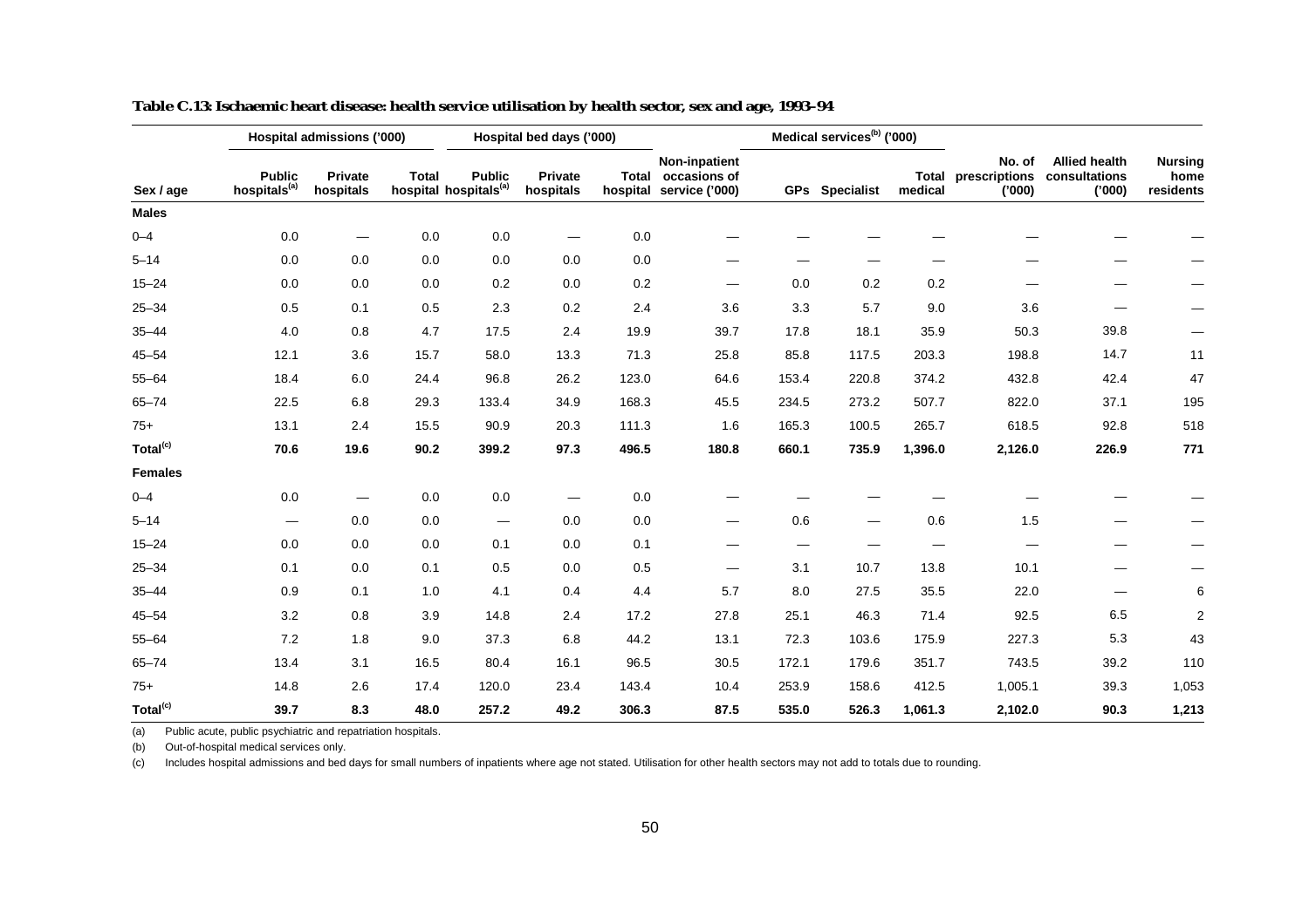**Table C.13: Ischaemic heart disease: health service utilisation by health sector, sex and age, 1993–94**

| | Hospital admissions ('000) | | | Hospital bed days ('000) | | | | Medical services[(b)] ('000) | | | | | |
|---|---|---|---|---|---|---|---|---|---|---|---|---|---|
| Sex / age | Public hospitals[(a)] | Private hospitals | Total hospital | Public hospitals[(a)] | Private hospitals | Total hospital | Non-inpatient occasions of service ('000) | GPs | Specialist | Total medical | No. of prescriptions ('000) | Allied health consultations ('000) | Nursing home residents |
| **Males** | | | | | | | | | | | | | |
| 0–4 | 0.0 | — | 0.0 | 0.0 | — | 0.0 | — | — | — | — | — | — | — |
| 5–14 | 0.0 | 0.0 | 0.0 | 0.0 | 0.0 | 0.0 | — | — | — | — | — | — | — |
| 15–24 | 0.0 | 0.0 | 0.0 | 0.2 | 0.0 | 0.2 | — | 0.0 | 0.2 | 0.2 | — | — | — |
| 25–34 | 0.5 | 0.1 | 0.5 | 2.3 | 0.2 | 2.4 | 3.6 | 3.3 | 5.7 | 9.0 | 3.6 | — | — |
| 35–44 | 4.0 | 0.8 | 4.7 | 17.5 | 2.4 | 19.9 | 39.7 | 17.8 | 18.1 | 35.9 | 50.3 | 39.8 | — |
| 45–54 | 12.1 | 3.6 | 15.7 | 58.0 | 13.3 | 71.3 | 25.8 | 85.8 | 117.5 | 203.3 | 198.8 | 14.7 | 11 |
| 55–64 | 18.4 | 6.0 | 24.4 | 96.8 | 26.2 | 123.0 | 64.6 | 153.4 | 220.8 | 374.2 | 432.8 | 42.4 | 47 |
| 65–74 | 22.5 | 6.8 | 29.3 | 133.4 | 34.9 | 168.3 | 45.5 | 234.5 | 273.2 | 507.7 | 822.0 | 37.1 | 195 |
| 75+ | 13.1 | 2.4 | 15.5 | 90.9 | 20.3 | 111.3 | 1.6 | 165.3 | 100.5 | 265.7 | 618.5 | 92.8 | 518 |
| **Total[(c)]** | **70.6** | **19.6** | **90.2** | **399.2** | **97.3** | **496.5** | **180.8** | **660.1** | **735.9** | **1,396.0** | **2,126.0** | **226.9** | **771** |
| **Females** | | | | | | | | | | | | | |
| 0–4 | 0.0 | — | 0.0 | 0.0 | — | 0.0 | — | — | — | — | — | — | — |
| 5–14 | — | 0.0 | 0.0 | — | 0.0 | 0.0 | — | 0.6 | — | 0.6 | 1.5 | — | — |
| 15–24 | 0.0 | 0.0 | 0.0 | 0.1 | 0.0 | 0.1 | — | — | — | — | — | — | — |
| 25–34 | 0.1 | 0.0 | 0.1 | 0.5 | 0.0 | 0.5 | — | 3.1 | 10.7 | 13.8 | 10.1 | — | — |
| 35–44 | 0.9 | 0.1 | 1.0 | 4.1 | 0.4 | 4.4 | 5.7 | 8.0 | 27.5 | 35.5 | 22.0 | — | 6 |
| 45–54 | 3.2 | 0.8 | 3.9 | 14.8 | 2.4 | 17.2 | 27.8 | 25.1 | 46.3 | 71.4 | 92.5 | 6.5 | 2 |
| 55–64 | 7.2 | 1.8 | 9.0 | 37.3 | 6.8 | 44.2 | 13.1 | 72.3 | 103.6 | 175.9 | 227.3 | 5.3 | 43 |
| 65–74 | 13.4 | 3.1 | 16.5 | 80.4 | 16.1 | 96.5 | 30.5 | 172.1 | 179.6 | 351.7 | 743.5 | 39.2 | 110 |
| 75+ | 14.8 | 2.6 | 17.4 | 120.0 | 23.4 | 143.4 | 10.4 | 253.9 | 158.6 | 412.5 | 1,005.1 | 39.3 | 1,053 |
| **Total[(c)]** | **39.7** | **8.3** | **48.0** | **257.2** | **49.2** | **306.3** | **87.5** | **535.0** | **526.3** | **1,061.3** | **2,102.0** | **90.3** | **1,213** |

(a) Public acute, public psychiatric and repatriation hospitals.

(b) Out-of-hospital medical services only.

(c) Includes hospital admissions and bed days for small numbers of inpatients where age not stated. Utilisation for other health sectors may not add to totals due to rounding.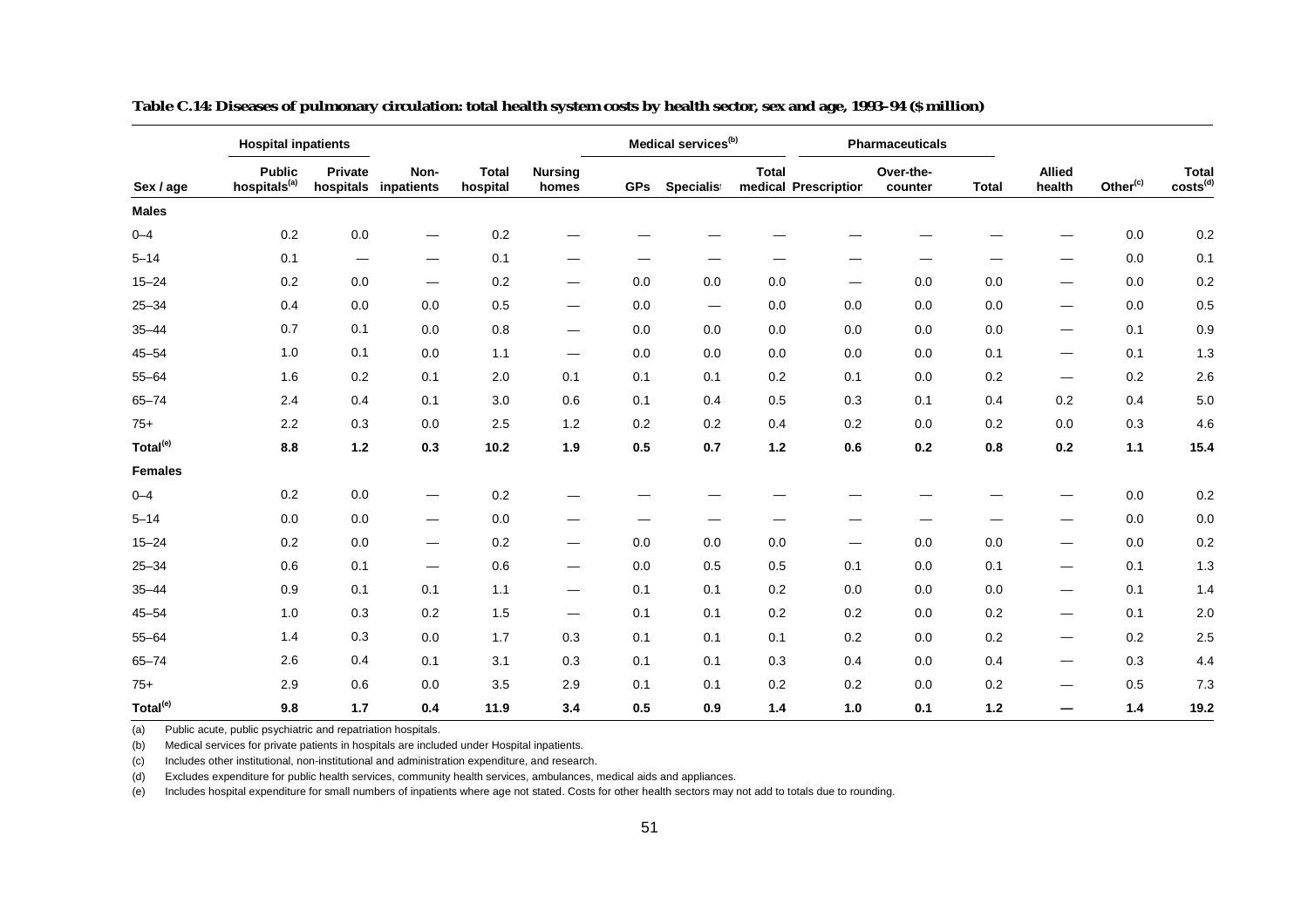**Table C.14: Diseases of pulmonary circulation: total health system costs by health sector, sex and age, 1993–94 ($ million)**

| | Hospital inpatients | | | | | Medical services[(b)] | | | Pharmaceuticals | | | | | |
|---|---|---|---|---|---|---|---|---|---|---|---|---|---|---|
| Sex / age | Public hospitals[(a)] | Private hospitals | Non-inpatients | Total hospital | Nursing homes | GPs | Specialist | Total medical | Prescription | Over-the-counter | Total | Allied health | Other[(c)] | Total costs[(d)] |
| **Males** | | | | | | | | | | | | | | |
| 0–4 | 0.2 | 0.0 | — | 0.2 | — | — | — | — | — | — | — | — | 0.0 | 0.2 |
| 5–14 | 0.1 | — | — | 0.1 | — | — | — | — | — | — | — | — | 0.0 | 0.1 |
| 15–24 | 0.2 | 0.0 | — | 0.2 | — | 0.0 | 0.0 | 0.0 | — | 0.0 | 0.0 | — | 0.0 | 0.2 |
| 25–34 | 0.4 | 0.0 | 0.0 | 0.5 | — | 0.0 | — | 0.0 | 0.0 | 0.0 | 0.0 | — | 0.0 | 0.5 |
| 35–44 | 0.7 | 0.1 | 0.0 | 0.8 | — | 0.0 | 0.0 | 0.0 | 0.0 | 0.0 | 0.0 | — | 0.1 | 0.9 |
| 45–54 | 1.0 | 0.1 | 0.0 | 1.1 | — | 0.0 | 0.0 | 0.0 | 0.0 | 0.0 | 0.1 | — | 0.1 | 1.3 |
| 55–64 | 1.6 | 0.2 | 0.1 | 2.0 | 0.1 | 0.1 | 0.1 | 0.2 | 0.1 | 0.0 | 0.2 | — | 0.2 | 2.6 |
| 65–74 | 2.4 | 0.4 | 0.1 | 3.0 | 0.6 | 0.1 | 0.4 | 0.5 | 0.3 | 0.1 | 0.4 | 0.2 | 0.4 | 5.0 |
| 75+ | 2.2 | 0.3 | 0.0 | 2.5 | 1.2 | 0.2 | 0.2 | 0.4 | 0.2 | 0.0 | 0.2 | 0.0 | 0.3 | 4.6 |
| **Total[(e)]** | **8.8** | **1.2** | **0.3** | **10.2** | **1.9** | **0.5** | **0.7** | **1.2** | **0.6** | **0.2** | **0.8** | **0.2** | **1.1** | **15.4** |
| **Females** | | | | | | | | | | | | | | |
| 0–4 | 0.2 | 0.0 | — | 0.2 | — | — | — | — | — | — | — | — | 0.0 | 0.2 |
| 5–14 | 0.0 | 0.0 | — | 0.0 | — | — | — | — | — | — | — | — | 0.0 | 0.0 |
| 15–24 | 0.2 | 0.0 | — | 0.2 | — | 0.0 | 0.0 | 0.0 | — | 0.0 | 0.0 | — | 0.0 | 0.2 |
| 25–34 | 0.6 | 0.1 | — | 0.6 | — | 0.0 | 0.5 | 0.5 | 0.1 | 0.0 | 0.1 | — | 0.1 | 1.3 |
| 35–44 | 0.9 | 0.1 | 0.1 | 1.1 | — | 0.1 | 0.1 | 0.2 | 0.0 | 0.0 | 0.0 | — | 0.1 | 1.4 |
| 45–54 | 1.0 | 0.3 | 0.2 | 1.5 | — | 0.1 | 0.1 | 0.2 | 0.2 | 0.0 | 0.2 | — | 0.1 | 2.0 |
| 55–64 | 1.4 | 0.3 | 0.0 | 1.7 | 0.3 | 0.1 | 0.1 | 0.1 | 0.2 | 0.0 | 0.2 | — | 0.2 | 2.5 |
| 65–74 | 2.6 | 0.4 | 0.1 | 3.1 | 0.3 | 0.1 | 0.1 | 0.3 | 0.4 | 0.0 | 0.4 | — | 0.3 | 4.4 |
| 75+ | 2.9 | 0.6 | 0.0 | 3.5 | 2.9 | 0.1 | 0.1 | 0.2 | 0.2 | 0.0 | 0.2 | — | 0.5 | 7.3 |
| **Total[(e)]** | **9.8** | **1.7** | **0.4** | **11.9** | **3.4** | **0.5** | **0.9** | **1.4** | **1.0** | **0.1** | **1.2** | **—** | **1.4** | **19.2** |

(a) Public acute, public psychiatric and repatriation hospitals.

(b) Medical services for private patients in hospitals are included under Hospital inpatients.

(c) Includes other institutional, non-institutional and administration expenditure, and research.

(d) Excludes expenditure for public health services, community health services, ambulances, medical aids and appliances.

(e) Includes hospital expenditure for small numbers of inpatients where age not stated. Costs for other health sectors may not add to totals due to rounding.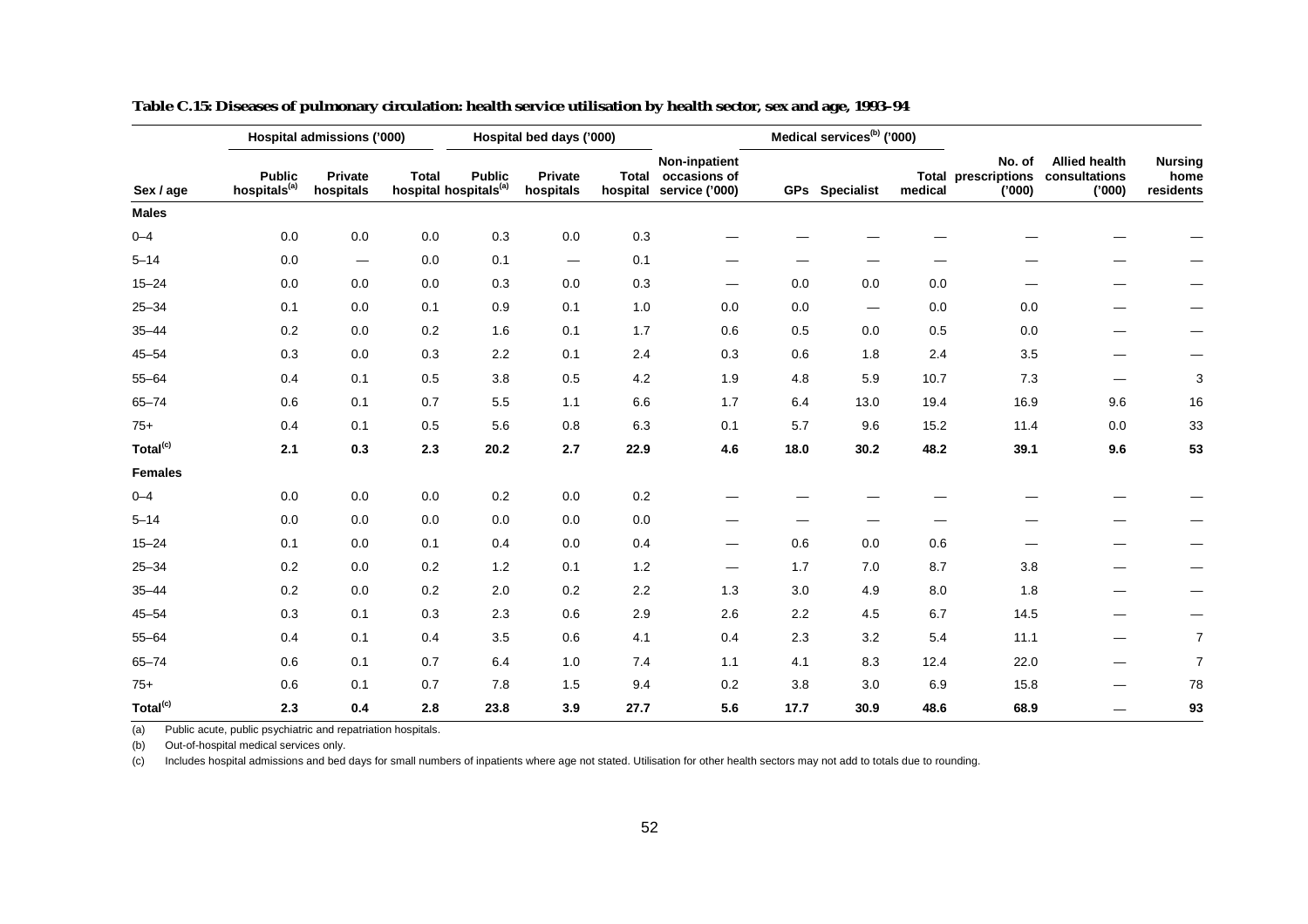**Table C.15: Diseases of pulmonary circulation: health service utilisation by health sector, sex and age, 1993–94**

| Sex / age | Hospital admissions ('000) | | | Hospital bed days ('000) | | | | Medical services[b] ('000) | | | | | |
|---|---|---|---|---|---|---|---|---|---|---|---|---|---|
| | Public hospitals[a] | Private hospitals | Total hospital | Public hospitals[a] | Private hospitals | Total hospital | Non-inpatient occasions of service ('000) | GPs | Specialist | Total medical | No. of prescriptions ('000) | Allied health consultations ('000) | Nursing home residents |
| **Males** | | | | | | | | | | | | | |
| 0–4 | 0.0 | 0.0 | 0.0 | 0.3 | 0.0 | 0.3 | — | — | — | — | — | — | — |
| 5–14 | 0.0 | — | 0.0 | 0.1 | — | 0.1 | — | — | — | — | — | — | — |
| 15–24 | 0.0 | 0.0 | 0.0 | 0.3 | 0.0 | 0.3 | — | 0.0 | 0.0 | 0.0 | — | — | — |
| 25–34 | 0.1 | 0.0 | 0.1 | 0.9 | 0.1 | 1.0 | 0.0 | 0.0 | — | 0.0 | 0.0 | — | — |
| 35–44 | 0.2 | 0.0 | 0.2 | 1.6 | 0.1 | 1.7 | 0.6 | 0.5 | 0.0 | 0.5 | 0.0 | — | — |
| 45–54 | 0.3 | 0.0 | 0.3 | 2.2 | 0.1 | 2.4 | 0.3 | 0.6 | 1.8 | 2.4 | 3.5 | — | — |
| 55–64 | 0.4 | 0.1 | 0.5 | 3.8 | 0.5 | 4.2 | 1.9 | 4.8 | 5.9 | 10.7 | 7.3 | — | 3 |
| 65–74 | 0.6 | 0.1 | 0.7 | 5.5 | 1.1 | 6.6 | 1.7 | 6.4 | 13.0 | 19.4 | 16.9 | 9.6 | 16 |
| 75+ | 0.4 | 0.1 | 0.5 | 5.6 | 0.8 | 6.3 | 0.1 | 5.7 | 9.6 | 15.2 | 11.4 | 0.0 | 33 |
| **Total[c]** | **2.1** | **0.3** | **2.3** | **20.2** | **2.7** | **22.9** | **4.6** | **18.0** | **30.2** | **48.2** | **39.1** | **9.6** | **53** |
| **Females** | | | | | | | | | | | | | |
| 0–4 | 0.0 | 0.0 | 0.0 | 0.2 | 0.0 | 0.2 | — | — | — | — | — | — | — |
| 5–14 | 0.0 | 0.0 | 0.0 | 0.0 | 0.0 | 0.0 | — | — | — | — | — | — | — |
| 15–24 | 0.1 | 0.0 | 0.1 | 0.4 | 0.0 | 0.4 | — | 0.6 | 0.0 | 0.6 | — | — | — |
| 25–34 | 0.2 | 0.0 | 0.2 | 1.2 | 0.1 | 1.2 | — | 1.7 | 7.0 | 8.7 | 3.8 | — | — |
| 35–44 | 0.2 | 0.0 | 0.2 | 2.0 | 0.2 | 2.2 | 1.3 | 3.0 | 4.9 | 8.0 | 1.8 | — | — |
| 45–54 | 0.3 | 0.1 | 0.3 | 2.3 | 0.6 | 2.9 | 2.6 | 2.2 | 4.5 | 6.7 | 14.5 | — | — |
| 55–64 | 0.4 | 0.1 | 0.4 | 3.5 | 0.6 | 4.1 | 0.4 | 2.3 | 3.2 | 5.4 | 11.1 | — | 7 |
| 65–74 | 0.6 | 0.1 | 0.7 | 6.4 | 1.0 | 7.4 | 1.1 | 4.1 | 8.3 | 12.4 | 22.0 | — | 7 |
| 75+ | 0.6 | 0.1 | 0.7 | 7.8 | 1.5 | 9.4 | 0.2 | 3.8 | 3.0 | 6.9 | 15.8 | — | 78 |
| **Total[c]** | **2.3** | **0.4** | **2.8** | **23.8** | **3.9** | **27.7** | **5.6** | **17.7** | **30.9** | **48.6** | **68.9** | **—** | **93** |

(a) Public acute, public psychiatric and repatriation hospitals.

(b) Out-of-hospital medical services only.

(c) Includes hospital admissions and bed days for small numbers of inpatients where age not stated. Utilisation for other health sectors may not add to totals due to rounding.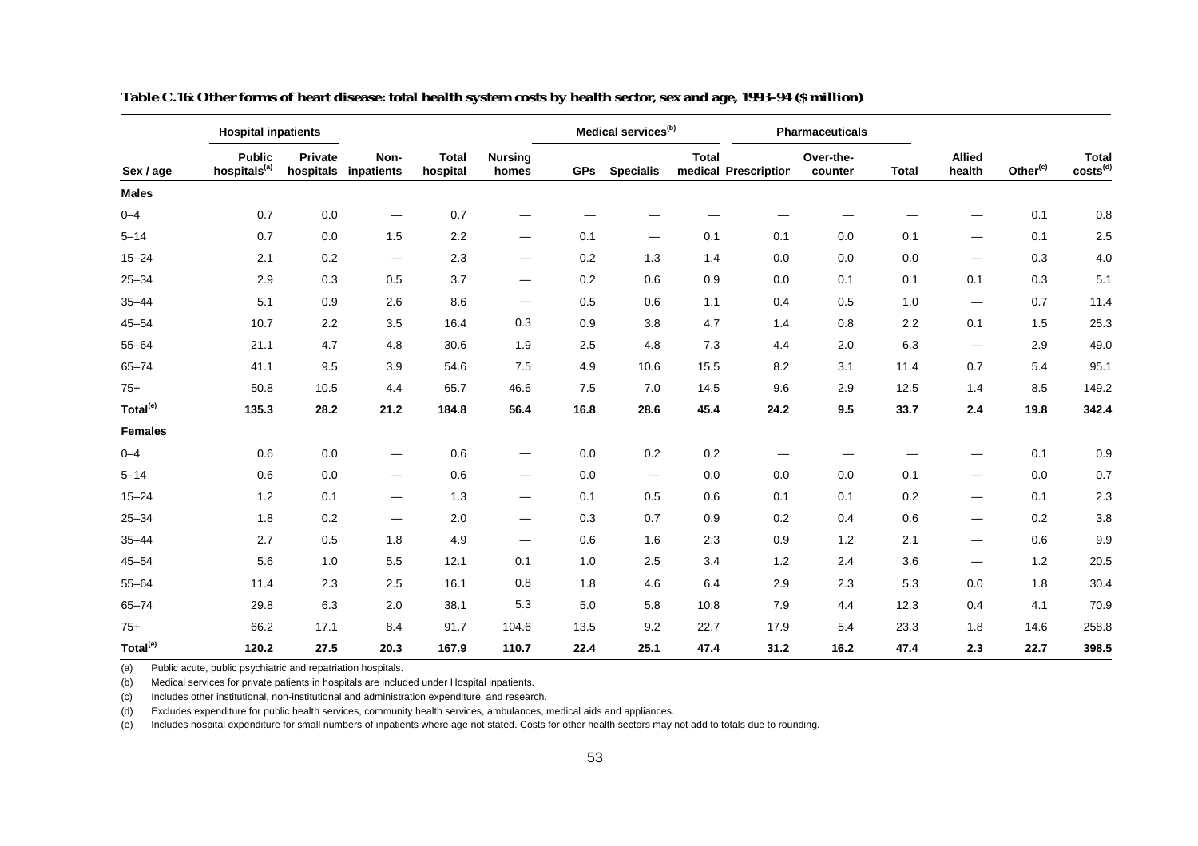**Table C.16: Other forms of heart disease: total health system costs by health sector, sex and age, 1993–94 ($ million)**

| | Hospital inpatients | | | | | Medical services[(b)] | | | Pharmaceuticals | | | | | |
|---|---|---|---|---|---|---|---|---|---|---|---|---|---|---|
| Sex / age | Public hospitals[(a)] | Private hospitals | Non-inpatients | Total hospital | Nursing homes | GPs | Specialist | Total medical | Prescription | Over-the-counter | Total | Allied health | Other[(c)] | Total costs[(d)] |
| **Males** | | | | | | | | | | | | | | |
| 0–4 | 0.7 | 0.0 | — | 0.7 | — | — | — | — | — | — | — | — | 0.1 | 0.8 |
| 5–14 | 0.7 | 0.0 | 1.5 | 2.2 | — | 0.1 | — | 0.1 | 0.1 | 0.0 | 0.1 | — | 0.1 | 2.5 |
| 15–24 | 2.1 | 0.2 | — | 2.3 | — | 0.2 | 1.3 | 1.4 | 0.0 | 0.0 | 0.0 | — | 0.3 | 4.0 |
| 25–34 | 2.9 | 0.3 | 0.5 | 3.7 | — | 0.2 | 0.6 | 0.9 | 0.0 | 0.1 | 0.1 | 0.1 | 0.3 | 5.1 |
| 35–44 | 5.1 | 0.9 | 2.6 | 8.6 | — | 0.5 | 0.6 | 1.1 | 0.4 | 0.5 | 1.0 | — | 0.7 | 11.4 |
| 45–54 | 10.7 | 2.2 | 3.5 | 16.4 | 0.3 | 0.9 | 3.8 | 4.7 | 1.4 | 0.8 | 2.2 | 0.1 | 1.5 | 25.3 |
| 55–64 | 21.1 | 4.7 | 4.8 | 30.6 | 1.9 | 2.5 | 4.8 | 7.3 | 4.4 | 2.0 | 6.3 | — | 2.9 | 49.0 |
| 65–74 | 41.1 | 9.5 | 3.9 | 54.6 | 7.5 | 4.9 | 10.6 | 15.5 | 8.2 | 3.1 | 11.4 | 0.7 | 5.4 | 95.1 |
| 75+ | 50.8 | 10.5 | 4.4 | 65.7 | 46.6 | 7.5 | 7.0 | 14.5 | 9.6 | 2.9 | 12.5 | 1.4 | 8.5 | 149.2 |
| **Total[(e)]** | **135.3** | **28.2** | **21.2** | **184.8** | **56.4** | **16.8** | **28.6** | **45.4** | **24.2** | **9.5** | **33.7** | **2.4** | **19.8** | **342.4** |
| **Females** | | | | | | | | | | | | | | |
| 0–4 | 0.6 | 0.0 | — | 0.6 | — | 0.0 | 0.2 | 0.2 | — | — | — | — | 0.1 | 0.9 |
| 5–14 | 0.6 | 0.0 | — | 0.6 | — | 0.0 | — | 0.0 | 0.0 | 0.0 | 0.1 | — | 0.0 | 0.7 |
| 15–24 | 1.2 | 0.1 | — | 1.3 | — | 0.1 | 0.5 | 0.6 | 0.1 | 0.1 | 0.2 | — | 0.1 | 2.3 |
| 25–34 | 1.8 | 0.2 | — | 2.0 | — | 0.3 | 0.7 | 0.9 | 0.2 | 0.4 | 0.6 | — | 0.2 | 3.8 |
| 35–44 | 2.7 | 0.5 | 1.8 | 4.9 | — | 0.6 | 1.6 | 2.3 | 0.9 | 1.2 | 2.1 | — | 0.6 | 9.9 |
| 45–54 | 5.6 | 1.0 | 5.5 | 12.1 | 0.1 | 1.0 | 2.5 | 3.4 | 1.2 | 2.4 | 3.6 | — | 1.2 | 20.5 |
| 55–64 | 11.4 | 2.3 | 2.5 | 16.1 | 0.8 | 1.8 | 4.6 | 6.4 | 2.9 | 2.3 | 5.3 | 0.0 | 1.8 | 30.4 |
| 65–74 | 29.8 | 6.3 | 2.0 | 38.1 | 5.3 | 5.0 | 5.8 | 10.8 | 7.9 | 4.4 | 12.3 | 0.4 | 4.1 | 70.9 |
| 75+ | 66.2 | 17.1 | 8.4 | 91.7 | 104.6 | 13.5 | 9.2 | 22.7 | 17.9 | 5.4 | 23.3 | 1.8 | 14.6 | 258.8 |
| **Total[(e)]** | **120.2** | **27.5** | **20.3** | **167.9** | **110.7** | **22.4** | **25.1** | **47.4** | **31.2** | **16.2** | **47.4** | **2.3** | **22.7** | **398.5** |

(a) Public acute, public psychiatric and repatriation hospitals.

(b) Medical services for private patients in hospitals are included under Hospital inpatients.

(c) Includes other institutional, non-institutional and administration expenditure, and research.

(d) Excludes expenditure for public health services, community health services, ambulances, medical aids and appliances.

(e) Includes hospital expenditure for small numbers of inpatients where age not stated. Costs for other health sectors may not add to totals due to rounding.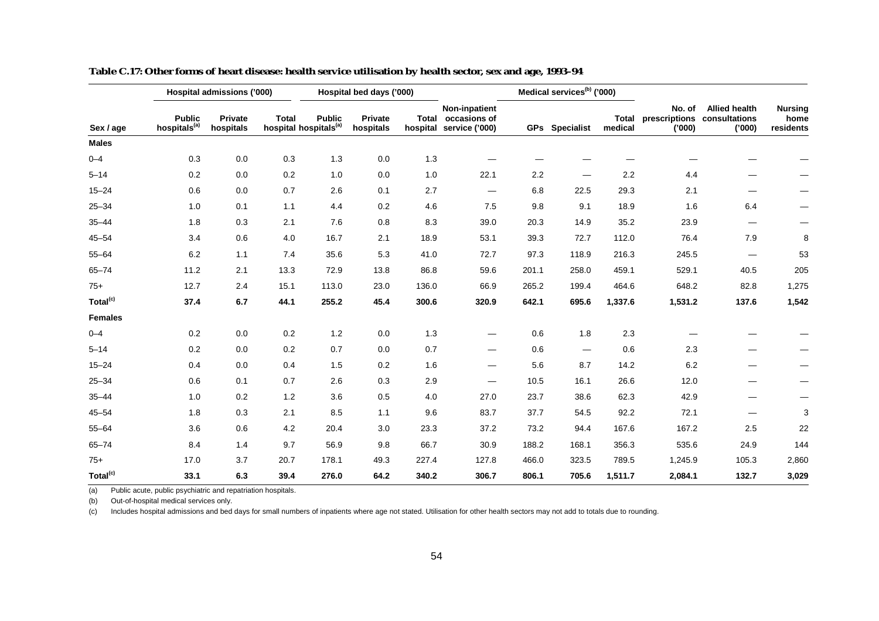**Table C.17: Other forms of heart disease: health service utilisation by health sector, sex and age, 1993–94**

| Sex / age | Hospital admissions ('000) | | | Hospital bed days ('000) | | | Non-inpatient occasions of service ('000) | Medical services[b] ('000) | | | No. of prescriptions ('000) | Allied health consultations ('000) | Nursing home residents |
|---|---|---|---|---|---|---|---|---|---|---|---|---|---|
| | Public hospitals[a] | Private hospitals | Total hospital | Public hospitals[a] | Private hospitals | Total hospital | | GPs | Specialist | Total medical | | | |
| **Males** | | | | | | | | | | | | | |
| 0–4 | 0.3 | 0.0 | 0.3 | 1.3 | 0.0 | 1.3 | — | — | — | — | — | — | — |
| 5–14 | 0.2 | 0.0 | 0.2 | 1.0 | 0.0 | 1.0 | 22.1 | 2.2 | — | 2.2 | 4.4 | — | — |
| 15–24 | 0.6 | 0.0 | 0.7 | 2.6 | 0.1 | 2.7 | — | 6.8 | 22.5 | 29.3 | 2.1 | — | — |
| 25–34 | 1.0 | 0.1 | 1.1 | 4.4 | 0.2 | 4.6 | 7.5 | 9.8 | 9.1 | 18.9 | 1.6 | 6.4 | — |
| 35–44 | 1.8 | 0.3 | 2.1 | 7.6 | 0.8 | 8.3 | 39.0 | 20.3 | 14.9 | 35.2 | 23.9 | — | — |
| 45–54 | 3.4 | 0.6 | 4.0 | 16.7 | 2.1 | 18.9 | 53.1 | 39.3 | 72.7 | 112.0 | 76.4 | 7.9 | 8 |
| 55–64 | 6.2 | 1.1 | 7.4 | 35.6 | 5.3 | 41.0 | 72.7 | 97.3 | 118.9 | 216.3 | 245.5 | — | 53 |
| 65–74 | 11.2 | 2.1 | 13.3 | 72.9 | 13.8 | 86.8 | 59.6 | 201.1 | 258.0 | 459.1 | 529.1 | 40.5 | 205 |
| 75+ | 12.7 | 2.4 | 15.1 | 113.0 | 23.0 | 136.0 | 66.9 | 265.2 | 199.4 | 464.6 | 648.2 | 82.8 | 1,275 |
| **Total[c]** | **37.4** | **6.7** | **44.1** | **255.2** | **45.4** | **300.6** | **320.9** | **642.1** | **695.6** | **1,337.6** | **1,531.2** | **137.6** | **1,542** |
| **Females** | | | | | | | | | | | | | |
| 0–4 | 0.2 | 0.0 | 0.2 | 1.2 | 0.0 | 1.3 | — | 0.6 | 1.8 | 2.3 | — | — | — |
| 5–14 | 0.2 | 0.0 | 0.2 | 0.7 | 0.0 | 0.7 | — | 0.6 | — | 0.6 | 2.3 | — | — |
| 15–24 | 0.4 | 0.0 | 0.4 | 1.5 | 0.2 | 1.6 | — | 5.6 | 8.7 | 14.2 | 6.2 | — | — |
| 25–34 | 0.6 | 0.1 | 0.7 | 2.6 | 0.3 | 2.9 | — | 10.5 | 16.1 | 26.6 | 12.0 | — | — |
| 35–44 | 1.0 | 0.2 | 1.2 | 3.6 | 0.5 | 4.0 | 27.0 | 23.7 | 38.6 | 62.3 | 42.9 | — | — |
| 45–54 | 1.8 | 0.3 | 2.1 | 8.5 | 1.1 | 9.6 | 83.7 | 37.7 | 54.5 | 92.2 | 72.1 | — | 3 |
| 55–64 | 3.6 | 0.6 | 4.2 | 20.4 | 3.0 | 23.3 | 37.2 | 73.2 | 94.4 | 167.6 | 167.2 | 2.5 | 22 |
| 65–74 | 8.4 | 1.4 | 9.7 | 56.9 | 9.8 | 66.7 | 30.9 | 188.2 | 168.1 | 356.3 | 535.6 | 24.9 | 144 |
| 75+ | 17.0 | 3.7 | 20.7 | 178.1 | 49.3 | 227.4 | 127.8 | 466.0 | 323.5 | 789.5 | 1,245.9 | 105.3 | 2,860 |
| **Total[c]** | **33.1** | **6.3** | **39.4** | **276.0** | **64.2** | **340.2** | **306.7** | **806.1** | **705.6** | **1,511.7** | **2,084.1** | **132.7** | **3,029** |

(a) Public acute, public psychiatric and repatriation hospitals.

(b) Out-of-hospital medical services only.

(c) Includes hospital admissions and bed days for small numbers of inpatients where age not stated. Utilisation for other health sectors may not add to totals due to rounding.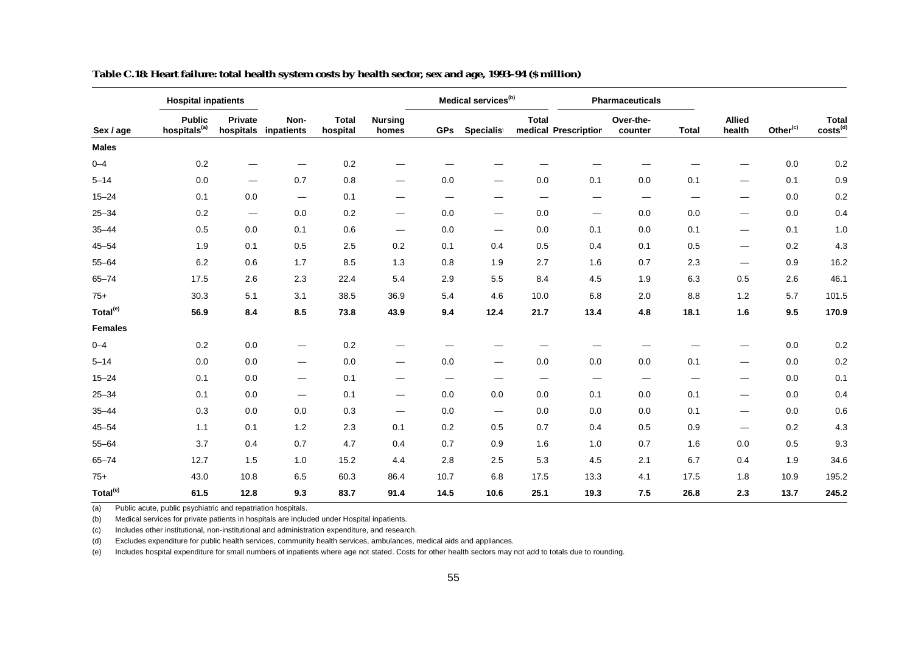**Table C.18: Heart failure: total health system costs by health sector, sex and age, 1993–94 ($ million)**

| | Hospital inpatients | | | | | Medical services[(b)] | | | Pharmaceuticals | | | | | |
|---|---|---|---|---|---|---|---|---|---|---|---|---|---|---|
| Sex / age | Public hospitals[(a)] | Private hospitals | Non-inpatients | Total hospital | Nursing homes | GPs | Specialist | Total medical | Prescription | Over-the-counter | Total | Allied health | Other[(c)] | Total costs[(d)] |
| **Males** | | | | | | | | | | | | | | |
| 0–4 | 0.2 | — | — | 0.2 | — | — | — | — | — | — | — | — | 0.0 | 0.2 |
| 5–14 | 0.0 | — | 0.7 | 0.8 | — | 0.0 | — | 0.0 | 0.1 | 0.0 | 0.1 | — | 0.1 | 0.9 |
| 15–24 | 0.1 | 0.0 | — | 0.1 | — | — | — | — | — | — | — | — | 0.0 | 0.2 |
| 25–34 | 0.2 | — | 0.0 | 0.2 | — | 0.0 | — | 0.0 | — | 0.0 | 0.0 | — | 0.0 | 0.4 |
| 35–44 | 0.5 | 0.0 | 0.1 | 0.6 | — | 0.0 | — | 0.0 | 0.1 | 0.0 | 0.1 | — | 0.1 | 1.0 |
| 45–54 | 1.9 | 0.1 | 0.5 | 2.5 | 0.2 | 0.1 | 0.4 | 0.5 | 0.4 | 0.1 | 0.5 | — | 0.2 | 4.3 |
| 55–64 | 6.2 | 0.6 | 1.7 | 8.5 | 1.3 | 0.8 | 1.9 | 2.7 | 1.6 | 0.7 | 2.3 | — | 0.9 | 16.2 |
| 65–74 | 17.5 | 2.6 | 2.3 | 22.4 | 5.4 | 2.9 | 5.5 | 8.4 | 4.5 | 1.9 | 6.3 | 0.5 | 2.6 | 46.1 |
| 75+ | 30.3 | 5.1 | 3.1 | 38.5 | 36.9 | 5.4 | 4.6 | 10.0 | 6.8 | 2.0 | 8.8 | 1.2 | 5.7 | 101.5 |
| **Total[(e)]** | **56.9** | **8.4** | **8.5** | **73.8** | **43.9** | **9.4** | **12.4** | **21.7** | **13.4** | **4.8** | **18.1** | **1.6** | **9.5** | **170.9** |
| **Females** | | | | | | | | | | | | | | |
| 0–4 | 0.2 | 0.0 | — | 0.2 | — | — | — | — | — | — | — | — | 0.0 | 0.2 |
| 5–14 | 0.0 | 0.0 | — | 0.0 | — | 0.0 | — | 0.0 | 0.0 | 0.0 | 0.1 | — | 0.0 | 0.2 |
| 15–24 | 0.1 | 0.0 | — | 0.1 | — | — | — | — | — | — | — | — | 0.0 | 0.1 |
| 25–34 | 0.1 | 0.0 | — | 0.1 | — | 0.0 | 0.0 | 0.0 | 0.1 | 0.0 | 0.1 | — | 0.0 | 0.4 |
| 35–44 | 0.3 | 0.0 | 0.0 | 0.3 | — | 0.0 | — | 0.0 | 0.0 | 0.0 | 0.1 | — | 0.0 | 0.6 |
| 45–54 | 1.1 | 0.1 | 1.2 | 2.3 | 0.1 | 0.2 | 0.5 | 0.7 | 0.4 | 0.5 | 0.9 | — | 0.2 | 4.3 |
| 55–64 | 3.7 | 0.4 | 0.7 | 4.7 | 0.4 | 0.7 | 0.9 | 1.6 | 1.0 | 0.7 | 1.6 | 0.0 | 0.5 | 9.3 |
| 65–74 | 12.7 | 1.5 | 1.0 | 15.2 | 4.4 | 2.8 | 2.5 | 5.3 | 4.5 | 2.1 | 6.7 | 0.4 | 1.9 | 34.6 |
| 75+ | 43.0 | 10.8 | 6.5 | 60.3 | 86.4 | 10.7 | 6.8 | 17.5 | 13.3 | 4.1 | 17.5 | 1.8 | 10.9 | 195.2 |
| **Total[(e)]** | **61.5** | **12.8** | **9.3** | **83.7** | **91.4** | **14.5** | **10.6** | **25.1** | **19.3** | **7.5** | **26.8** | **2.3** | **13.7** | **245.2** |

(a) Public acute, public psychiatric and repatriation hospitals.

(b) Medical services for private patients in hospitals are included under Hospital inpatients.

(c) Includes other institutional, non-institutional and administration expenditure, and research.

(d) Excludes expenditure for public health services, community health services, ambulances, medical aids and appliances.

(e) Includes hospital expenditure for small numbers of inpatients where age not stated. Costs for other health sectors may not add to totals due to rounding.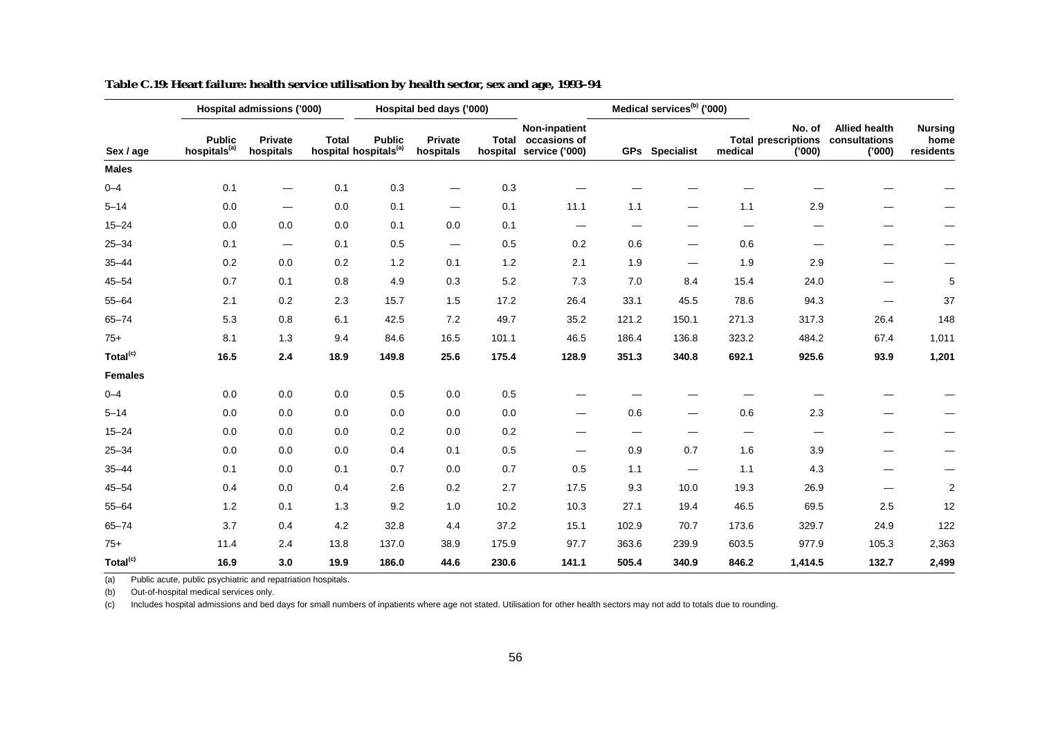**Table C.19: Heart failure: health service utilisation by health sector, sex and age, 1993–94**

| | Hospital admissions ('000) | | | Hospital bed days ('000) | | | | Medical services[(b)] ('000) | | | | | |
|---|---|---|---|---|---|---|---|---|---|---|---|---|---|
| Sex / age | Public hospitals[(a)] | Private hospitals | Total hospital | Public hospitals[(a)] | Private hospitals | Total hospital | Non-inpatient occasions of service ('000) | GPs | Specialist | Total medical | No. of prescriptions ('000) | Allied health consultations ('000) | Nursing home residents |
| **Males** | | | | | | | | | | | | | |
| 0–4 | 0.1 | — | 0.1 | 0.3 | — | 0.3 | — | — | — | — | — | — | — |
| 5–14 | 0.0 | — | 0.0 | 0.1 | — | 0.1 | 11.1 | 1.1 | — | 1.1 | 2.9 | — | — |
| 15–24 | 0.0 | 0.0 | 0.0 | 0.1 | 0.0 | 0.1 | — | — | — | — | — | — | — |
| 25–34 | 0.1 | — | 0.1 | 0.5 | — | 0.5 | 0.2 | 0.6 | — | 0.6 | — | — | — |
| 35–44 | 0.2 | 0.0 | 0.2 | 1.2 | 0.1 | 1.2 | 2.1 | 1.9 | — | 1.9 | 2.9 | — | — |
| 45–54 | 0.7 | 0.1 | 0.8 | 4.9 | 0.3 | 5.2 | 7.3 | 7.0 | 8.4 | 15.4 | 24.0 | — | 5 |
| 55–64 | 2.1 | 0.2 | 2.3 | 15.7 | 1.5 | 17.2 | 26.4 | 33.1 | 45.5 | 78.6 | 94.3 | — | 37 |
| 65–74 | 5.3 | 0.8 | 6.1 | 42.5 | 7.2 | 49.7 | 35.2 | 121.2 | 150.1 | 271.3 | 317.3 | 26.4 | 148 |
| 75+ | 8.1 | 1.3 | 9.4 | 84.6 | 16.5 | 101.1 | 46.5 | 186.4 | 136.8 | 323.2 | 484.2 | 67.4 | 1,011 |
| **Total[(c)]** | **16.5** | **2.4** | **18.9** | **149.8** | **25.6** | **175.4** | **128.9** | **351.3** | **340.8** | **692.1** | **925.6** | **93.9** | **1,201** |
| **Females** | | | | | | | | | | | | | |
| 0–4 | 0.0 | 0.0 | 0.0 | 0.5 | 0.0 | 0.5 | — | — | — | — | — | — | — |
| 5–14 | 0.0 | 0.0 | 0.0 | 0.0 | 0.0 | 0.0 | — | 0.6 | — | 0.6 | 2.3 | — | — |
| 15–24 | 0.0 | 0.0 | 0.0 | 0.2 | 0.0 | 0.2 | — | — | — | — | — | — | — |
| 25–34 | 0.0 | 0.0 | 0.0 | 0.4 | 0.1 | 0.5 | — | 0.9 | 0.7 | 1.6 | 3.9 | — | — |
| 35–44 | 0.1 | 0.0 | 0.1 | 0.7 | 0.0 | 0.7 | 0.5 | 1.1 | — | 1.1 | 4.3 | — | — |
| 45–54 | 0.4 | 0.0 | 0.4 | 2.6 | 0.2 | 2.7 | 17.5 | 9.3 | 10.0 | 19.3 | 26.9 | — | 2 |
| 55–64 | 1.2 | 0.1 | 1.3 | 9.2 | 1.0 | 10.2 | 10.3 | 27.1 | 19.4 | 46.5 | 69.5 | 2.5 | 12 |
| 65–74 | 3.7 | 0.4 | 4.2 | 32.8 | 4.4 | 37.2 | 15.1 | 102.9 | 70.7 | 173.6 | 329.7 | 24.9 | 122 |
| 75+ | 11.4 | 2.4 | 13.8 | 137.0 | 38.9 | 175.9 | 97.7 | 363.6 | 239.9 | 603.5 | 977.9 | 105.3 | 2,363 |
| **Total[(c)]** | **16.9** | **3.0** | **19.9** | **186.0** | **44.6** | **230.6** | **141.1** | **505.4** | **340.9** | **846.2** | **1,414.5** | **132.7** | **2,499** |

(a) Public acute, public psychiatric and repatriation hospitals.

(b) Out-of-hospital medical services only.

(c) Includes hospital admissions and bed days for small numbers of inpatients where age not stated. Utilisation for other health sectors may not add to totals due to rounding.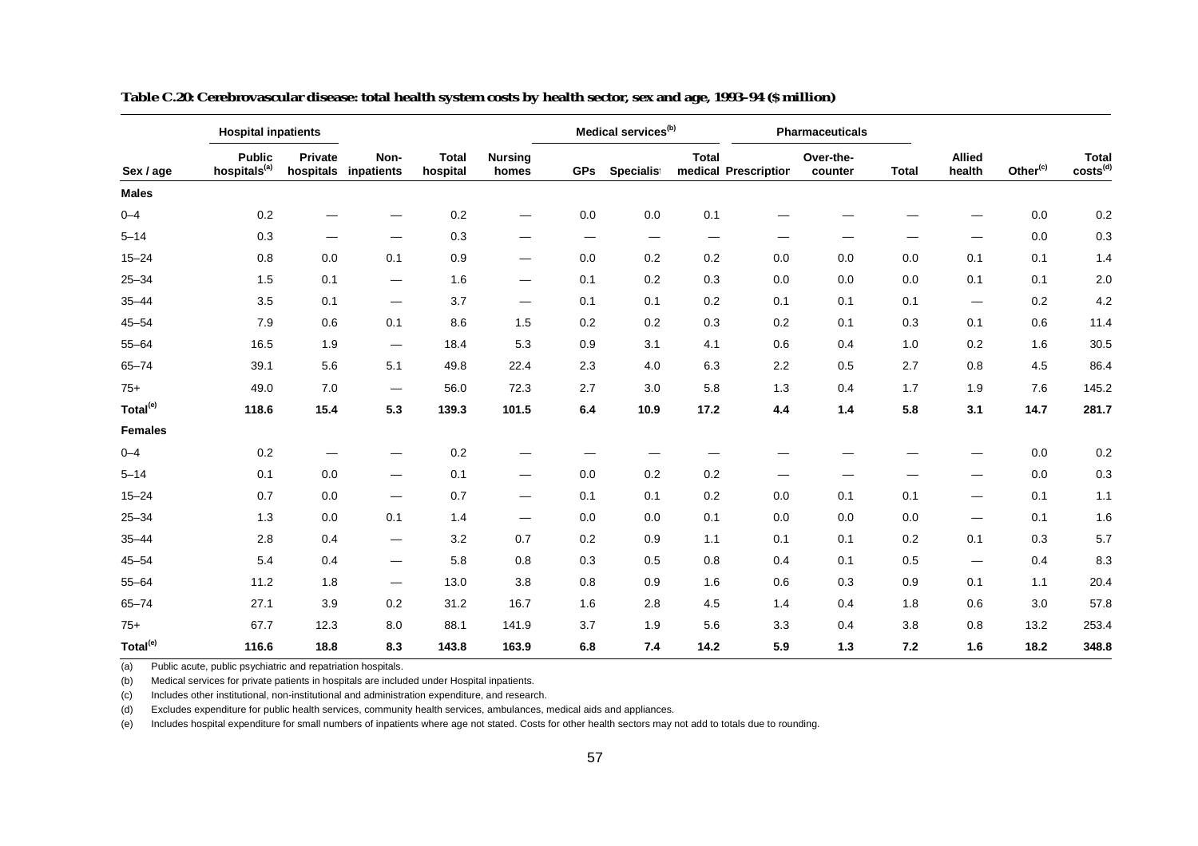**Table C.20: Cerebrovascular disease: total health system costs by health sector, sex and age, 1993–94 ($ million)**

| | Hospital inpatients | | | | | Medical services[(b)] | | | Pharmaceuticals | | | | | |
|---|---|---|---|---|---|---|---|---|---|---|---|---|---|---|
| Sex / age | Public hospitals[(a)] | Private hospitals | Non-inpatients | Total hospital | Nursing homes | GPs | Specialist | Total medical | Prescription | Over-the-counter | Total | Allied health | Other[(c)] | Total costs[(d)] |
| **Males** | | | | | | | | | | | | | | |
| 0–4 | 0.2 | — | — | 0.2 | — | 0.0 | 0.0 | 0.1 | — | — | — | — | 0.0 | 0.2 |
| 5–14 | 0.3 | — | — | 0.3 | — | — | — | — | — | — | — | — | 0.0 | 0.3 |
| 15–24 | 0.8 | 0.0 | 0.1 | 0.9 | — | 0.0 | 0.2 | 0.2 | 0.0 | 0.0 | 0.0 | 0.1 | 0.1 | 1.4 |
| 25–34 | 1.5 | 0.1 | — | 1.6 | — | 0.1 | 0.2 | 0.3 | 0.0 | 0.0 | 0.0 | 0.1 | 0.1 | 2.0 |
| 35–44 | 3.5 | 0.1 | — | 3.7 | — | 0.1 | 0.1 | 0.2 | 0.1 | 0.1 | 0.1 | — | 0.2 | 4.2 |
| 45–54 | 7.9 | 0.6 | 0.1 | 8.6 | 1.5 | 0.2 | 0.2 | 0.3 | 0.2 | 0.1 | 0.3 | 0.1 | 0.6 | 11.4 |
| 55–64 | 16.5 | 1.9 | — | 18.4 | 5.3 | 0.9 | 3.1 | 4.1 | 0.6 | 0.4 | 1.0 | 0.2 | 1.6 | 30.5 |
| 65–74 | 39.1 | 5.6 | 5.1 | 49.8 | 22.4 | 2.3 | 4.0 | 6.3 | 2.2 | 0.5 | 2.7 | 0.8 | 4.5 | 86.4 |
| 75+ | 49.0 | 7.0 | — | 56.0 | 72.3 | 2.7 | 3.0 | 5.8 | 1.3 | 0.4 | 1.7 | 1.9 | 7.6 | 145.2 |
| **Total[(e)]** | **118.6** | **15.4** | **5.3** | **139.3** | **101.5** | **6.4** | **10.9** | **17.2** | **4.4** | **1.4** | **5.8** | **3.1** | **14.7** | **281.7** |
| **Females** | | | | | | | | | | | | | | |
| 0–4 | 0.2 | — | — | 0.2 | — | — | — | — | — | — | — | — | 0.0 | 0.2 |
| 5–14 | 0.1 | 0.0 | — | 0.1 | — | 0.0 | 0.2 | 0.2 | — | — | — | — | 0.0 | 0.3 |
| 15–24 | 0.7 | 0.0 | — | 0.7 | — | 0.1 | 0.1 | 0.2 | 0.0 | 0.1 | 0.1 | — | 0.1 | 1.1 |
| 25–34 | 1.3 | 0.0 | 0.1 | 1.4 | — | 0.0 | 0.0 | 0.1 | 0.0 | 0.0 | 0.0 | — | 0.1 | 1.6 |
| 35–44 | 2.8 | 0.4 | — | 3.2 | 0.7 | 0.2 | 0.9 | 1.1 | 0.1 | 0.1 | 0.2 | 0.1 | 0.3 | 5.7 |
| 45–54 | 5.4 | 0.4 | — | 5.8 | 0.8 | 0.3 | 0.5 | 0.8 | 0.4 | 0.1 | 0.5 | — | 0.4 | 8.3 |
| 55–64 | 11.2 | 1.8 | — | 13.0 | 3.8 | 0.8 | 0.9 | 1.6 | 0.6 | 0.3 | 0.9 | 0.1 | 1.1 | 20.4 |
| 65–74 | 27.1 | 3.9 | 0.2 | 31.2 | 16.7 | 1.6 | 2.8 | 4.5 | 1.4 | 0.4 | 1.8 | 0.6 | 3.0 | 57.8 |
| 75+ | 67.7 | 12.3 | 8.0 | 88.1 | 141.9 | 3.7 | 1.9 | 5.6 | 3.3 | 0.4 | 3.8 | 0.8 | 13.2 | 253.4 |
| **Total[(e)]** | **116.6** | **18.8** | **8.3** | **143.8** | **163.9** | **6.8** | **7.4** | **14.2** | **5.9** | **1.3** | **7.2** | **1.6** | **18.2** | **348.8** |

(a) Public acute, public psychiatric and repatriation hospitals.

(b) Medical services for private patients in hospitals are included under Hospital inpatients.

(c) Includes other institutional, non-institutional and administration expenditure, and research.

(d) Excludes expenditure for public health services, community health services, ambulances, medical aids and appliances.

(e) Includes hospital expenditure for small numbers of inpatients where age not stated. Costs for other health sectors may not add to totals due to rounding.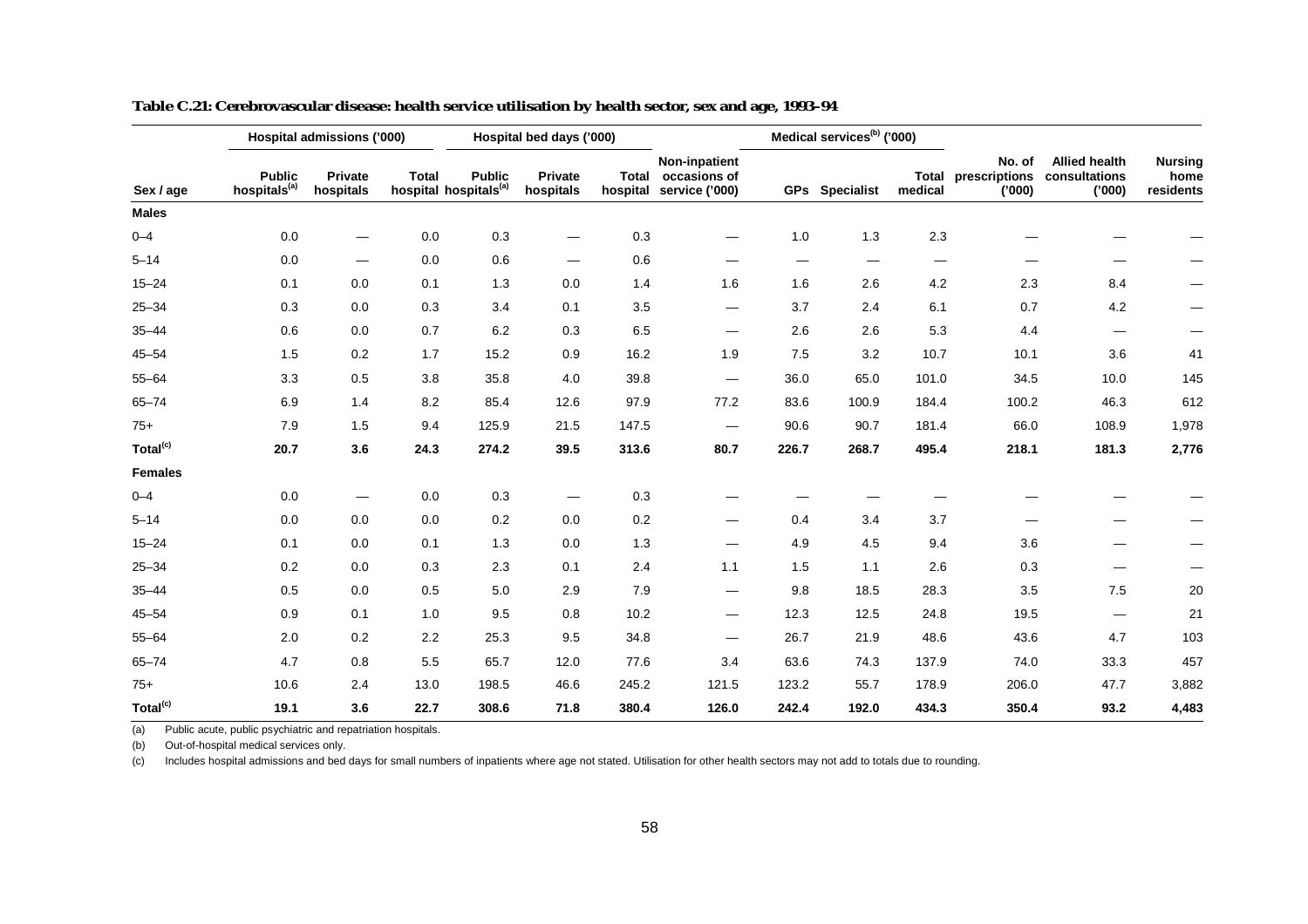**Table C.21: Cerebrovascular disease: health service utilisation by health sector, sex and age, 1993–94**

| | Hospital admissions ('000) | | | Hospital bed days ('000) | | | | Medical services[(b)] ('000) | | | | | |
|---|---|---|---|---|---|---|---|---|---|---|---|---|---|
| Sex / age | Public hospitals[(a)] | Private hospitals | Total hospital | Public hospitals[(a)] | Private hospitals | Total hospital | Non-inpatient occasions of service ('000) | GPs | Specialist | Total medical | No. of prescriptions ('000) | Allied health consultations ('000) | Nursing home residents |
| **Males** | | | | | | | | | | | | | |
| 0–4 | 0.0 | — | 0.0 | 0.3 | — | 0.3 | — | 1.0 | 1.3 | 2.3 | — | — | — |
| 5–14 | 0.0 | — | 0.0 | 0.6 | — | 0.6 | — | — | — | — | — | — | — |
| 15–24 | 0.1 | 0.0 | 0.1 | 1.3 | 0.0 | 1.4 | 1.6 | 1.6 | 2.6 | 4.2 | 2.3 | 8.4 | — |
| 25–34 | 0.3 | 0.0 | 0.3 | 3.4 | 0.1 | 3.5 | — | 3.7 | 2.4 | 6.1 | 0.7 | 4.2 | — |
| 35–44 | 0.6 | 0.0 | 0.7 | 6.2 | 0.3 | 6.5 | — | 2.6 | 2.6 | 5.3 | 4.4 | — | — |
| 45–54 | 1.5 | 0.2 | 1.7 | 15.2 | 0.9 | 16.2 | 1.9 | 7.5 | 3.2 | 10.7 | 10.1 | 3.6 | 41 |
| 55–64 | 3.3 | 0.5 | 3.8 | 35.8 | 4.0 | 39.8 | — | 36.0 | 65.0 | 101.0 | 34.5 | 10.0 | 145 |
| 65–74 | 6.9 | 1.4 | 8.2 | 85.4 | 12.6 | 97.9 | 77.2 | 83.6 | 100.9 | 184.4 | 100.2 | 46.3 | 612 |
| 75+ | 7.9 | 1.5 | 9.4 | 125.9 | 21.5 | 147.5 | — | 90.6 | 90.7 | 181.4 | 66.0 | 108.9 | 1,978 |
| **Total[(c)]** | **20.7** | **3.6** | **24.3** | **274.2** | **39.5** | **313.6** | **80.7** | **226.7** | **268.7** | **495.4** | **218.1** | **181.3** | **2,776** |
| **Females** | | | | | | | | | | | | | |
| 0–4 | 0.0 | — | 0.0 | 0.3 | — | 0.3 | — | — | — | — | — | — | — |
| 5–14 | 0.0 | 0.0 | 0.0 | 0.2 | 0.0 | 0.2 | — | 0.4 | 3.4 | 3.7 | — | — | — |
| 15–24 | 0.1 | 0.0 | 0.1 | 1.3 | 0.0 | 1.3 | — | 4.9 | 4.5 | 9.4 | 3.6 | — | — |
| 25–34 | 0.2 | 0.0 | 0.3 | 2.3 | 0.1 | 2.4 | 1.1 | 1.5 | 1.1 | 2.6 | 0.3 | — | — |
| 35–44 | 0.5 | 0.0 | 0.5 | 5.0 | 2.9 | 7.9 | — | 9.8 | 18.5 | 28.3 | 3.5 | 7.5 | 20 |
| 45–54 | 0.9 | 0.1 | 1.0 | 9.5 | 0.8 | 10.2 | — | 12.3 | 12.5 | 24.8 | 19.5 | — | 21 |
| 55–64 | 2.0 | 0.2 | 2.2 | 25.3 | 9.5 | 34.8 | — | 26.7 | 21.9 | 48.6 | 43.6 | 4.7 | 103 |
| 65–74 | 4.7 | 0.8 | 5.5 | 65.7 | 12.0 | 77.6 | 3.4 | 63.6 | 74.3 | 137.9 | 74.0 | 33.3 | 457 |
| 75+ | 10.6 | 2.4 | 13.0 | 198.5 | 46.6 | 245.2 | 121.5 | 123.2 | 55.7 | 178.9 | 206.0 | 47.7 | 3,882 |
| **Total[(c)]** | **19.1** | **3.6** | **22.7** | **308.6** | **71.8** | **380.4** | **126.0** | **242.4** | **192.0** | **434.3** | **350.4** | **93.2** | **4,483** |

(a) Public acute, public psychiatric and repatriation hospitals.

(b) Out-of-hospital medical services only.

(c) Includes hospital admissions and bed days for small numbers of inpatients where age not stated. Utilisation for other health sectors may not add to totals due to rounding.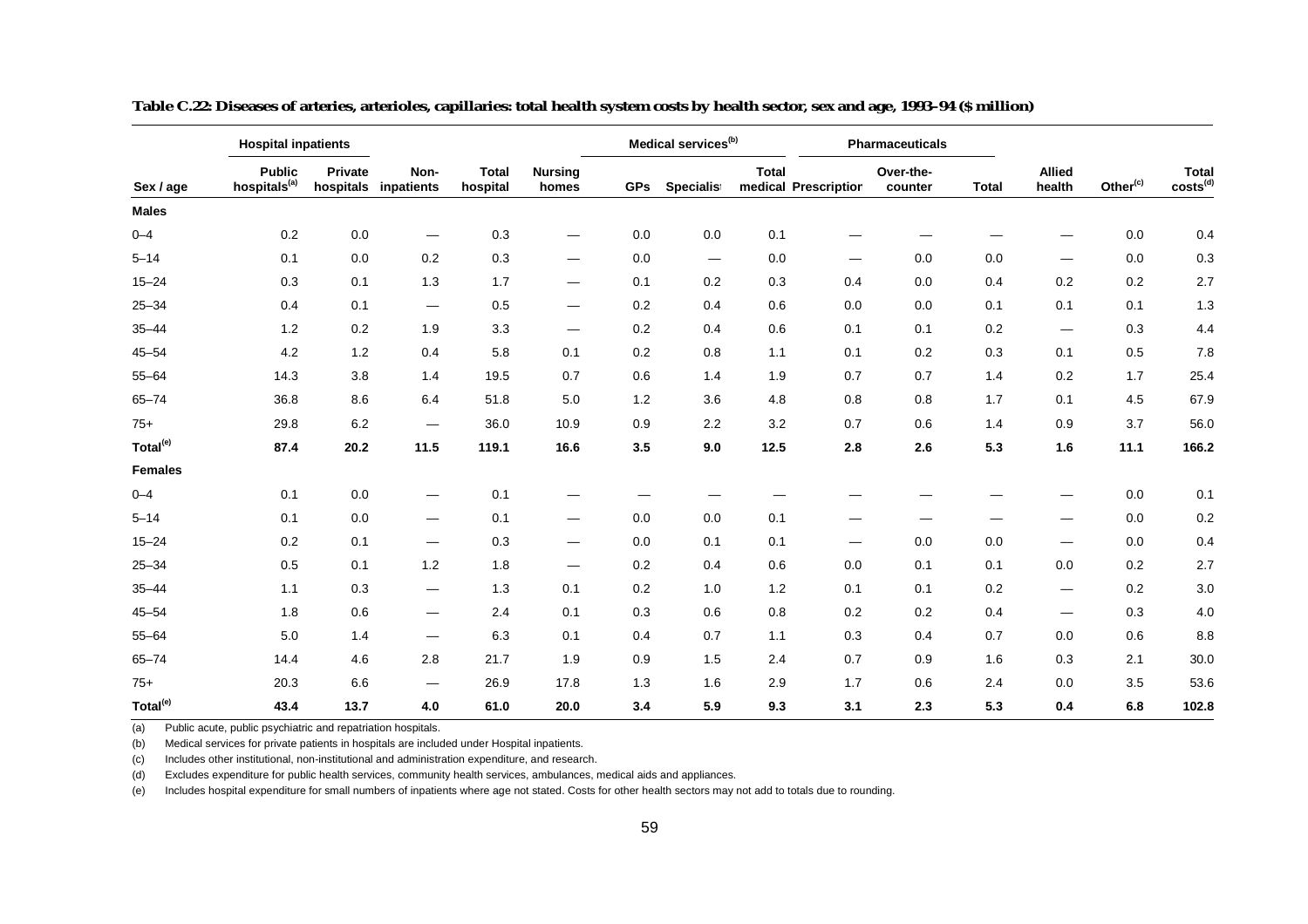**Table C.22: Diseases of arteries, arterioles, capillaries: total health system costs by health sector, sex and age, 1993–94 ($ million)**

| | Hospital inpatients | | | | | Medical services[(b)] | | | Pharmaceuticals | | | | | |
|---|---|---|---|---|---|---|---|---|---|---|---|---|---|---|
| Sex / age | Public hospitals[(a)] | Private hospitals | Non-inpatients | Total hospital | Nursing homes | GPs | Specialist | Total medical | Prescription | Over-the-counter | Total | Allied health | Other[(c)] | Total costs[(d)] |
| **Males** | | | | | | | | | | | | | | |
| 0–4 | 0.2 | 0.0 | — | 0.3 | — | 0.0 | 0.0 | 0.1 | — | — | — | — | 0.0 | 0.4 |
| 5–14 | 0.1 | 0.0 | 0.2 | 0.3 | — | 0.0 | — | 0.0 | — | 0.0 | 0.0 | — | 0.0 | 0.3 |
| 15–24 | 0.3 | 0.1 | 1.3 | 1.7 | — | 0.1 | 0.2 | 0.3 | 0.4 | 0.0 | 0.4 | 0.2 | 0.2 | 2.7 |
| 25–34 | 0.4 | 0.1 | — | 0.5 | — | 0.2 | 0.4 | 0.6 | 0.0 | 0.0 | 0.1 | 0.1 | 0.1 | 1.3 |
| 35–44 | 1.2 | 0.2 | 1.9 | 3.3 | — | 0.2 | 0.4 | 0.6 | 0.1 | 0.1 | 0.2 | — | 0.3 | 4.4 |
| 45–54 | 4.2 | 1.2 | 0.4 | 5.8 | 0.1 | 0.2 | 0.8 | 1.1 | 0.1 | 0.2 | 0.3 | 0.1 | 0.5 | 7.8 |
| 55–64 | 14.3 | 3.8 | 1.4 | 19.5 | 0.7 | 0.6 | 1.4 | 1.9 | 0.7 | 0.7 | 1.4 | 0.2 | 1.7 | 25.4 |
| 65–74 | 36.8 | 8.6 | 6.4 | 51.8 | 5.0 | 1.2 | 3.6 | 4.8 | 0.8 | 0.8 | 1.7 | 0.1 | 4.5 | 67.9 |
| 75+ | 29.8 | 6.2 | — | 36.0 | 10.9 | 0.9 | 2.2 | 3.2 | 0.7 | 0.6 | 1.4 | 0.9 | 3.7 | 56.0 |
| **Total[(e)]** | **87.4** | **20.2** | **11.5** | **119.1** | **16.6** | **3.5** | **9.0** | **12.5** | **2.8** | **2.6** | **5.3** | **1.6** | **11.1** | **166.2** |
| **Females** | | | | | | | | | | | | | | |
| 0–4 | 0.1 | 0.0 | — | 0.1 | — | — | — | — | — | — | — | — | 0.0 | 0.1 |
| 5–14 | 0.1 | 0.0 | — | 0.1 | — | 0.0 | 0.0 | 0.1 | — | — | — | — | 0.0 | 0.2 |
| 15–24 | 0.2 | 0.1 | — | 0.3 | — | 0.0 | 0.1 | 0.1 | — | 0.0 | 0.0 | — | 0.0 | 0.4 |
| 25–34 | 0.5 | 0.1 | 1.2 | 1.8 | — | 0.2 | 0.4 | 0.6 | 0.0 | 0.1 | 0.1 | 0.0 | 0.2 | 2.7 |
| 35–44 | 1.1 | 0.3 | — | 1.3 | 0.1 | 0.2 | 1.0 | 1.2 | 0.1 | 0.1 | 0.2 | — | 0.2 | 3.0 |
| 45–54 | 1.8 | 0.6 | — | 2.4 | 0.1 | 0.3 | 0.6 | 0.8 | 0.2 | 0.2 | 0.4 | — | 0.3 | 4.0 |
| 55–64 | 5.0 | 1.4 | — | 6.3 | 0.1 | 0.4 | 0.7 | 1.1 | 0.3 | 0.4 | 0.7 | 0.0 | 0.6 | 8.8 |
| 65–74 | 14.4 | 4.6 | 2.8 | 21.7 | 1.9 | 0.9 | 1.5 | 2.4 | 0.7 | 0.9 | 1.6 | 0.3 | 2.1 | 30.0 |
| 75+ | 20.3 | 6.6 | — | 26.9 | 17.8 | 1.3 | 1.6 | 2.9 | 1.7 | 0.6 | 2.4 | 0.0 | 3.5 | 53.6 |
| **Total[(e)]** | **43.4** | **13.7** | **4.0** | **61.0** | **20.0** | **3.4** | **5.9** | **9.3** | **3.1** | **2.3** | **5.3** | **0.4** | **6.8** | **102.8** |

(a) Public acute, public psychiatric and repatriation hospitals.

(b) Medical services for private patients in hospitals are included under Hospital inpatients.

(c) Includes other institutional, non-institutional and administration expenditure, and research.

(d) Excludes expenditure for public health services, community health services, ambulances, medical aids and appliances.

(e) Includes hospital expenditure for small numbers of inpatients where age not stated. Costs for other health sectors may not add to totals due to rounding.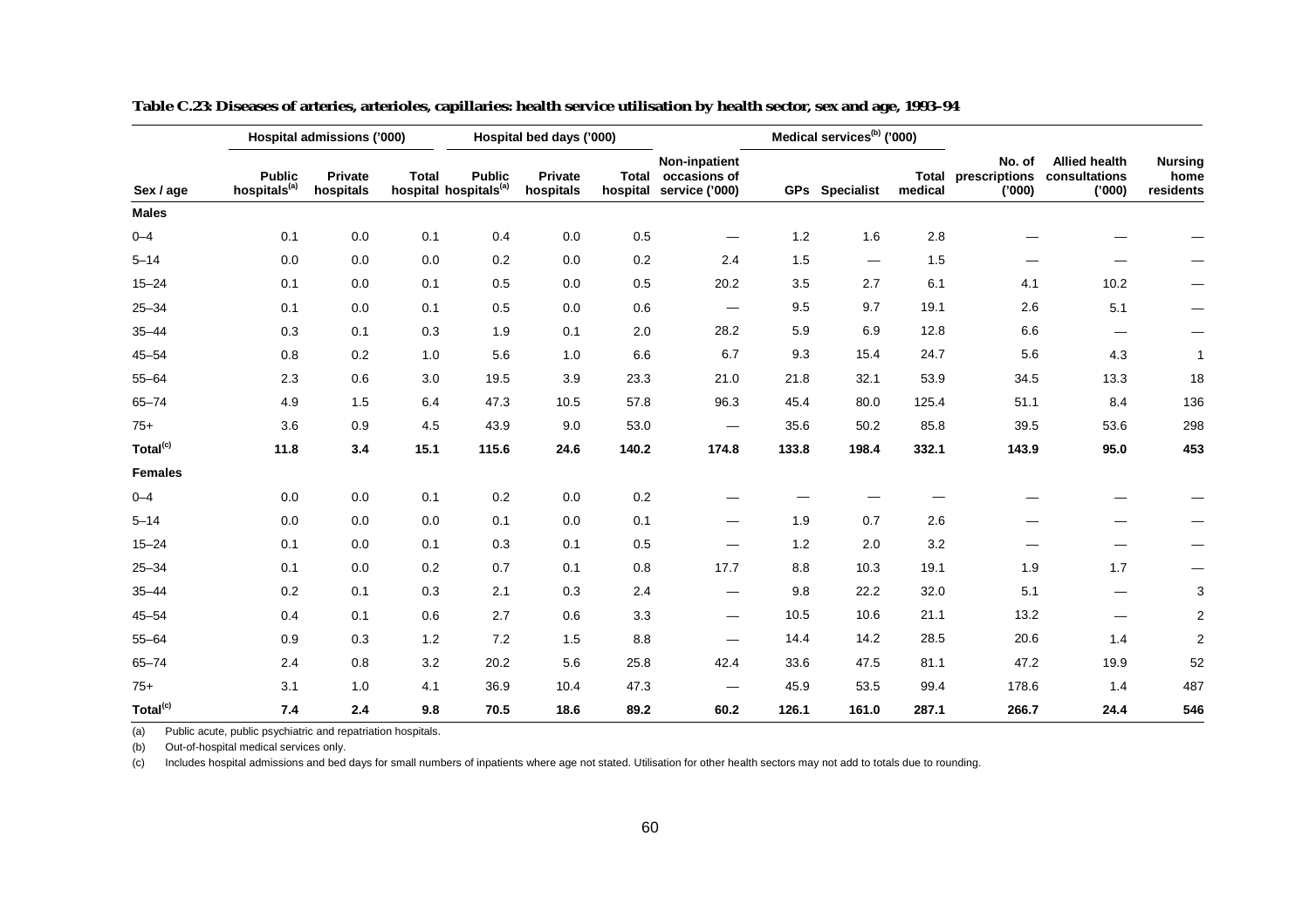**Table C.23: Diseases of arteries, arterioles, capillaries: health service utilisation by health sector, sex and age, 1993–94**

| | Hospital admissions ('000) | | | Hospital bed days ('000) | | | | Medical services[(b)] ('000) | | | | | |
|---|---|---|---|---|---|---|---|---|---|---|---|---|---|
| Sex / age | Public hospitals[(a)] | Private hospitals | Total hospital | Public hospitals[(a)] | Private hospitals | Total hospital | Non-inpatient occasions of service ('000) | GPs | Specialist | Total medical | No. of prescriptions ('000) | Allied health consultations ('000) | Nursing home residents |
| **Males** | | | | | | | | | | | | | |
| 0–4 | 0.1 | 0.0 | 0.1 | 0.4 | 0.0 | 0.5 | — | 1.2 | 1.6 | 2.8 | — | — | — |
| 5–14 | 0.0 | 0.0 | 0.0 | 0.2 | 0.0 | 0.2 | 2.4 | 1.5 | — | 1.5 | — | — | — |
| 15–24 | 0.1 | 0.0 | 0.1 | 0.5 | 0.0 | 0.5 | 20.2 | 3.5 | 2.7 | 6.1 | 4.1 | 10.2 | — |
| 25–34 | 0.1 | 0.0 | 0.1 | 0.5 | 0.0 | 0.6 | — | 9.5 | 9.7 | 19.1 | 2.6 | 5.1 | — |
| 35–44 | 0.3 | 0.1 | 0.3 | 1.9 | 0.1 | 2.0 | 28.2 | 5.9 | 6.9 | 12.8 | 6.6 | — | — |
| 45–54 | 0.8 | 0.2 | 1.0 | 5.6 | 1.0 | 6.6 | 6.7 | 9.3 | 15.4 | 24.7 | 5.6 | 4.3 | 1 |
| 55–64 | 2.3 | 0.6 | 3.0 | 19.5 | 3.9 | 23.3 | 21.0 | 21.8 | 32.1 | 53.9 | 34.5 | 13.3 | 18 |
| 65–74 | 4.9 | 1.5 | 6.4 | 47.3 | 10.5 | 57.8 | 96.3 | 45.4 | 80.0 | 125.4 | 51.1 | 8.4 | 136 |
| 75+ | 3.6 | 0.9 | 4.5 | 43.9 | 9.0 | 53.0 | — | 35.6 | 50.2 | 85.8 | 39.5 | 53.6 | 298 |
| **Total[(c)]** | **11.8** | **3.4** | **15.1** | **115.6** | **24.6** | **140.2** | **174.8** | **133.8** | **198.4** | **332.1** | **143.9** | **95.0** | **453** |
| **Females** | | | | | | | | | | | | | |
| 0–4 | 0.0 | 0.0 | 0.1 | 0.2 | 0.0 | 0.2 | — | — | — | — | — | — | — |
| 5–14 | 0.0 | 0.0 | 0.0 | 0.1 | 0.0 | 0.1 | — | 1.9 | 0.7 | 2.6 | — | — | — |
| 15–24 | 0.1 | 0.0 | 0.1 | 0.3 | 0.1 | 0.5 | — | 1.2 | 2.0 | 3.2 | — | — | — |
| 25–34 | 0.1 | 0.0 | 0.2 | 0.7 | 0.1 | 0.8 | 17.7 | 8.8 | 10.3 | 19.1 | 1.9 | 1.7 | — |
| 35–44 | 0.2 | 0.1 | 0.3 | 2.1 | 0.3 | 2.4 | — | 9.8 | 22.2 | 32.0 | 5.1 | — | 3 |
| 45–54 | 0.4 | 0.1 | 0.6 | 2.7 | 0.6 | 3.3 | — | 10.5 | 10.6 | 21.1 | 13.2 | — | 2 |
| 55–64 | 0.9 | 0.3 | 1.2 | 7.2 | 1.5 | 8.8 | — | 14.4 | 14.2 | 28.5 | 20.6 | 1.4 | 2 |
| 65–74 | 2.4 | 0.8 | 3.2 | 20.2 | 5.6 | 25.8 | 42.4 | 33.6 | 47.5 | 81.1 | 47.2 | 19.9 | 52 |
| 75+ | 3.1 | 1.0 | 4.1 | 36.9 | 10.4 | 47.3 | — | 45.9 | 53.5 | 99.4 | 178.6 | 1.4 | 487 |
| **Total[(c)]** | **7.4** | **2.4** | **9.8** | **70.5** | **18.6** | **89.2** | **60.2** | **126.1** | **161.0** | **287.1** | **266.7** | **24.4** | **546** |

(a) Public acute, public psychiatric and repatriation hospitals.

(b) Out-of-hospital medical services only.

(c) Includes hospital admissions and bed days for small numbers of inpatients where age not stated. Utilisation for other health sectors may not add to totals due to rounding.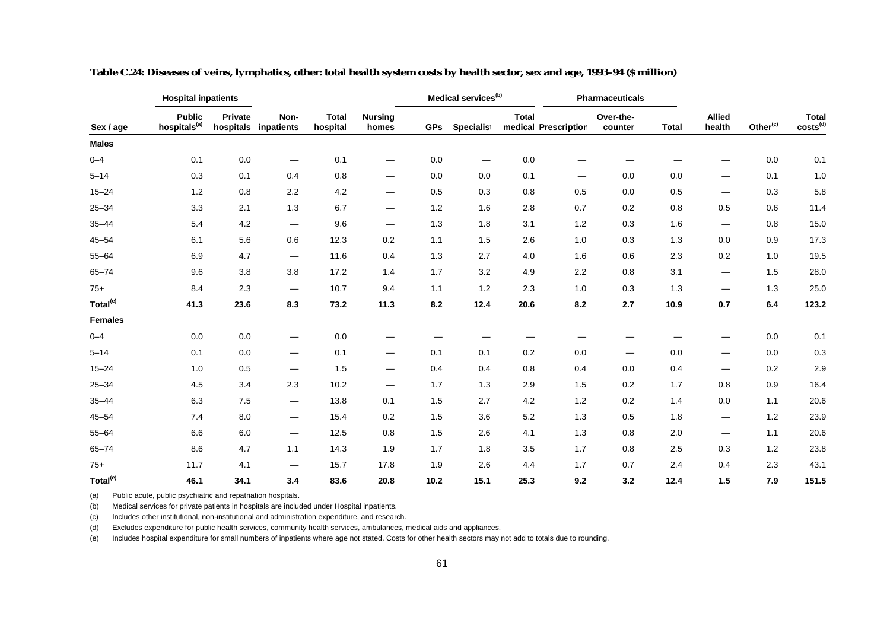**Table C.24: Diseases of veins, lymphatics, other: total health system costs by health sector, sex and age, 1993–94 ($ million)**

| | Hospital inpatients | | | | | Medical services[(b)] | | | Pharmaceuticals | | | | | |
|---|---|---|---|---|---|---|---|---|---|---|---|---|---|---|
| Sex / age | Public hospitals[(a)] | Private hospitals | Non-inpatients | Total hospital | Nursing homes | GPs | Specialist | Total medical | Prescription | Over-the-counter | Total | Allied health | Other[(c)] | Total costs[(d)] |
| **Males** | | | | | | | | | | | | | | |
| 0–4 | 0.1 | 0.0 | — | 0.1 | — | 0.0 | — | 0.0 | — | — | — | — | 0.0 | 0.1 |
| 5–14 | 0.3 | 0.1 | 0.4 | 0.8 | — | 0.0 | 0.0 | 0.1 | — | 0.0 | 0.0 | — | 0.1 | 1.0 |
| 15–24 | 1.2 | 0.8 | 2.2 | 4.2 | — | 0.5 | 0.3 | 0.8 | 0.5 | 0.0 | 0.5 | — | 0.3 | 5.8 |
| 25–34 | 3.3 | 2.1 | 1.3 | 6.7 | — | 1.2 | 1.6 | 2.8 | 0.7 | 0.2 | 0.8 | 0.5 | 0.6 | 11.4 |
| 35–44 | 5.4 | 4.2 | — | 9.6 | — | 1.3 | 1.8 | 3.1 | 1.2 | 0.3 | 1.6 | — | 0.8 | 15.0 |
| 45–54 | 6.1 | 5.6 | 0.6 | 12.3 | 0.2 | 1.1 | 1.5 | 2.6 | 1.0 | 0.3 | 1.3 | 0.0 | 0.9 | 17.3 |
| 55–64 | 6.9 | 4.7 | — | 11.6 | 0.4 | 1.3 | 2.7 | 4.0 | 1.6 | 0.6 | 2.3 | 0.2 | 1.0 | 19.5 |
| 65–74 | 9.6 | 3.8 | 3.8 | 17.2 | 1.4 | 1.7 | 3.2 | 4.9 | 2.2 | 0.8 | 3.1 | — | 1.5 | 28.0 |
| 75+ | 8.4 | 2.3 | — | 10.7 | 9.4 | 1.1 | 1.2 | 2.3 | 1.0 | 0.3 | 1.3 | — | 1.3 | 25.0 |
| **Total[(e)]** | **41.3** | **23.6** | **8.3** | **73.2** | **11.3** | **8.2** | **12.4** | **20.6** | **8.2** | **2.7** | **10.9** | **0.7** | **6.4** | **123.2** |
| **Females** | | | | | | | | | | | | | | |
| 0–4 | 0.0 | 0.0 | — | 0.0 | — | — | — | — | — | — | — | — | 0.0 | 0.1 |
| 5–14 | 0.1 | 0.0 | — | 0.1 | — | 0.1 | 0.1 | 0.2 | 0.0 | — | 0.0 | — | 0.0 | 0.3 |
| 15–24 | 1.0 | 0.5 | — | 1.5 | — | 0.4 | 0.4 | 0.8 | 0.4 | 0.0 | 0.4 | — | 0.2 | 2.9 |
| 25–34 | 4.5 | 3.4 | 2.3 | 10.2 | — | 1.7 | 1.3 | 2.9 | 1.5 | 0.2 | 1.7 | 0.8 | 0.9 | 16.4 |
| 35–44 | 6.3 | 7.5 | — | 13.8 | 0.1 | 1.5 | 2.7 | 4.2 | 1.2 | 0.2 | 1.4 | 0.0 | 1.1 | 20.6 |
| 45–54 | 7.4 | 8.0 | — | 15.4 | 0.2 | 1.5 | 3.6 | 5.2 | 1.3 | 0.5 | 1.8 | — | 1.2 | 23.9 |
| 55–64 | 6.6 | 6.0 | — | 12.5 | 0.8 | 1.5 | 2.6 | 4.1 | 1.3 | 0.8 | 2.0 | — | 1.1 | 20.6 |
| 65–74 | 8.6 | 4.7 | 1.1 | 14.3 | 1.9 | 1.7 | 1.8 | 3.5 | 1.7 | 0.8 | 2.5 | 0.3 | 1.2 | 23.8 |
| 75+ | 11.7 | 4.1 | — | 15.7 | 17.8 | 1.9 | 2.6 | 4.4 | 1.7 | 0.7 | 2.4 | 0.4 | 2.3 | 43.1 |
| **Total[(e)]** | **46.1** | **34.1** | **3.4** | **83.6** | **20.8** | **10.2** | **15.1** | **25.3** | **9.2** | **3.2** | **12.4** | **1.5** | **7.9** | **151.5** |

(a) Public acute, public psychiatric and repatriation hospitals.

(b) Medical services for private patients in hospitals are included under Hospital inpatients.

(c) Includes other institutional, non-institutional and administration expenditure, and research.

(d) Excludes expenditure for public health services, community health services, ambulances, medical aids and appliances.

(e) Includes hospital expenditure for small numbers of inpatients where age not stated. Costs for other health sectors may not add to totals due to rounding.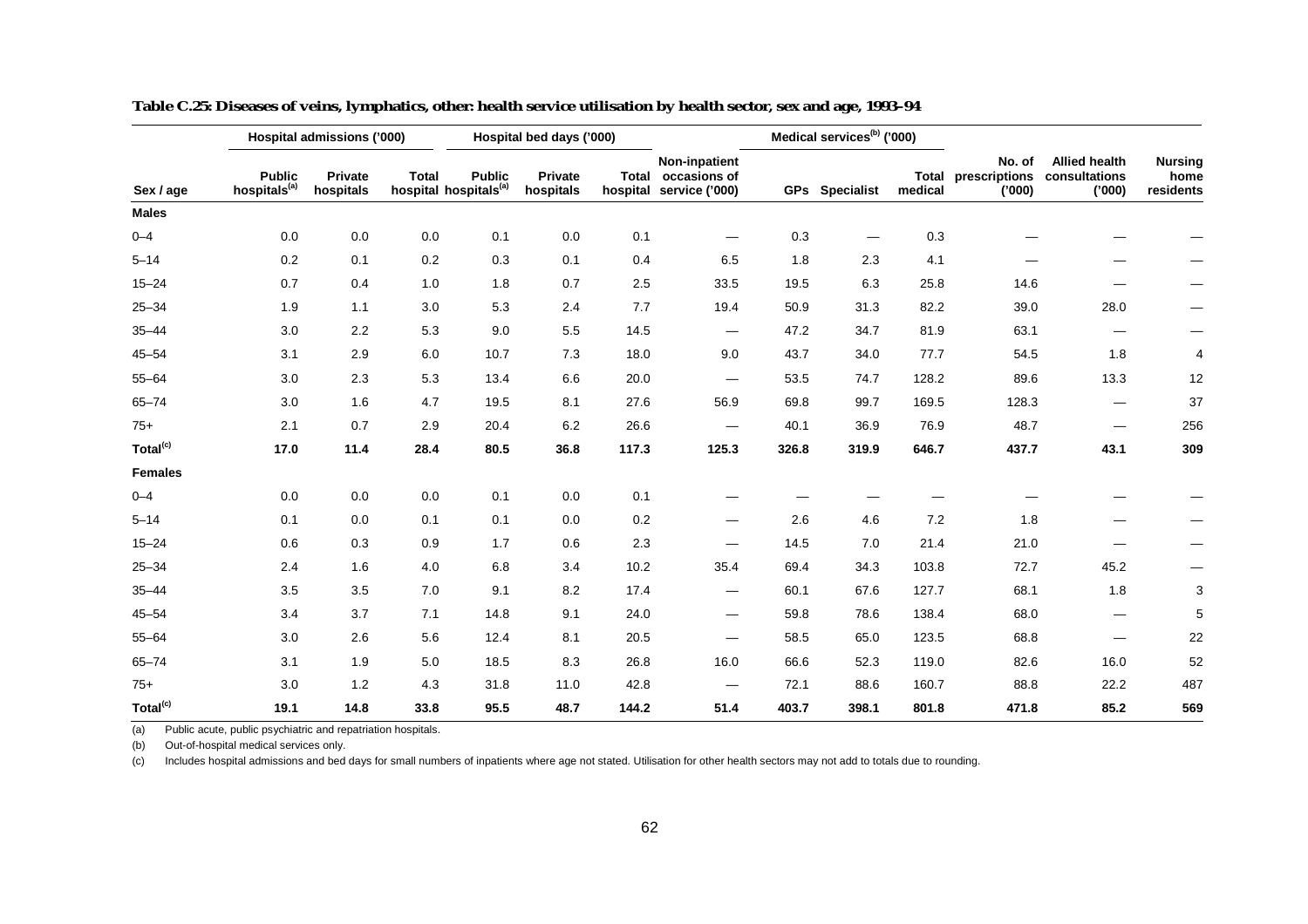**Table C.25: Diseases of veins, lymphatics, other: health service utilisation by health sector, sex and age, 1993–94**

| | Hospital admissions ('000) | | | Hospital bed days ('000) | | | | Medical services[(b)] ('000) | | | | | |
|---|---|---|---|---|---|---|---|---|---|---|---|---|---|
| Sex / age | Public hospitals[(a)] | Private hospitals | Total hospital | Public hospitals[(a)] | Private hospitals | Total hospital | Non-inpatient occasions of service ('000) | GPs | Specialist | Total medical | No. of prescriptions ('000) | Allied health consultations ('000) | Nursing home residents |
| **Males** | | | | | | | | | | | | | |
| 0–4 | 0.0 | 0.0 | 0.0 | 0.1 | 0.0 | 0.1 | — | 0.3 | — | 0.3 | — | — | — |
| 5–14 | 0.2 | 0.1 | 0.2 | 0.3 | 0.1 | 0.4 | 6.5 | 1.8 | 2.3 | 4.1 | — | — | — |
| 15–24 | 0.7 | 0.4 | 1.0 | 1.8 | 0.7 | 2.5 | 33.5 | 19.5 | 6.3 | 25.8 | 14.6 | — | — |
| 25–34 | 1.9 | 1.1 | 3.0 | 5.3 | 2.4 | 7.7 | 19.4 | 50.9 | 31.3 | 82.2 | 39.0 | 28.0 | — |
| 35–44 | 3.0 | 2.2 | 5.3 | 9.0 | 5.5 | 14.5 | — | 47.2 | 34.7 | 81.9 | 63.1 | — | — |
| 45–54 | 3.1 | 2.9 | 6.0 | 10.7 | 7.3 | 18.0 | 9.0 | 43.7 | 34.0 | 77.7 | 54.5 | 1.8 | 4 |
| 55–64 | 3.0 | 2.3 | 5.3 | 13.4 | 6.6 | 20.0 | — | 53.5 | 74.7 | 128.2 | 89.6 | 13.3 | 12 |
| 65–74 | 3.0 | 1.6 | 4.7 | 19.5 | 8.1 | 27.6 | 56.9 | 69.8 | 99.7 | 169.5 | 128.3 | — | 37 |
| 75+ | 2.1 | 0.7 | 2.9 | 20.4 | 6.2 | 26.6 | — | 40.1 | 36.9 | 76.9 | 48.7 | — | 256 |
| **Total[(c)]** | **17.0** | **11.4** | **28.4** | **80.5** | **36.8** | **117.3** | **125.3** | **326.8** | **319.9** | **646.7** | **437.7** | **43.1** | **309** |
| **Females** | | | | | | | | | | | | | |
| 0–4 | 0.0 | 0.0 | 0.0 | 0.1 | 0.0 | 0.1 | — | — | — | — | — | — | — |
| 5–14 | 0.1 | 0.0 | 0.1 | 0.1 | 0.0 | 0.2 | — | 2.6 | 4.6 | 7.2 | 1.8 | — | — |
| 15–24 | 0.6 | 0.3 | 0.9 | 1.7 | 0.6 | 2.3 | — | 14.5 | 7.0 | 21.4 | 21.0 | — | — |
| 25–34 | 2.4 | 1.6 | 4.0 | 6.8 | 3.4 | 10.2 | 35.4 | 69.4 | 34.3 | 103.8 | 72.7 | 45.2 | — |
| 35–44 | 3.5 | 3.5 | 7.0 | 9.1 | 8.2 | 17.4 | — | 60.1 | 67.6 | 127.7 | 68.1 | 1.8 | 3 |
| 45–54 | 3.4 | 3.7 | 7.1 | 14.8 | 9.1 | 24.0 | — | 59.8 | 78.6 | 138.4 | 68.0 | — | 5 |
| 55–64 | 3.0 | 2.6 | 5.6 | 12.4 | 8.1 | 20.5 | — | 58.5 | 65.0 | 123.5 | 68.8 | — | 22 |
| 65–74 | 3.1 | 1.9 | 5.0 | 18.5 | 8.3 | 26.8 | 16.0 | 66.6 | 52.3 | 119.0 | 82.6 | 16.0 | 52 |
| 75+ | 3.0 | 1.2 | 4.3 | 31.8 | 11.0 | 42.8 | — | 72.1 | 88.6 | 160.7 | 88.8 | 22.2 | 487 |
| **Total[(c)]** | **19.1** | **14.8** | **33.8** | **95.5** | **48.7** | **144.2** | **51.4** | **403.7** | **398.1** | **801.8** | **471.8** | **85.2** | **569** |

(a) Public acute, public psychiatric and repatriation hospitals.

(b) Out-of-hospital medical services only.

(c) Includes hospital admissions and bed days for small numbers of inpatients where age not stated. Utilisation for other health sectors may not add to totals due to rounding.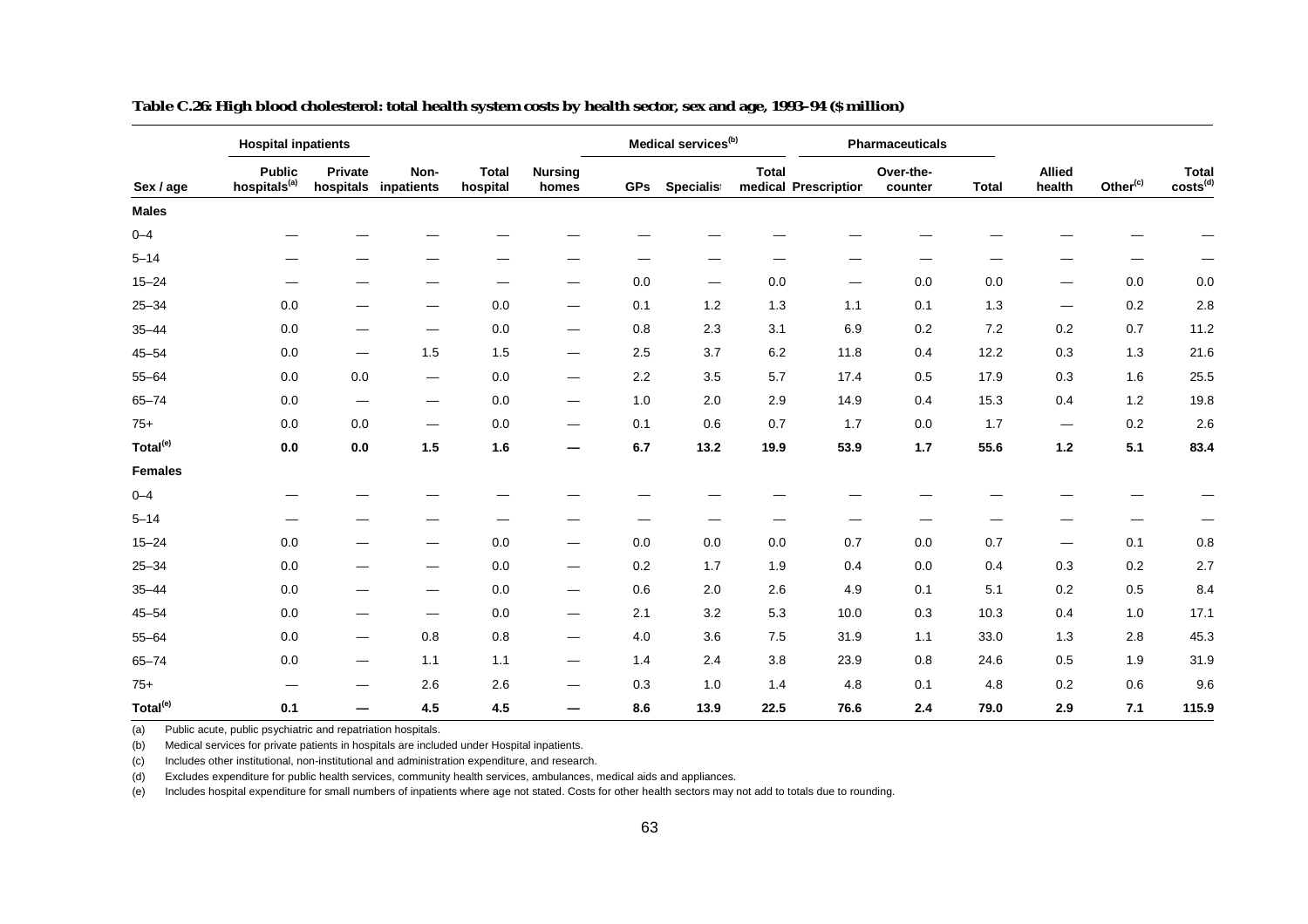**Table C.26: High blood cholesterol: total health system costs by health sector, sex and age, 1993–94 ($ million)**

| | Hospital inpatients | | | | | Medical services[(b)] | | | Pharmaceuticals | | | | | |
|---|---|---|---|---|---|---|---|---|---|---|---|---|---|---|
| Sex / age | Public hospitals[(a)] | Private hospitals | Non-inpatients | Total hospital | Nursing homes | GPs | Specialist | Total medical | Prescription | Over-the-counter | Total | Allied health | Other[(c)] | Total costs[(d)] |
| **Males** | | | | | | | | | | | | | | |
| 0–4 | — | — | — | — | — | — | — | — | — | — | — | — | — | — |
| 5–14 | — | — | — | — | — | — | — | — | — | — | — | — | — | — |
| 15–24 | — | — | — | — | — | 0.0 | — | 0.0 | — | 0.0 | 0.0 | — | 0.0 | 0.0 |
| 25–34 | 0.0 | — | — | 0.0 | — | 0.1 | 1.2 | 1.3 | 1.1 | 0.1 | 1.3 | — | 0.2 | 2.8 |
| 35–44 | 0.0 | — | — | 0.0 | — | 0.8 | 2.3 | 3.1 | 6.9 | 0.2 | 7.2 | 0.2 | 0.7 | 11.2 |
| 45–54 | 0.0 | — | 1.5 | 1.5 | — | 2.5 | 3.7 | 6.2 | 11.8 | 0.4 | 12.2 | 0.3 | 1.3 | 21.6 |
| 55–64 | 0.0 | 0.0 | — | 0.0 | — | 2.2 | 3.5 | 5.7 | 17.4 | 0.5 | 17.9 | 0.3 | 1.6 | 25.5 |
| 65–74 | 0.0 | — | — | 0.0 | — | 1.0 | 2.0 | 2.9 | 14.9 | 0.4 | 15.3 | 0.4 | 1.2 | 19.8 |
| 75+ | 0.0 | 0.0 | — | 0.0 | — | 0.1 | 0.6 | 0.7 | 1.7 | 0.0 | 1.7 | — | 0.2 | 2.6 |
| **Total[(e)]** | **0.0** | **0.0** | **1.5** | **1.6** | **—** | **6.7** | **13.2** | **19.9** | **53.9** | **1.7** | **55.6** | **1.2** | **5.1** | **83.4** |
| **Females** | | | | | | | | | | | | | | |
| 0–4 | — | — | — | — | — | — | — | — | — | — | — | — | — | — |
| 5–14 | — | — | — | — | — | — | — | — | — | — | — | — | — | — |
| 15–24 | 0.0 | — | — | 0.0 | — | 0.0 | 0.0 | 0.0 | 0.7 | 0.0 | 0.7 | — | 0.1 | 0.8 |
| 25–34 | 0.0 | — | — | 0.0 | — | 0.2 | 1.7 | 1.9 | 0.4 | 0.0 | 0.4 | 0.3 | 0.2 | 2.7 |
| 35–44 | 0.0 | — | — | 0.0 | — | 0.6 | 2.0 | 2.6 | 4.9 | 0.1 | 5.1 | 0.2 | 0.5 | 8.4 |
| 45–54 | 0.0 | — | — | 0.0 | — | 2.1 | 3.2 | 5.3 | 10.0 | 0.3 | 10.3 | 0.4 | 1.0 | 17.1 |
| 55–64 | 0.0 | — | 0.8 | 0.8 | — | 4.0 | 3.6 | 7.5 | 31.9 | 1.1 | 33.0 | 1.3 | 2.8 | 45.3 |
| 65–74 | 0.0 | — | 1.1 | 1.1 | — | 1.4 | 2.4 | 3.8 | 23.9 | 0.8 | 24.6 | 0.5 | 1.9 | 31.9 |
| 75+ | — | — | 2.6 | 2.6 | — | 0.3 | 1.0 | 1.4 | 4.8 | 0.1 | 4.8 | 0.2 | 0.6 | 9.6 |
| **Total[(e)]** | **0.1** | **—** | **4.5** | **4.5** | **—** | **8.6** | **13.9** | **22.5** | **76.6** | **2.4** | **79.0** | **2.9** | **7.1** | **115.9** |

(a) Public acute, public psychiatric and repatriation hospitals.

(b) Medical services for private patients in hospitals are included under Hospital inpatients.

(c) Includes other institutional, non-institutional and administration expenditure, and research.

(d) Excludes expenditure for public health services, community health services, ambulances, medical aids and appliances.

(e) Includes hospital expenditure for small numbers of inpatients where age not stated. Costs for other health sectors may not add to totals due to rounding.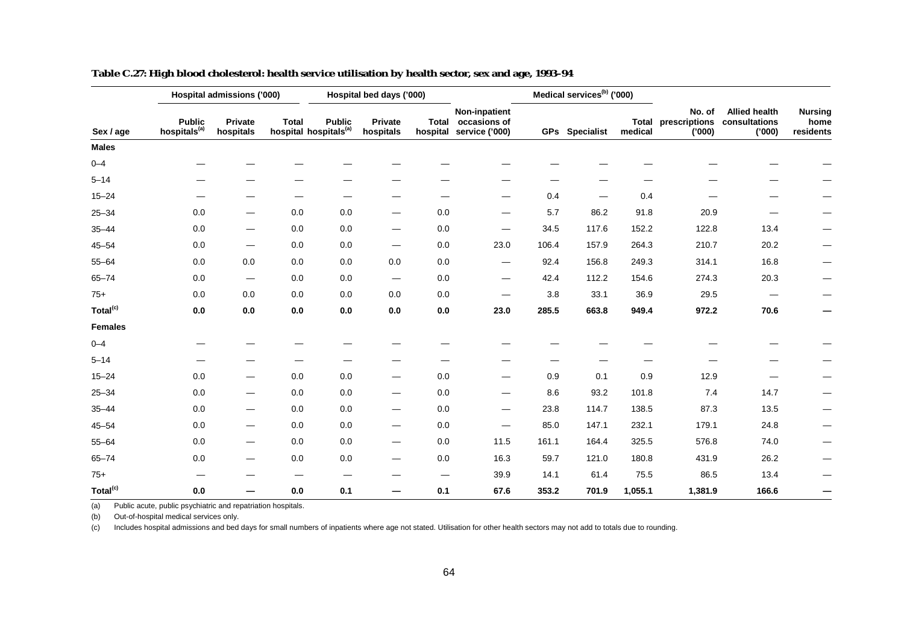**Table C.27: High blood cholesterol: health service utilisation by health sector, sex and age, 1993–94**

| | Hospital admissions ('000) | | | Hospital bed days ('000) | | | | Medical services[(b)] ('000) | | | | | |
|---|---|---|---|---|---|---|---|---|---|---|---|---|---|
| Sex / age | Public hospitals[(a)] | Private hospitals | Total hospital | Public hospitals[(a)] | Private hospitals | Total hospital | Non-inpatient occasions of service ('000) | GPs | Specialist | Total medical | No. of prescriptions ('000) | Allied health consultations ('000) | Nursing home residents |
| **Males** | | | | | | | | | | | | | |
| 0–4 | — | — | — | — | — | — | — | — | — | — | — | — | — |
| 5–14 | — | — | — | — | — | — | — | — | — | — | — | — | — |
| 15–24 | — | — | — | — | — | — | — | 0.4 | — | 0.4 | — | — | — |
| 25–34 | 0.0 | — | 0.0 | 0.0 | — | 0.0 | — | 5.7 | 86.2 | 91.8 | 20.9 | — | — |
| 35–44 | 0.0 | — | 0.0 | 0.0 | — | 0.0 | — | 34.5 | 117.6 | 152.2 | 122.8 | 13.4 | — |
| 45–54 | 0.0 | — | 0.0 | 0.0 | — | 0.0 | 23.0 | 106.4 | 157.9 | 264.3 | 210.7 | 20.2 | — |
| 55–64 | 0.0 | 0.0 | 0.0 | 0.0 | 0.0 | 0.0 | — | 92.4 | 156.8 | 249.3 | 314.1 | 16.8 | — |
| 65–74 | 0.0 | — | 0.0 | 0.0 | — | 0.0 | — | 42.4 | 112.2 | 154.6 | 274.3 | 20.3 | — |
| 75+ | 0.0 | 0.0 | 0.0 | 0.0 | 0.0 | 0.0 | — | 3.8 | 33.1 | 36.9 | 29.5 | — | — |
| **Total[(c)]** | **0.0** | **0.0** | **0.0** | **0.0** | **0.0** | **0.0** | **23.0** | **285.5** | **663.8** | **949.4** | **972.2** | **70.6** | **—** |
| **Females** | | | | | | | | | | | | | |
| 0–4 | — | — | — | — | — | — | — | — | — | — | — | — | — |
| 5–14 | — | — | — | — | — | — | — | — | — | — | — | — | — |
| 15–24 | 0.0 | — | 0.0 | 0.0 | — | 0.0 | — | 0.9 | 0.1 | 0.9 | 12.9 | — | — |
| 25–34 | 0.0 | — | 0.0 | 0.0 | — | 0.0 | — | 8.6 | 93.2 | 101.8 | 7.4 | 14.7 | — |
| 35–44 | 0.0 | — | 0.0 | 0.0 | — | 0.0 | — | 23.8 | 114.7 | 138.5 | 87.3 | 13.5 | — |
| 45–54 | 0.0 | — | 0.0 | 0.0 | — | 0.0 | — | 85.0 | 147.1 | 232.1 | 179.1 | 24.8 | — |
| 55–64 | 0.0 | — | 0.0 | 0.0 | — | 0.0 | 11.5 | 161.1 | 164.4 | 325.5 | 576.8 | 74.0 | — |
| 65–74 | 0.0 | — | 0.0 | 0.0 | — | 0.0 | 16.3 | 59.7 | 121.0 | 180.8 | 431.9 | 26.2 | — |
| 75+ | — | — | — | — | — | — | 39.9 | 14.1 | 61.4 | 75.5 | 86.5 | 13.4 | — |
| **Total[(c)]** | **0.0** | **—** | **0.0** | **0.1** | **—** | **0.1** | **67.6** | **353.2** | **701.9** | **1,055.1** | **1,381.9** | **166.6** | **—** |

(a) Public acute, public psychiatric and repatriation hospitals.

(b) Out-of-hospital medical services only.

(c) Includes hospital admissions and bed days for small numbers of inpatients where age not stated. Utilisation for other health sectors may not add to totals due to rounding.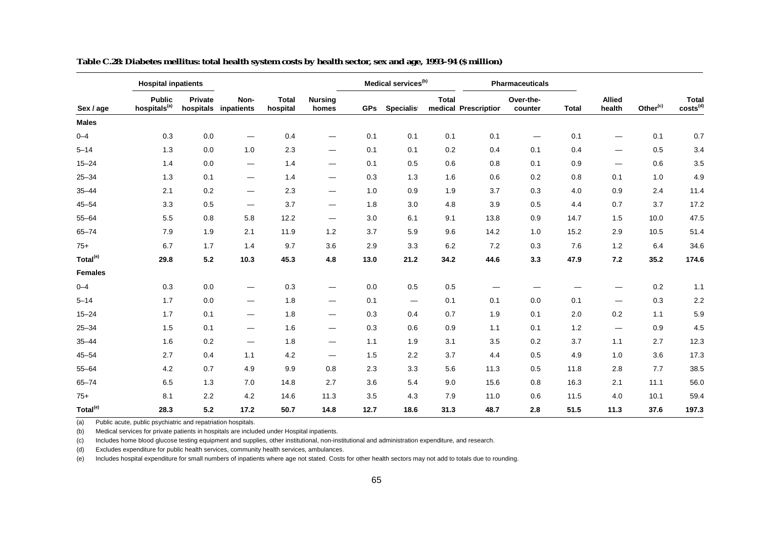**Table C.28: Diabetes mellitus: total health system costs by health sector, sex and age, 1993–94 ($ million)**

| | Hospital inpatients | | | | | Medical services[(b)] | | | Pharmaceuticals | | | | | |
|---|---|---|---|---|---|---|---|---|---|---|---|---|---|---|
| Sex / age | Public hospitals[(a)] | Private hospitals | Non-inpatients | Total hospital | Nursing homes | GPs | Specialist | Total medical | Prescription | Over-the-counter | Total | Allied health | Other[(c)] | Total costs[(d)] |
| **Males** | | | | | | | | | | | | | | |
| 0–4 | 0.3 | 0.0 | — | 0.4 | — | 0.1 | 0.1 | 0.1 | 0.1 | — | 0.1 | — | 0.1 | 0.7 |
| 5–14 | 1.3 | 0.0 | 1.0 | 2.3 | — | 0.1 | 0.1 | 0.2 | 0.4 | 0.1 | 0.4 | — | 0.5 | 3.4 |
| 15–24 | 1.4 | 0.0 | — | 1.4 | — | 0.1 | 0.5 | 0.6 | 0.8 | 0.1 | 0.9 | — | 0.6 | 3.5 |
| 25–34 | 1.3 | 0.1 | — | 1.4 | — | 0.3 | 1.3 | 1.6 | 0.6 | 0.2 | 0.8 | 0.1 | 1.0 | 4.9 |
| 35–44 | 2.1 | 0.2 | — | 2.3 | — | 1.0 | 0.9 | 1.9 | 3.7 | 0.3 | 4.0 | 0.9 | 2.4 | 11.4 |
| 45–54 | 3.3 | 0.5 | — | 3.7 | — | 1.8 | 3.0 | 4.8 | 3.9 | 0.5 | 4.4 | 0.7 | 3.7 | 17.2 |
| 55–64 | 5.5 | 0.8 | 5.8 | 12.2 | — | 3.0 | 6.1 | 9.1 | 13.8 | 0.9 | 14.7 | 1.5 | 10.0 | 47.5 |
| 65–74 | 7.9 | 1.9 | 2.1 | 11.9 | 1.2 | 3.7 | 5.9 | 9.6 | 14.2 | 1.0 | 15.2 | 2.9 | 10.5 | 51.4 |
| 75+ | 6.7 | 1.7 | 1.4 | 9.7 | 3.6 | 2.9 | 3.3 | 6.2 | 7.2 | 0.3 | 7.6 | 1.2 | 6.4 | 34.6 |
| **Total[(e)]** | **29.8** | **5.2** | **10.3** | **45.3** | **4.8** | **13.0** | **21.2** | **34.2** | **44.6** | **3.3** | **47.9** | **7.2** | **35.2** | **174.6** |
| **Females** | | | | | | | | | | | | | | |
| 0–4 | 0.3 | 0.0 | — | 0.3 | — | 0.0 | 0.5 | 0.5 | — | — | — | — | 0.2 | 1.1 |
| 5–14 | 1.7 | 0.0 | — | 1.8 | — | 0.1 | — | 0.1 | 0.1 | 0.0 | 0.1 | — | 0.3 | 2.2 |
| 15–24 | 1.7 | 0.1 | — | 1.8 | — | 0.3 | 0.4 | 0.7 | 1.9 | 0.1 | 2.0 | 0.2 | 1.1 | 5.9 |
| 25–34 | 1.5 | 0.1 | — | 1.6 | — | 0.3 | 0.6 | 0.9 | 1.1 | 0.1 | 1.2 | — | 0.9 | 4.5 |
| 35–44 | 1.6 | 0.2 | — | 1.8 | — | 1.1 | 1.9 | 3.1 | 3.5 | 0.2 | 3.7 | 1.1 | 2.7 | 12.3 |
| 45–54 | 2.7 | 0.4 | 1.1 | 4.2 | — | 1.5 | 2.2 | 3.7 | 4.4 | 0.5 | 4.9 | 1.0 | 3.6 | 17.3 |
| 55–64 | 4.2 | 0.7 | 4.9 | 9.9 | 0.8 | 2.3 | 3.3 | 5.6 | 11.3 | 0.5 | 11.8 | 2.8 | 7.7 | 38.5 |
| 65–74 | 6.5 | 1.3 | 7.0 | 14.8 | 2.7 | 3.6 | 5.4 | 9.0 | 15.6 | 0.8 | 16.3 | 2.1 | 11.1 | 56.0 |
| 75+ | 8.1 | 2.2 | 4.2 | 14.6 | 11.3 | 3.5 | 4.3 | 7.9 | 11.0 | 0.6 | 11.5 | 4.0 | 10.1 | 59.4 |
| **Total[(e)]** | **28.3** | **5.2** | **17.2** | **50.7** | **14.8** | **12.7** | **18.6** | **31.3** | **48.7** | **2.8** | **51.5** | **11.3** | **37.6** | **197.3** |

(a) Public acute, public psychiatric and repatriation hospitals.

(b) Medical services for private patients in hospitals are included under Hospital inpatients.

(c) Includes home blood glucose testing equipment and supplies, other institutional, non-institutional and administration expenditure, and research.

(d) Excludes expenditure for public health services, community health services, ambulances.

(e) Includes hospital expenditure for small numbers of inpatients where age not stated. Costs for other health sectors may not add to totals due to rounding.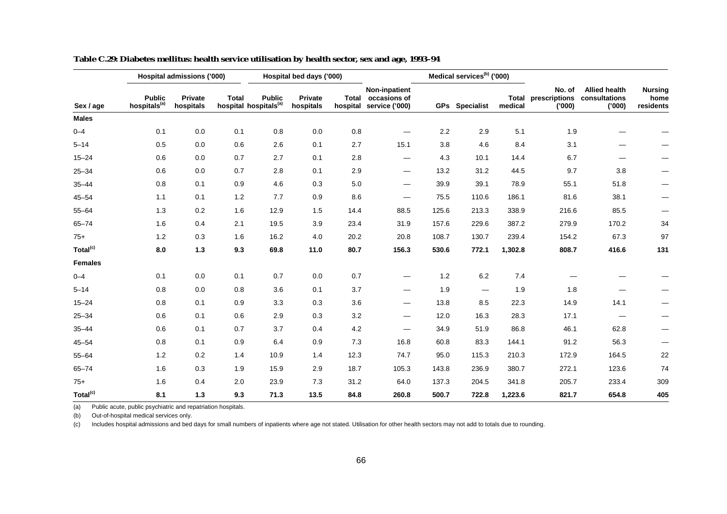**Table C.29: Diabetes mellitus: health service utilisation by health sector, sex and age, 1993–94**

| Sex / age | Hospital admissions ('000) | | | Hospital bed days ('000) | | | | Medical services(b) ('000) | | | | | |
|---|---|---|---|---|---|---|---|---|---|---|---|---|---|
| | Public hospitals(a) | Private hospitals | Total hospital | Public hospitals(a) | Private hospitals | Total hospital | Non-inpatient occasions of service ('000) | GPs | Specialist | Total medical | No. of prescriptions ('000) | Allied health consultations ('000) | Nursing home residents |
| **Males** | | | | | | | | | | | | | |
| 0–4 | 0.1 | 0.0 | 0.1 | 0.8 | 0.0 | 0.8 | — | 2.2 | 2.9 | 5.1 | 1.9 | — | — |
| 5–14 | 0.5 | 0.0 | 0.6 | 2.6 | 0.1 | 2.7 | 15.1 | 3.8 | 4.6 | 8.4 | 3.1 | — | — |
| 15–24 | 0.6 | 0.0 | 0.7 | 2.7 | 0.1 | 2.8 | — | 4.3 | 10.1 | 14.4 | 6.7 | — | — |
| 25–34 | 0.6 | 0.0 | 0.7 | 2.8 | 0.1 | 2.9 | — | 13.2 | 31.2 | 44.5 | 9.7 | 3.8 | — |
| 35–44 | 0.8 | 0.1 | 0.9 | 4.6 | 0.3 | 5.0 | — | 39.9 | 39.1 | 78.9 | 55.1 | 51.8 | — |
| 45–54 | 1.1 | 0.1 | 1.2 | 7.7 | 0.9 | 8.6 | — | 75.5 | 110.6 | 186.1 | 81.6 | 38.1 | — |
| 55–64 | 1.3 | 0.2 | 1.6 | 12.9 | 1.5 | 14.4 | 88.5 | 125.6 | 213.3 | 338.9 | 216.6 | 85.5 | — |
| 65–74 | 1.6 | 0.4 | 2.1 | 19.5 | 3.9 | 23.4 | 31.9 | 157.6 | 229.6 | 387.2 | 279.9 | 170.2 | 34 |
| 75+ | 1.2 | 0.3 | 1.6 | 16.2 | 4.0 | 20.2 | 20.8 | 108.7 | 130.7 | 239.4 | 154.2 | 67.3 | 97 |
| **Total(c)** | **8.0** | **1.3** | **9.3** | **69.8** | **11.0** | **80.7** | **156.3** | **530.6** | **772.1** | **1,302.8** | **808.7** | **416.6** | **131** |
| **Females** | | | | | | | | | | | | | |
| 0–4 | 0.1 | 0.0 | 0.1 | 0.7 | 0.0 | 0.7 | — | 1.2 | 6.2 | 7.4 | — | — | — |
| 5–14 | 0.8 | 0.0 | 0.8 | 3.6 | 0.1 | 3.7 | — | 1.9 | — | 1.9 | 1.8 | — | — |
| 15–24 | 0.8 | 0.1 | 0.9 | 3.3 | 0.3 | 3.6 | — | 13.8 | 8.5 | 22.3 | 14.9 | 14.1 | — |
| 25–34 | 0.6 | 0.1 | 0.6 | 2.9 | 0.3 | 3.2 | — | 12.0 | 16.3 | 28.3 | 17.1 | — | — |
| 35–44 | 0.6 | 0.1 | 0.7 | 3.7 | 0.4 | 4.2 | — | 34.9 | 51.9 | 86.8 | 46.1 | 62.8 | — |
| 45–54 | 0.8 | 0.1 | 0.9 | 6.4 | 0.9 | 7.3 | 16.8 | 60.8 | 83.3 | 144.1 | 91.2 | 56.3 | — |
| 55–64 | 1.2 | 0.2 | 1.4 | 10.9 | 1.4 | 12.3 | 74.7 | 95.0 | 115.3 | 210.3 | 172.9 | 164.5 | 22 |
| 65–74 | 1.6 | 0.3 | 1.9 | 15.9 | 2.9 | 18.7 | 105.3 | 143.8 | 236.9 | 380.7 | 272.1 | 123.6 | 74 |
| 75+ | 1.6 | 0.4 | 2.0 | 23.9 | 7.3 | 31.2 | 64.0 | 137.3 | 204.5 | 341.8 | 205.7 | 233.4 | 309 |
| **Total(c)** | **8.1** | **1.3** | **9.3** | **71.3** | **13.5** | **84.8** | **260.8** | **500.7** | **722.8** | **1,223.6** | **821.7** | **654.8** | **405** |

(a) Public acute, public psychiatric and repatriation hospitals.

(b) Out-of-hospital medical services only.

(c) Includes hospital admissions and bed days for small numbers of inpatients where age not stated. Utilisation for other health sectors may not add to totals due to rounding.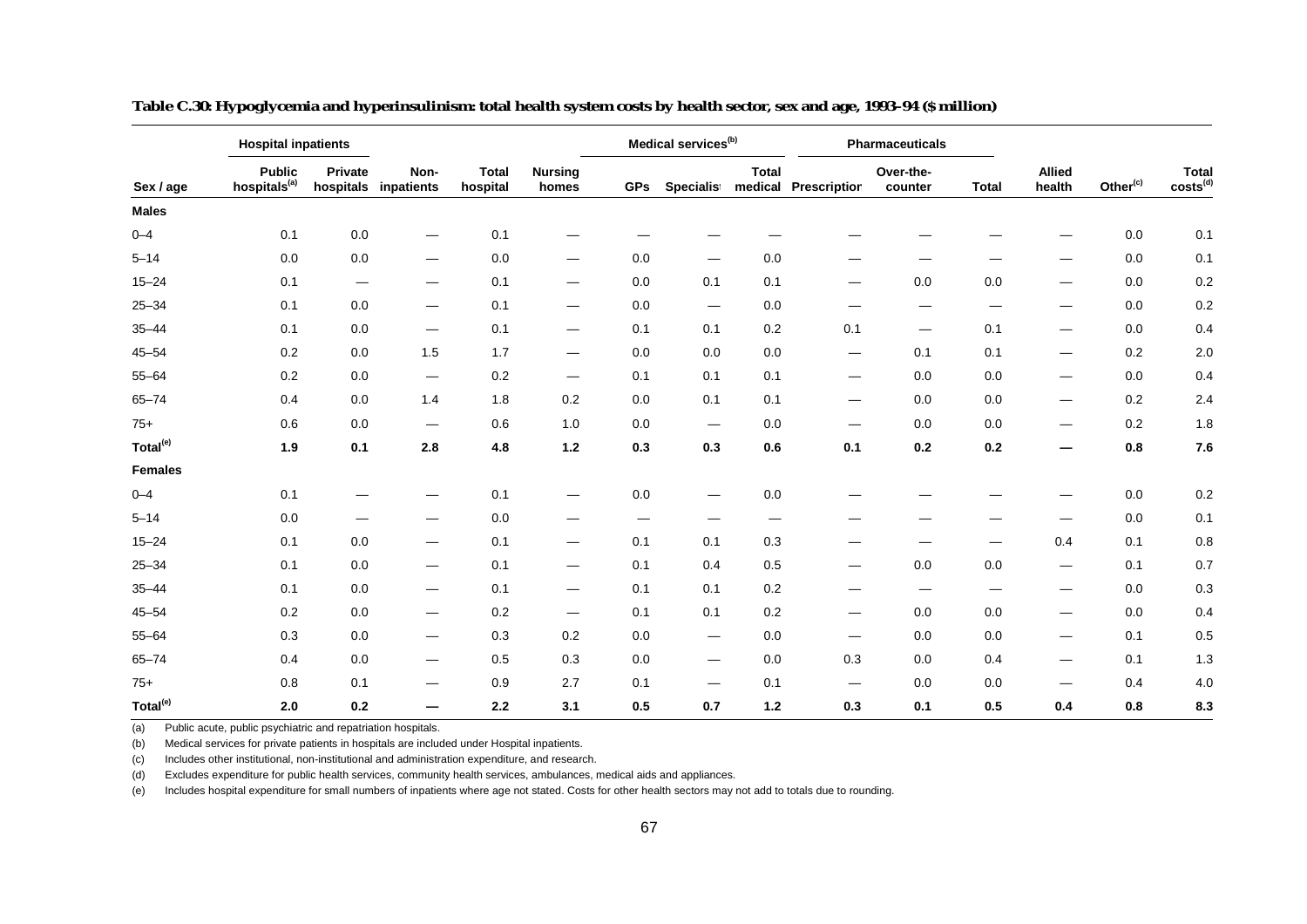**Table C.30: Hypoglycemia and hyperinsulinism: total health system costs by health sector, sex and age, 1993–94 ($ million)**

| | Hospital inpatients | | | | | Medical services[(b)] | | | Pharmaceuticals | | | | | |
|---|---|---|---|---|---|---|---|---|---|---|---|---|---|---|
| Sex / age | Public hospitals[(a)] | Private hospitals | Non-inpatients | Total hospital | Nursing homes | GPs | Specialist | Total medical | Prescription | Over-the-counter | Total | Allied health | Other[(c)] | Total costs[(d)] |
| **Males** | | | | | | | | | | | | | | |
| 0–4 | 0.1 | 0.0 | — | 0.1 | — | — | — | — | — | — | — | — | 0.0 | 0.1 |
| 5–14 | 0.0 | 0.0 | — | 0.0 | — | 0.0 | — | 0.0 | — | — | — | — | 0.0 | 0.1 |
| 15–24 | 0.1 | — | — | 0.1 | — | 0.0 | 0.1 | 0.1 | — | 0.0 | 0.0 | — | 0.0 | 0.2 |
| 25–34 | 0.1 | 0.0 | — | 0.1 | — | 0.0 | — | 0.0 | — | — | — | — | 0.0 | 0.2 |
| 35–44 | 0.1 | 0.0 | — | 0.1 | — | 0.1 | 0.1 | 0.2 | 0.1 | — | 0.1 | — | 0.0 | 0.4 |
| 45–54 | 0.2 | 0.0 | 1.5 | 1.7 | — | 0.0 | 0.0 | 0.0 | — | 0.1 | 0.1 | — | 0.2 | 2.0 |
| 55–64 | 0.2 | 0.0 | — | 0.2 | — | 0.1 | 0.1 | 0.1 | — | 0.0 | 0.0 | — | 0.0 | 0.4 |
| 65–74 | 0.4 | 0.0 | 1.4 | 1.8 | 0.2 | 0.0 | 0.1 | 0.1 | — | 0.0 | 0.0 | — | 0.2 | 2.4 |
| 75+ | 0.6 | 0.0 | — | 0.6 | 1.0 | 0.0 | — | 0.0 | — | 0.0 | 0.0 | — | 0.2 | 1.8 |
| **Total[(e)]** | **1.9** | **0.1** | **2.8** | **4.8** | **1.2** | **0.3** | **0.3** | **0.6** | **0.1** | **0.2** | **0.2** | **—** | **0.8** | **7.6** |
| **Females** | | | | | | | | | | | | | | |
| 0–4 | 0.1 | — | — | 0.1 | — | 0.0 | — | 0.0 | — | — | — | — | 0.0 | 0.2 |
| 5–14 | 0.0 | — | — | 0.0 | — | — | — | — | — | — | — | — | 0.0 | 0.1 |
| 15–24 | 0.1 | 0.0 | — | 0.1 | — | 0.1 | 0.1 | 0.3 | — | — | — | 0.4 | 0.1 | 0.8 |
| 25–34 | 0.1 | 0.0 | — | 0.1 | — | 0.1 | 0.4 | 0.5 | — | 0.0 | 0.0 | — | 0.1 | 0.7 |
| 35–44 | 0.1 | 0.0 | — | 0.1 | — | 0.1 | 0.1 | 0.2 | — | — | — | — | 0.0 | 0.3 |
| 45–54 | 0.2 | 0.0 | — | 0.2 | — | 0.1 | 0.1 | 0.2 | — | 0.0 | 0.0 | — | 0.0 | 0.4 |
| 55–64 | 0.3 | 0.0 | — | 0.3 | 0.2 | 0.0 | — | 0.0 | — | 0.0 | 0.0 | — | 0.1 | 0.5 |
| 65–74 | 0.4 | 0.0 | — | 0.5 | 0.3 | 0.0 | — | 0.0 | 0.3 | 0.0 | 0.4 | — | 0.1 | 1.3 |
| 75+ | 0.8 | 0.1 | — | 0.9 | 2.7 | 0.1 | — | 0.1 | — | 0.0 | 0.0 | — | 0.4 | 4.0 |
| **Total[(e)]** | **2.0** | **0.2** | **—** | **2.2** | **3.1** | **0.5** | **0.7** | **1.2** | **0.3** | **0.1** | **0.5** | **0.4** | **0.8** | **8.3** |

(a) Public acute, public psychiatric and repatriation hospitals.

(b) Medical services for private patients in hospitals are included under Hospital inpatients.

(c) Includes other institutional, non-institutional and administration expenditure, and research.

(d) Excludes expenditure for public health services, community health services, ambulances, medical aids and appliances.

(e) Includes hospital expenditure for small numbers of inpatients where age not stated. Costs for other health sectors may not add to totals due to rounding.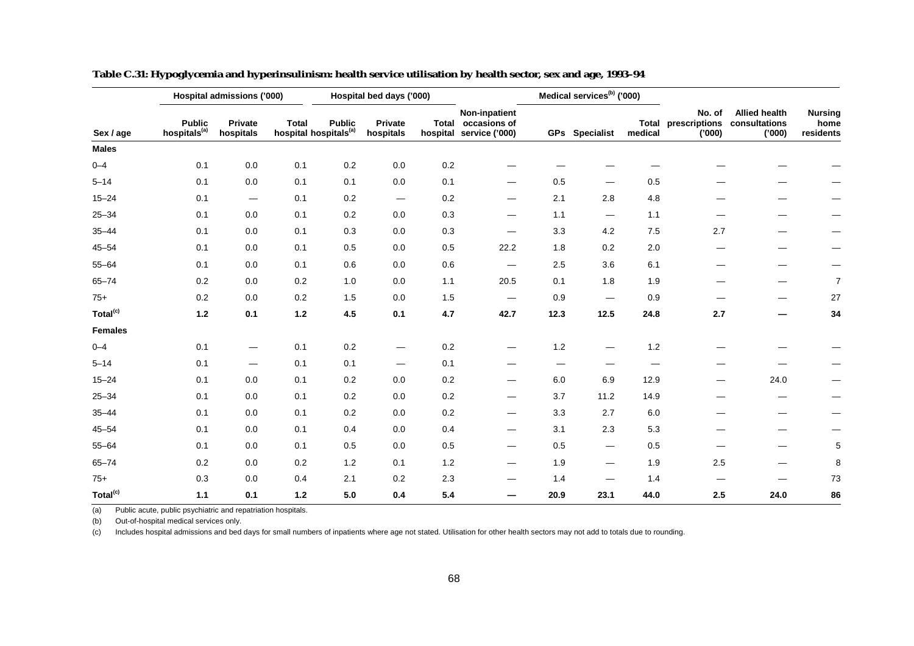**Table C.31: Hypoglycemia and hyperinsulinism: health service utilisation by health sector, sex and age, 1993–94**

| | Hospital admissions ('000) | | | Hospital bed days ('000) | | | | Medical services[(b)] ('000) | | | | | |
|---|---|---|---|---|---|---|---|---|---|---|---|---|---|
| Sex / age | Public hospitals[(a)] | Private hospitals | Total hospital | Public hospitals[(a)] | Private hospitals | Total hospital | Non-inpatient occasions of service ('000) | GPs | Specialist | Total medical | No. of prescriptions ('000) | Allied health consultations ('000) | Nursing home residents |
| **Males** | | | | | | | | | | | | | |
| 0–4 | 0.1 | 0.0 | 0.1 | 0.2 | 0.0 | 0.2 | — | — | — | — | — | — | — |
| 5–14 | 0.1 | 0.0 | 0.1 | 0.1 | 0.0 | 0.1 | — | 0.5 | — | 0.5 | — | — | — |
| 15–24 | 0.1 | — | 0.1 | 0.2 | — | 0.2 | — | 2.1 | 2.8 | 4.8 | — | — | — |
| 25–34 | 0.1 | 0.0 | 0.1 | 0.2 | 0.0 | 0.3 | — | 1.1 | — | 1.1 | — | — | — |
| 35–44 | 0.1 | 0.0 | 0.1 | 0.3 | 0.0 | 0.3 | — | 3.3 | 4.2 | 7.5 | 2.7 | — | — |
| 45–54 | 0.1 | 0.0 | 0.1 | 0.5 | 0.0 | 0.5 | 22.2 | 1.8 | 0.2 | 2.0 | — | — | — |
| 55–64 | 0.1 | 0.0 | 0.1 | 0.6 | 0.0 | 0.6 | — | 2.5 | 3.6 | 6.1 | — | — | — |
| 65–74 | 0.2 | 0.0 | 0.2 | 1.0 | 0.0 | 1.1 | 20.5 | 0.1 | 1.8 | 1.9 | — | — | 7 |
| 75+ | 0.2 | 0.0 | 0.2 | 1.5 | 0.0 | 1.5 | — | 0.9 | — | 0.9 | — | — | 27 |
| **Total[(c)]** | **1.2** | **0.1** | **1.2** | **4.5** | **0.1** | **4.7** | **42.7** | **12.3** | **12.5** | **24.8** | **2.7** | **—** | **34** |
| **Females** | | | | | | | | | | | | | |
| 0–4 | 0.1 | — | 0.1 | 0.2 | — | 0.2 | — | 1.2 | — | 1.2 | — | — | — |
| 5–14 | 0.1 | — | 0.1 | 0.1 | — | 0.1 | — | — | — | — | — | — | — |
| 15–24 | 0.1 | 0.0 | 0.1 | 0.2 | 0.0 | 0.2 | — | 6.0 | 6.9 | 12.9 | — | 24.0 | — |
| 25–34 | 0.1 | 0.0 | 0.1 | 0.2 | 0.0 | 0.2 | — | 3.7 | 11.2 | 14.9 | — | — | — |
| 35–44 | 0.1 | 0.0 | 0.1 | 0.2 | 0.0 | 0.2 | — | 3.3 | 2.7 | 6.0 | — | — | — |
| 45–54 | 0.1 | 0.0 | 0.1 | 0.4 | 0.0 | 0.4 | — | 3.1 | 2.3 | 5.3 | — | — | — |
| 55–64 | 0.1 | 0.0 | 0.1 | 0.5 | 0.0 | 0.5 | — | 0.5 | — | 0.5 | — | — | 5 |
| 65–74 | 0.2 | 0.0 | 0.2 | 1.2 | 0.1 | 1.2 | — | 1.9 | — | 1.9 | 2.5 | — | 8 |
| 75+ | 0.3 | 0.0 | 0.4 | 2.1 | 0.2 | 2.3 | — | 1.4 | — | 1.4 | — | — | 73 |
| **Total[(c)]** | **1.1** | **0.1** | **1.2** | **5.0** | **0.4** | **5.4** | **—** | **20.9** | **23.1** | **44.0** | **2.5** | **24.0** | **86** |

(a) Public acute, public psychiatric and repatriation hospitals.

(b) Out-of-hospital medical services only.

(c) Includes hospital admissions and bed days for small numbers of inpatients where age not stated. Utilisation for other health sectors may not add to totals due to rounding.